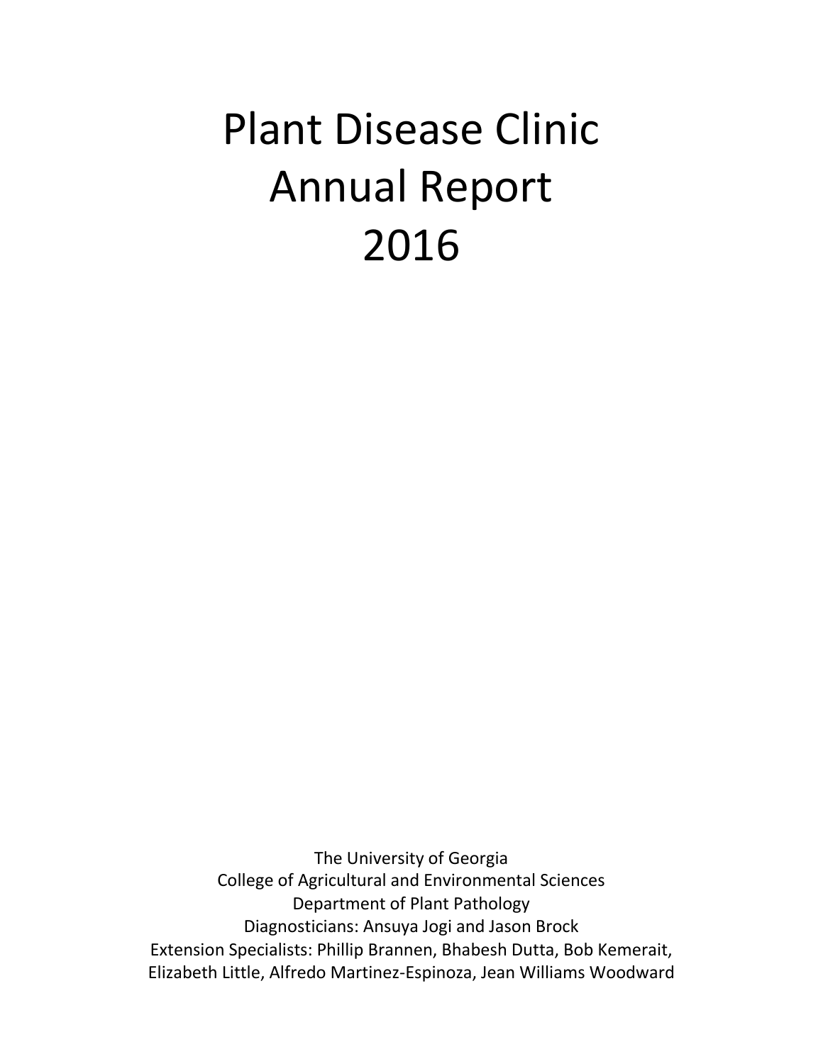# Plant Disease Clinic Annual Report 2016

The University of Georgia
College of Agricultural and Environmental Sciences
Department of Plant Pathology
Diagnosticians: Ansuya Jogi and Jason Brock
Extension Specialists: Phillip Brannen, Bhabesh Dutta, Bob Kemerait, Elizabeth Little, Alfredo Martinez-Espinoza, Jean Williams Woodward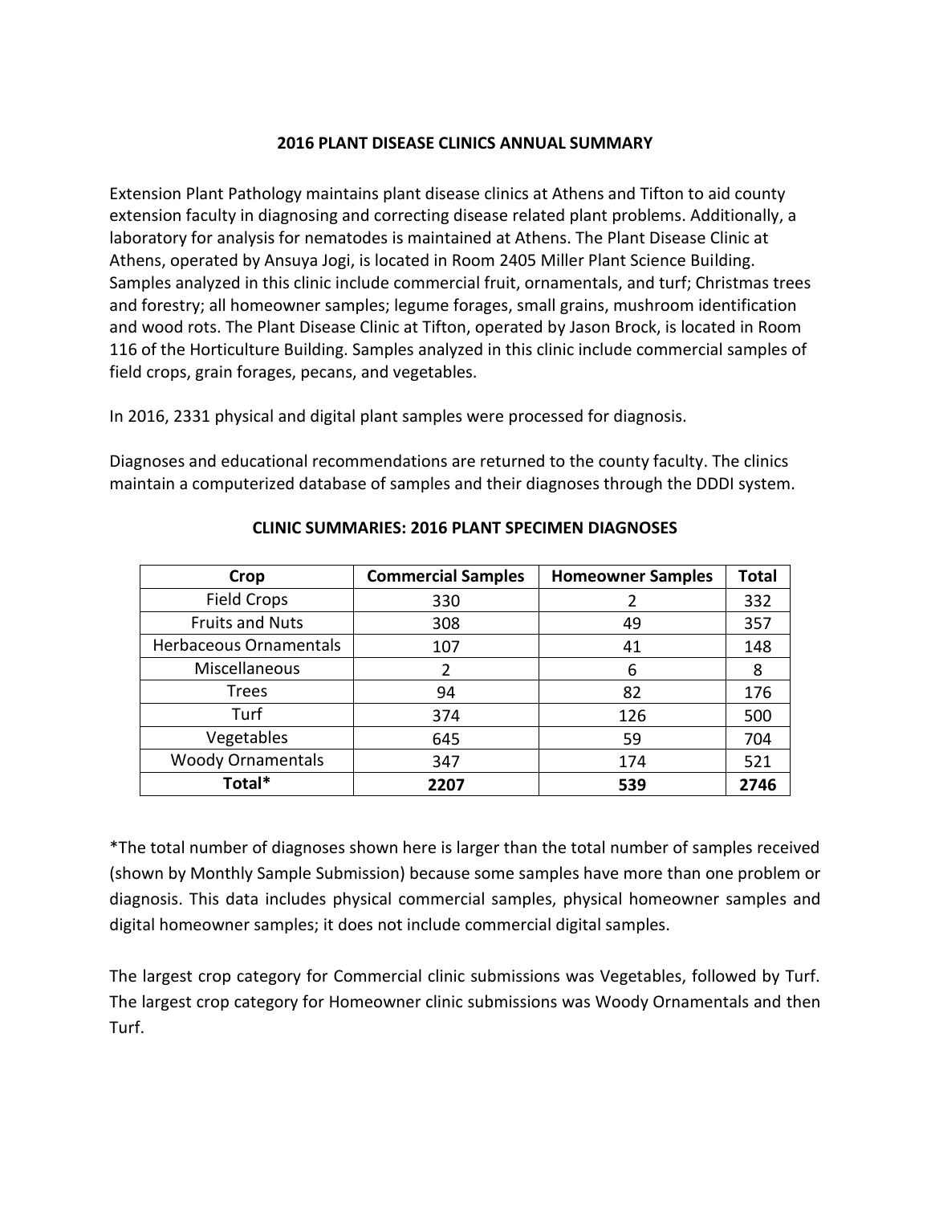# 2016 PLANT DISEASE CLINICS ANNUAL SUMMARY

Extension Plant Pathology maintains plant disease clinics at Athens and Tifton to aid county extension faculty in diagnosing and correcting disease related plant problems. Additionally, a laboratory for analysis for nematodes is maintained at Athens. The Plant Disease Clinic at Athens, operated by Ansuya Jogi, is located in Room 2405 Miller Plant Science Building. Samples analyzed in this clinic include commercial fruit, ornamentals, and turf; Christmas trees and forestry; all homeowner samples; legume forages, small grains, mushroom identification and wood rots. The Plant Disease Clinic at Tifton, operated by Jason Brock, is located in Room 116 of the Horticulture Building. Samples analyzed in this clinic include commercial samples of field crops, grain forages, pecans, and vegetables.

In 2016, 2331 physical and digital plant samples were processed for diagnosis.

Diagnoses and educational recommendations are returned to the county faculty. The clinics maintain a computerized database of samples and their diagnoses through the DDDI system.

## CLINIC SUMMARIES: 2016 PLANT SPECIMEN DIAGNOSES

| Crop | Commercial Samples | Homeowner Samples | Total |
|---|---|---|---|
| Field Crops | 330 | 2 | 332 |
| Fruits and Nuts | 308 | 49 | 357 |
| Herbaceous Ornamentals | 107 | 41 | 148 |
| Miscellaneous | 2 | 6 | 8 |
| Trees | 94 | 82 | 176 |
| Turf | 374 | 126 | 500 |
| Vegetables | 645 | 59 | 704 |
| Woody Ornamentals | 347 | 174 | 521 |
| **Total*** | **2207** | **539** | **2746** |

*The total number of diagnoses shown here is larger than the total number of samples received (shown by Monthly Sample Submission) because some samples have more than one problem or diagnosis. This data includes physical commercial samples, physical homeowner samples and digital homeowner samples; it does not include commercial digital samples.

The largest crop category for Commercial clinic submissions was Vegetables, followed by Turf. The largest crop category for Homeowner clinic submissions was Woody Ornamentals and then Turf.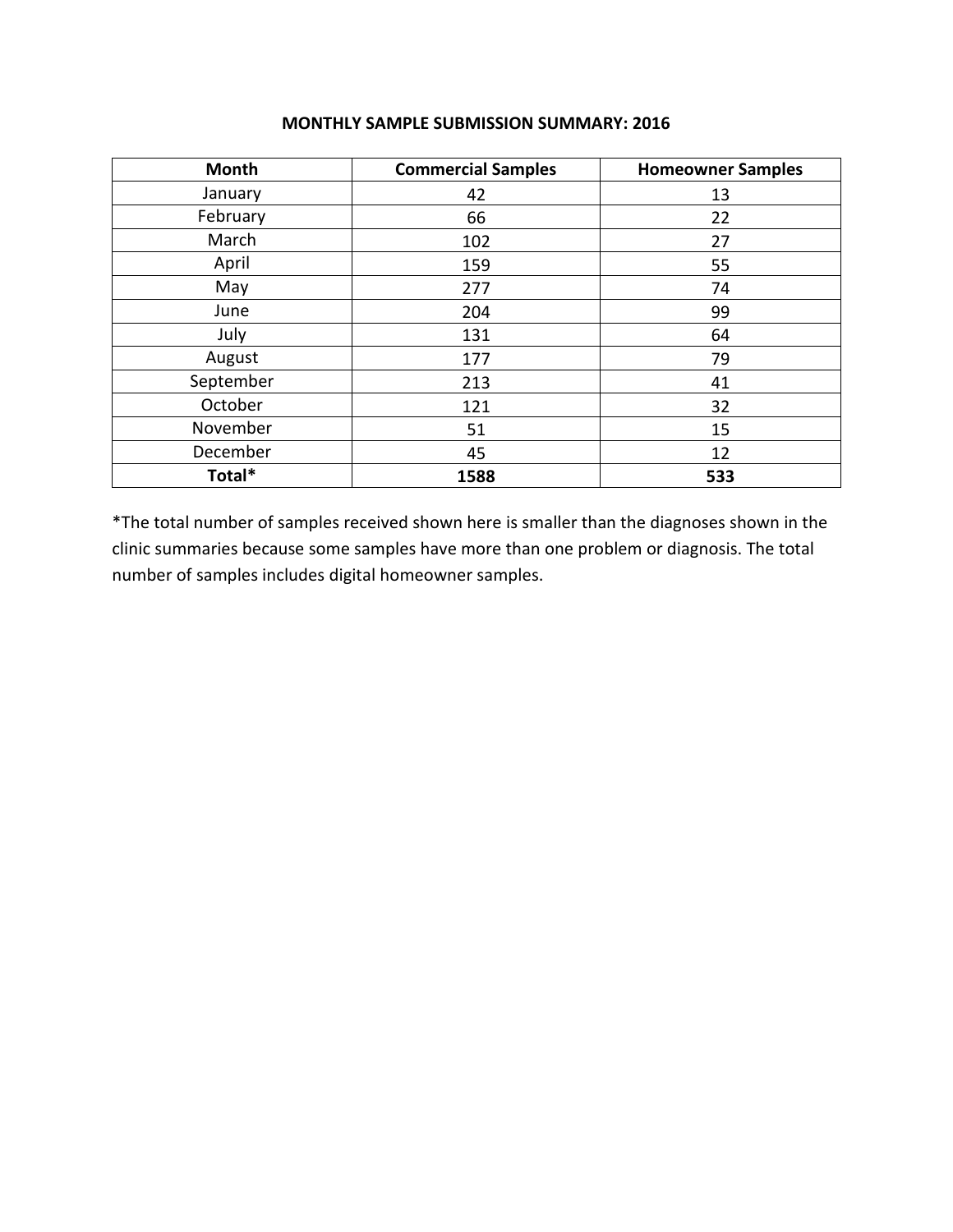## MONTHLY SAMPLE SUBMISSION SUMMARY: 2016

| Month | Commercial Samples | Homeowner Samples |
|---|---|---|
| January | 42 | 13 |
| February | 66 | 22 |
| March | 102 | 27 |
| April | 159 | 55 |
| May | 277 | 74 |
| June | 204 | 99 |
| July | 131 | 64 |
| August | 177 | 79 |
| September | 213 | 41 |
| October | 121 | 32 |
| November | 51 | 15 |
| December | 45 | 12 |
| **Total*** | **1588** | **533** |

*The total number of samples received shown here is smaller than the diagnoses shown in the clinic summaries because some samples have more than one problem or diagnosis. The total number of samples includes digital homeowner samples.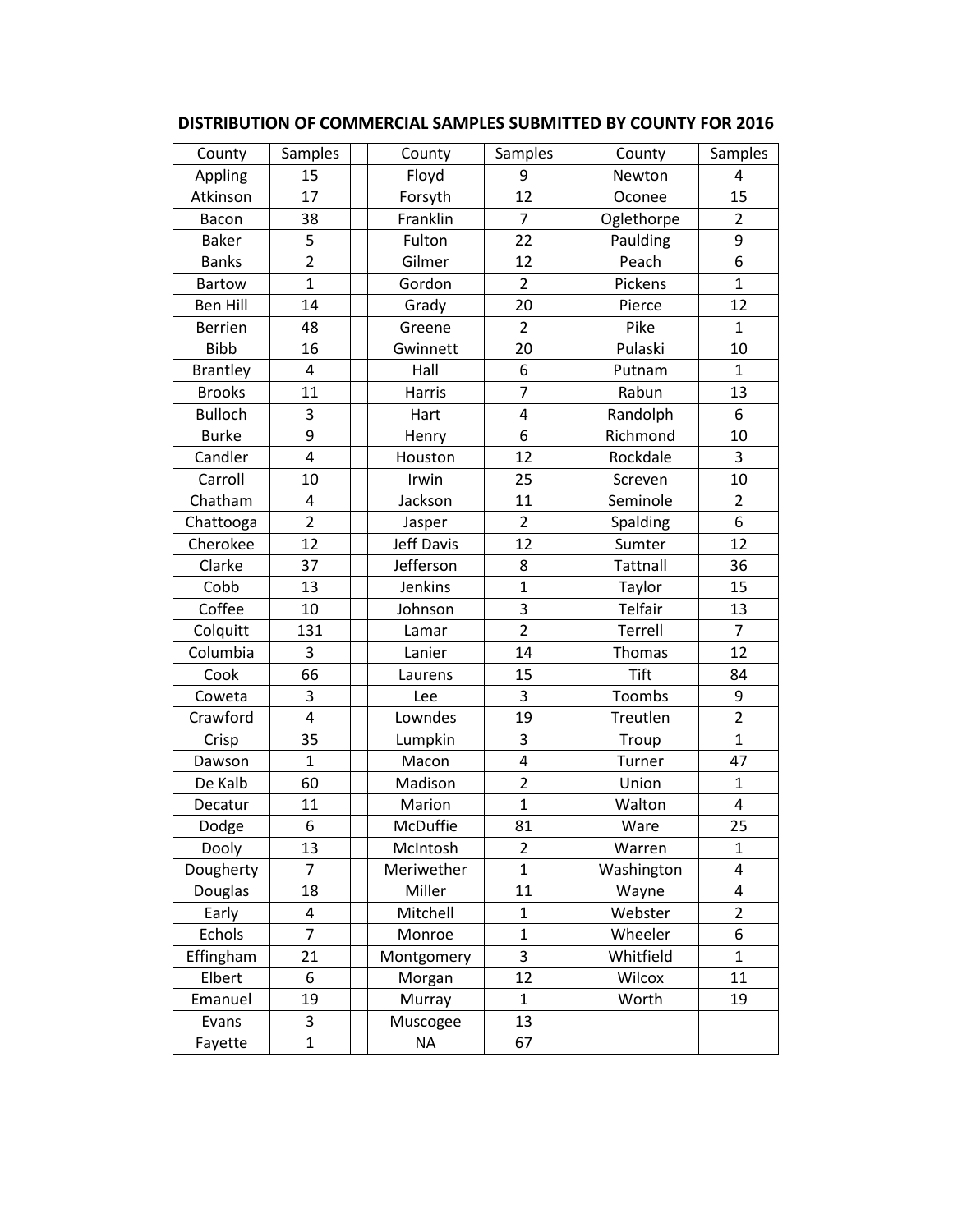## DISTRIBUTION OF COMMERCIAL SAMPLES SUBMITTED BY COUNTY FOR 2016

| County | Samples | | County | Samples | | County | Samples |
|---|---|---|---|---|---|---|---|
| Appling | 15 | | Floyd | 9 | | Newton | 4 |
| Atkinson | 17 | | Forsyth | 12 | | Oconee | 15 |
| Bacon | 38 | | Franklin | 7 | | Oglethorpe | 2 |
| Baker | 5 | | Fulton | 22 | | Paulding | 9 |
| Banks | 2 | | Gilmer | 12 | | Peach | 6 |
| Bartow | 1 | | Gordon | 2 | | Pickens | 1 |
| Ben Hill | 14 | | Grady | 20 | | Pierce | 12 |
| Berrien | 48 | | Greene | 2 | | Pike | 1 |
| Bibb | 16 | | Gwinnett | 20 | | Pulaski | 10 |
| Brantley | 4 | | Hall | 6 | | Putnam | 1 |
| Brooks | 11 | | Harris | 7 | | Rabun | 13 |
| Bulloch | 3 | | Hart | 4 | | Randolph | 6 |
| Burke | 9 | | Henry | 6 | | Richmond | 10 |
| Candler | 4 | | Houston | 12 | | Rockdale | 3 |
| Carroll | 10 | | Irwin | 25 | | Screven | 10 |
| Chatham | 4 | | Jackson | 11 | | Seminole | 2 |
| Chattooga | 2 | | Jasper | 2 | | Spalding | 6 |
| Cherokee | 12 | | Jeff Davis | 12 | | Sumter | 12 |
| Clarke | 37 | | Jefferson | 8 | | Tattnall | 36 |
| Cobb | 13 | | Jenkins | 1 | | Taylor | 15 |
| Coffee | 10 | | Johnson | 3 | | Telfair | 13 |
| Colquitt | 131 | | Lamar | 2 | | Terrell | 7 |
| Columbia | 3 | | Lanier | 14 | | Thomas | 12 |
| Cook | 66 | | Laurens | 15 | | Tift | 84 |
| Coweta | 3 | | Lee | 3 | | Toombs | 9 |
| Crawford | 4 | | Lowndes | 19 | | Treutlen | 2 |
| Crisp | 35 | | Lumpkin | 3 | | Troup | 1 |
| Dawson | 1 | | Macon | 4 | | Turner | 47 |
| De Kalb | 60 | | Madison | 2 | | Union | 1 |
| Decatur | 11 | | Marion | 1 | | Walton | 4 |
| Dodge | 6 | | McDuffie | 81 | | Ware | 25 |
| Dooly | 13 | | McIntosh | 2 | | Warren | 1 |
| Dougherty | 7 | | Meriwether | 1 | | Washington | 4 |
| Douglas | 18 | | Miller | 11 | | Wayne | 4 |
| Early | 4 | | Mitchell | 1 | | Webster | 2 |
| Echols | 7 | | Monroe | 1 | | Wheeler | 6 |
| Effingham | 21 | | Montgomery | 3 | | Whitfield | 1 |
| Elbert | 6 | | Morgan | 12 | | Wilcox | 11 |
| Emanuel | 19 | | Murray | 1 | | Worth | 19 |
| Evans | 3 | | Muscogee | 13 | | | |
| Fayette | 1 | | NA | 67 | | | |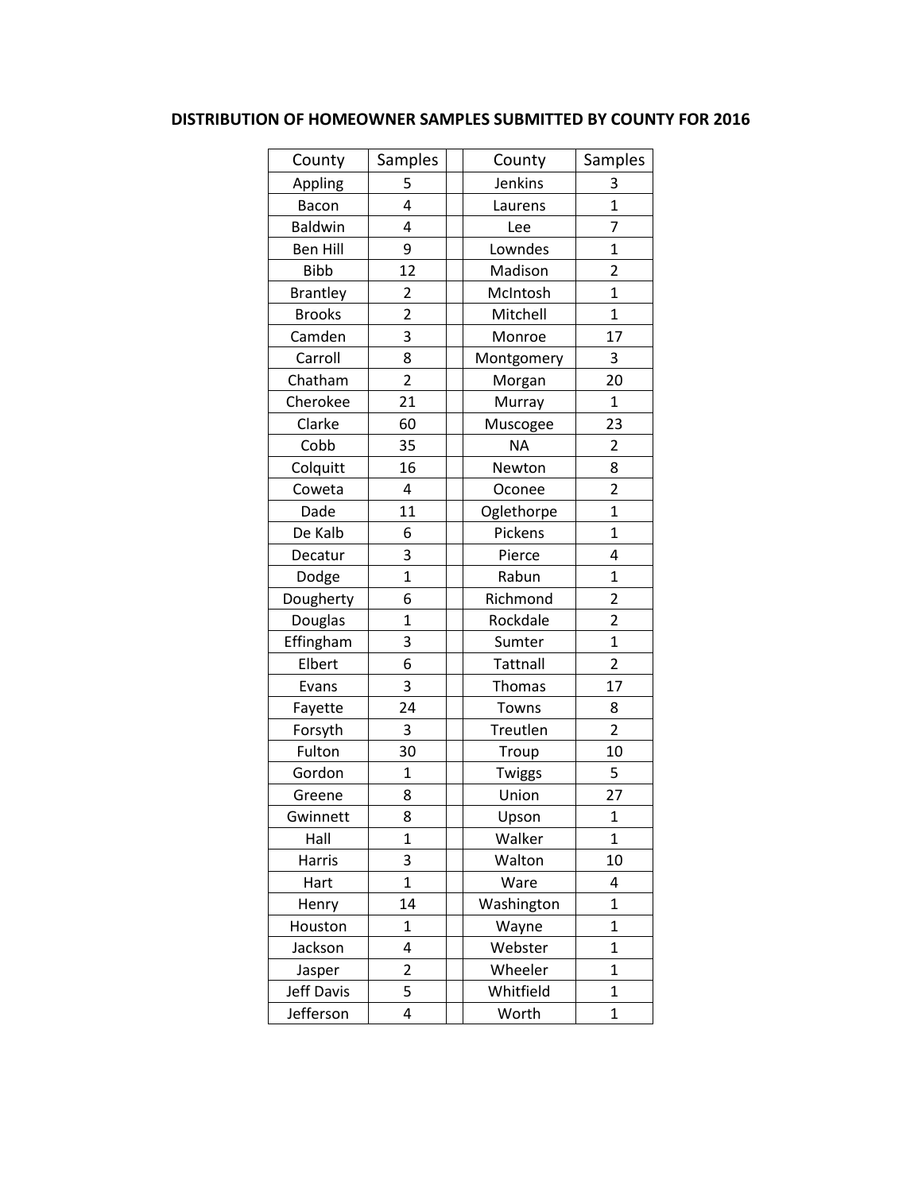## DISTRIBUTION OF HOMEOWNER SAMPLES SUBMITTED BY COUNTY FOR 2016

| County | Samples | | County | Samples |
|---|---|---|---|---|
| Appling | 5 | | Jenkins | 3 |
| Bacon | 4 | | Laurens | 1 |
| Baldwin | 4 | | Lee | 7 |
| Ben Hill | 9 | | Lowndes | 1 |
| Bibb | 12 | | Madison | 2 |
| Brantley | 2 | | McIntosh | 1 |
| Brooks | 2 | | Mitchell | 1 |
| Camden | 3 | | Monroe | 17 |
| Carroll | 8 | | Montgomery | 3 |
| Chatham | 2 | | Morgan | 20 |
| Cherokee | 21 | | Murray | 1 |
| Clarke | 60 | | Muscogee | 23 |
| Cobb | 35 | | NA | 2 |
| Colquitt | 16 | | Newton | 8 |
| Coweta | 4 | | Oconee | 2 |
| Dade | 11 | | Oglethorpe | 1 |
| De Kalb | 6 | | Pickens | 1 |
| Decatur | 3 | | Pierce | 4 |
| Dodge | 1 | | Rabun | 1 |
| Dougherty | 6 | | Richmond | 2 |
| Douglas | 1 | | Rockdale | 2 |
| Effingham | 3 | | Sumter | 1 |
| Elbert | 6 | | Tattnall | 2 |
| Evans | 3 | | Thomas | 17 |
| Fayette | 24 | | Towns | 8 |
| Forsyth | 3 | | Treutlen | 2 |
| Fulton | 30 | | Troup | 10 |
| Gordon | 1 | | Twiggs | 5 |
| Greene | 8 | | Union | 27 |
| Gwinnett | 8 | | Upson | 1 |
| Hall | 1 | | Walker | 1 |
| Harris | 3 | | Walton | 10 |
| Hart | 1 | | Ware | 4 |
| Henry | 14 | | Washington | 1 |
| Houston | 1 | | Wayne | 1 |
| Jackson | 4 | | Webster | 1 |
| Jasper | 2 | | Wheeler | 1 |
| Jeff Davis | 5 | | Whitfield | 1 |
| Jefferson | 4 | | Worth | 1 |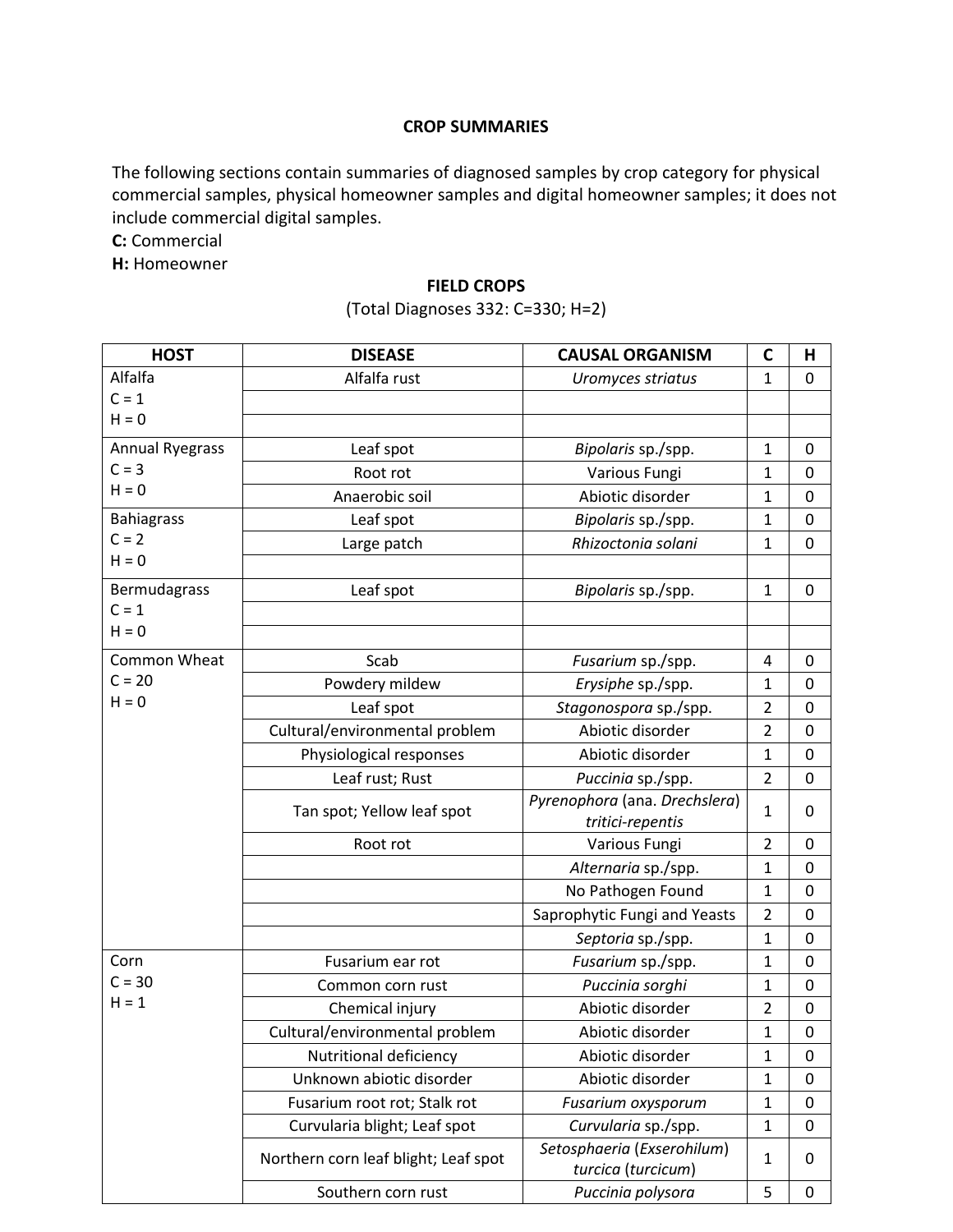## CROP SUMMARIES

The following sections contain summaries of diagnosed samples by crop category for physical commercial samples, physical homeowner samples and digital homeowner samples; it does not include commercial digital samples.

**C:** Commercial

**H:** Homeowner

### FIELD CROPS

(Total Diagnoses 332: C=330; H=2)

| HOST | DISEASE | CAUSAL ORGANISM | C | H |
|---|---|---|---|---|
| Alfalfa C = 1 H = 0 | Alfalfa rust | *Uromyces striatus* | 1 | 0 |
| | | | | |
| | | | | |
| Annual Ryegrass C = 3 H = 0 | Leaf spot | *Bipolaris* sp./spp. | 1 | 0 |
| | Root rot | Various Fungi | 1 | 0 |
| | Anaerobic soil | Abiotic disorder | 1 | 0 |
| Bahiagrass C = 2 H = 0 | Leaf spot | *Bipolaris* sp./spp. | 1 | 0 |
| | Large patch | *Rhizoctonia solani* | 1 | 0 |
| | | | | |
| Bermudagrass C = 1 H = 0 | Leaf spot | *Bipolaris* sp./spp. | 1 | 0 |
| | | | | |
| | | | | |
| Common Wheat C = 20 H = 0 | Scab | *Fusarium* sp./spp. | 4 | 0 |
| | Powdery mildew | *Erysiphe* sp./spp. | 1 | 0 |
| | Leaf spot | *Stagonospora* sp./spp. | 2 | 0 |
| | Cultural/environmental problem | Abiotic disorder | 2 | 0 |
| | Physiological responses | Abiotic disorder | 1 | 0 |
| | Leaf rust; Rust | *Puccinia* sp./spp. | 2 | 0 |
| | Tan spot; Yellow leaf spot | *Pyrenophora* (ana. *Drechslera*) *tritici-repentis* | 1 | 0 |
| | Root rot | Various Fungi | 2 | 0 |
| | | *Alternaria* sp./spp. | 1 | 0 |
| | | No Pathogen Found | 1 | 0 |
| | | Saprophytic Fungi and Yeasts | 2 | 0 |
| | | *Septoria* sp./spp. | 1 | 0 |
| Corn C = 30 H = 1 | Fusarium ear rot | *Fusarium* sp./spp. | 1 | 0 |
| | Common corn rust | *Puccinia sorghi* | 1 | 0 |
| | Chemical injury | Abiotic disorder | 2 | 0 |
| | Cultural/environmental problem | Abiotic disorder | 1 | 0 |
| | Nutritional deficiency | Abiotic disorder | 1 | 0 |
| | Unknown abiotic disorder | Abiotic disorder | 1 | 0 |
| | Fusarium root rot; Stalk rot | *Fusarium oxysporum* | 1 | 0 |
| | Curvularia blight; Leaf spot | *Curvularia* sp./spp. | 1 | 0 |
| | Northern corn leaf blight; Leaf spot | *Setosphaeria* (*Exserohilum*) *turcica* (*turcicum*) | 1 | 0 |
| | Southern corn rust | *Puccinia polysora* | 5 | 0 |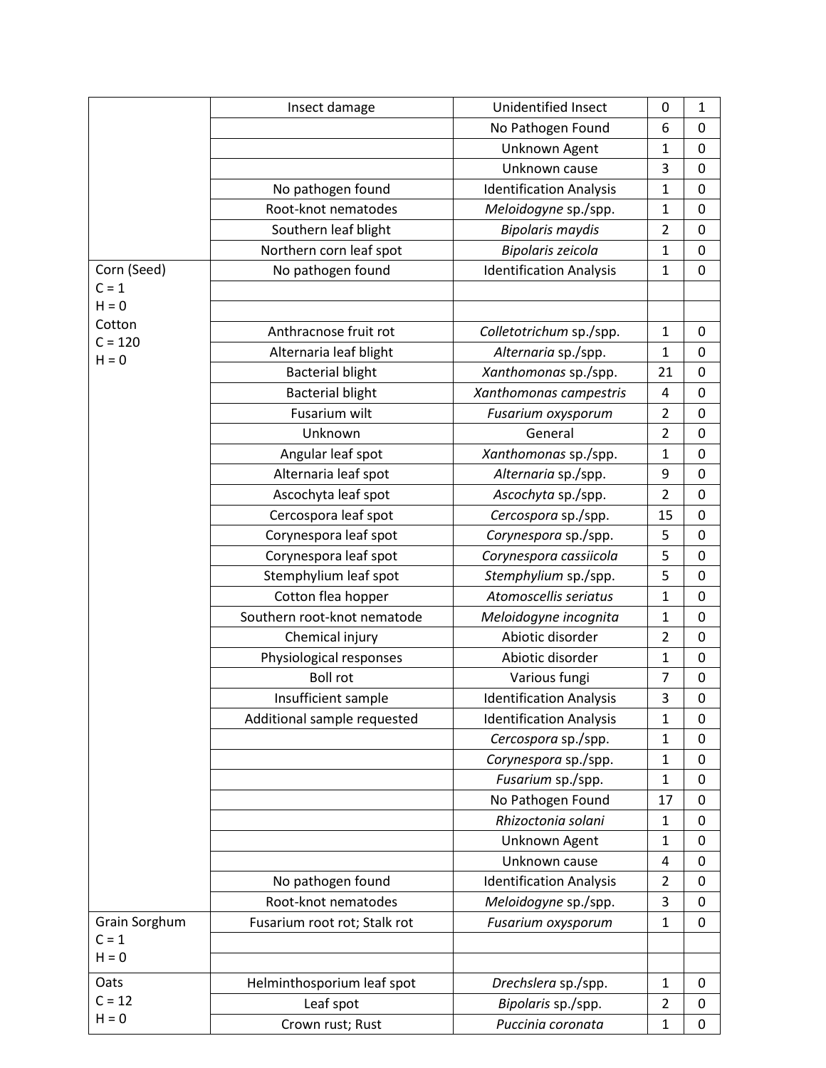| | | | | |
|---|---|---|---|---|
| | Insect damage | Unidentified Insect | 0 | 1 |
| | | No Pathogen Found | 6 | 0 |
| | | Unknown Agent | 1 | 0 |
| | | Unknown cause | 3 | 0 |
| | No pathogen found | Identification Analysis | 1 | 0 |
| | Root-knot nematodes | *Meloidogyne* sp./spp. | 1 | 0 |
| | Southern leaf blight | *Bipolaris maydis* | 2 | 0 |
| | Northern corn leaf spot | *Bipolaris zeicola* | 1 | 0 |
| Corn (Seed) C = 1 H = 0 | No pathogen found | Identification Analysis | 1 | 0 |
| | | | | |
| | | | | |
| Cotton C = 120 H = 0 | Anthracnose fruit rot | *Colletotrichum* sp./spp. | 1 | 0 |
| | Alternaria leaf blight | *Alternaria* sp./spp. | 1 | 0 |
| | Bacterial blight | *Xanthomonas* sp./spp. | 21 | 0 |
| | Bacterial blight | *Xanthomonas campestris* | 4 | 0 |
| | Fusarium wilt | *Fusarium oxysporum* | 2 | 0 |
| | Unknown | General | 2 | 0 |
| | Angular leaf spot | *Xanthomonas* sp./spp. | 1 | 0 |
| | Alternaria leaf spot | *Alternaria* sp./spp. | 9 | 0 |
| | Ascochyta leaf spot | *Ascochyta* sp./spp. | 2 | 0 |
| | Cercospora leaf spot | *Cercospora* sp./spp. | 15 | 0 |
| | Corynespora leaf spot | *Corynespora* sp./spp. | 5 | 0 |
| | Corynespora leaf spot | *Corynespora cassiicola* | 5 | 0 |
| | Stemphylium leaf spot | *Stemphylium* sp./spp. | 5 | 0 |
| | Cotton flea hopper | *Atomoscellis seriatus* | 1 | 0 |
| | Southern root-knot nematode | *Meloidogyne incognita* | 1 | 0 |
| | Chemical injury | Abiotic disorder | 2 | 0 |
| | Physiological responses | Abiotic disorder | 1 | 0 |
| | Boll rot | Various fungi | 7 | 0 |
| | Insufficient sample | Identification Analysis | 3 | 0 |
| | Additional sample requested | Identification Analysis | 1 | 0 |
| | | *Cercospora* sp./spp. | 1 | 0 |
| | | *Corynespora* sp./spp. | 1 | 0 |
| | | *Fusarium* sp./spp. | 1 | 0 |
| | | No Pathogen Found | 17 | 0 |
| | | *Rhizoctonia solani* | 1 | 0 |
| | | Unknown Agent | 1 | 0 |
| | | Unknown cause | 4 | 0 |
| | No pathogen found | Identification Analysis | 2 | 0 |
| | Root-knot nematodes | *Meloidogyne* sp./spp. | 3 | 0 |
| Grain Sorghum C = 1 H = 0 | Fusarium root rot; Stalk rot | *Fusarium oxysporum* | 1 | 0 |
| | | | | |
| | | | | |
| Oats C = 12 H = 0 | Helminthosporium leaf spot | *Drechslera* sp./spp. | 1 | 0 |
| | Leaf spot | *Bipolaris* sp./spp. | 2 | 0 |
| | Crown rust; Rust | *Puccinia coronata* | 1 | 0 |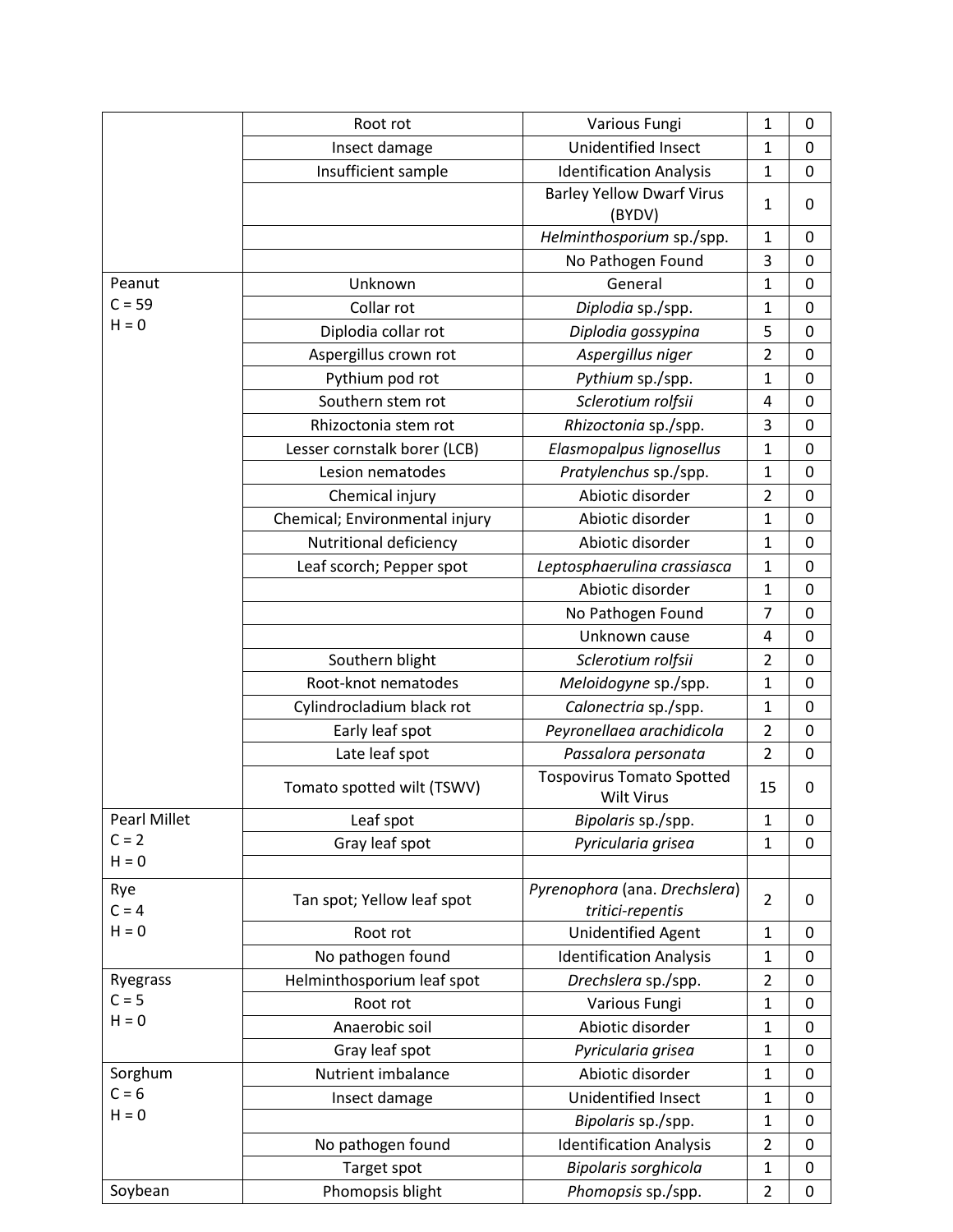| | | | | |
|---|---|---|---|---|
| | Root rot | Various Fungi | 1 | 0 |
| | Insect damage | Unidentified Insect | 1 | 0 |
| | Insufficient sample | Identification Analysis | 1 | 0 |
| | | Barley Yellow Dwarf Virus (BYDV) | 1 | 0 |
| | | *Helminthosporium* sp./spp. | 1 | 0 |
| | | No Pathogen Found | 3 | 0 |
| Peanut C = 59 H = 0 | Unknown | General | 1 | 0 |
| | Collar rot | *Diplodia* sp./spp. | 1 | 0 |
| | Diplodia collar rot | *Diplodia gossypina* | 5 | 0 |
| | Aspergillus crown rot | *Aspergillus niger* | 2 | 0 |
| | Pythium pod rot | *Pythium* sp./spp. | 1 | 0 |
| | Southern stem rot | *Sclerotium rolfsii* | 4 | 0 |
| | Rhizoctonia stem rot | *Rhizoctonia* sp./spp. | 3 | 0 |
| | Lesser cornstalk borer (LCB) | *Elasmopalpus lignosellus* | 1 | 0 |
| | Lesion nematodes | *Pratylenchus* sp./spp. | 1 | 0 |
| | Chemical injury | Abiotic disorder | 2 | 0 |
| | Chemical; Environmental injury | Abiotic disorder | 1 | 0 |
| | Nutritional deficiency | Abiotic disorder | 1 | 0 |
| | Leaf scorch; Pepper spot | *Leptosphaerulina crassiasca* | 1 | 0 |
| | | Abiotic disorder | 1 | 0 |
| | | No Pathogen Found | 7 | 0 |
| | | Unknown cause | 4 | 0 |
| | Southern blight | *Sclerotium rolfsii* | 2 | 0 |
| | Root-knot nematodes | *Meloidogyne* sp./spp. | 1 | 0 |
| | Cylindrocladium black rot | *Calonectria* sp./spp. | 1 | 0 |
| | Early leaf spot | *Peyronellaea arachidicola* | 2 | 0 |
| | Late leaf spot | *Passalora personata* | 2 | 0 |
| | Tomato spotted wilt (TSWV) | Tospovirus Tomato Spotted Wilt Virus | 15 | 0 |
| Pearl Millet C = 2 H = 0 | Leaf spot | *Bipolaris* sp./spp. | 1 | 0 |
| | Gray leaf spot | *Pyricularia grisea* | 1 | 0 |
| | | | | |
| Rye C = 4 H = 0 | Tan spot; Yellow leaf spot | *Pyrenophora* (ana. *Drechslera*) *tritici-repentis* | 2 | 0 |
| | Root rot | Unidentified Agent | 1 | 0 |
| | No pathogen found | Identification Analysis | 1 | 0 |
| Ryegrass C = 5 H = 0 | Helminthosporium leaf spot | *Drechslera* sp./spp. | 2 | 0 |
| | Root rot | Various Fungi | 1 | 0 |
| | Anaerobic soil | Abiotic disorder | 1 | 0 |
| | Gray leaf spot | *Pyricularia grisea* | 1 | 0 |
| Sorghum C = 6 H = 0 | Nutrient imbalance | Abiotic disorder | 1 | 0 |
| | Insect damage | Unidentified Insect | 1 | 0 |
| | | *Bipolaris* sp./spp. | 1 | 0 |
| | No pathogen found | Identification Analysis | 2 | 0 |
| | Target spot | *Bipolaris sorghicola* | 1 | 0 |
| Soybean | Phomopsis blight | *Phomopsis* sp./spp. | 2 | 0 |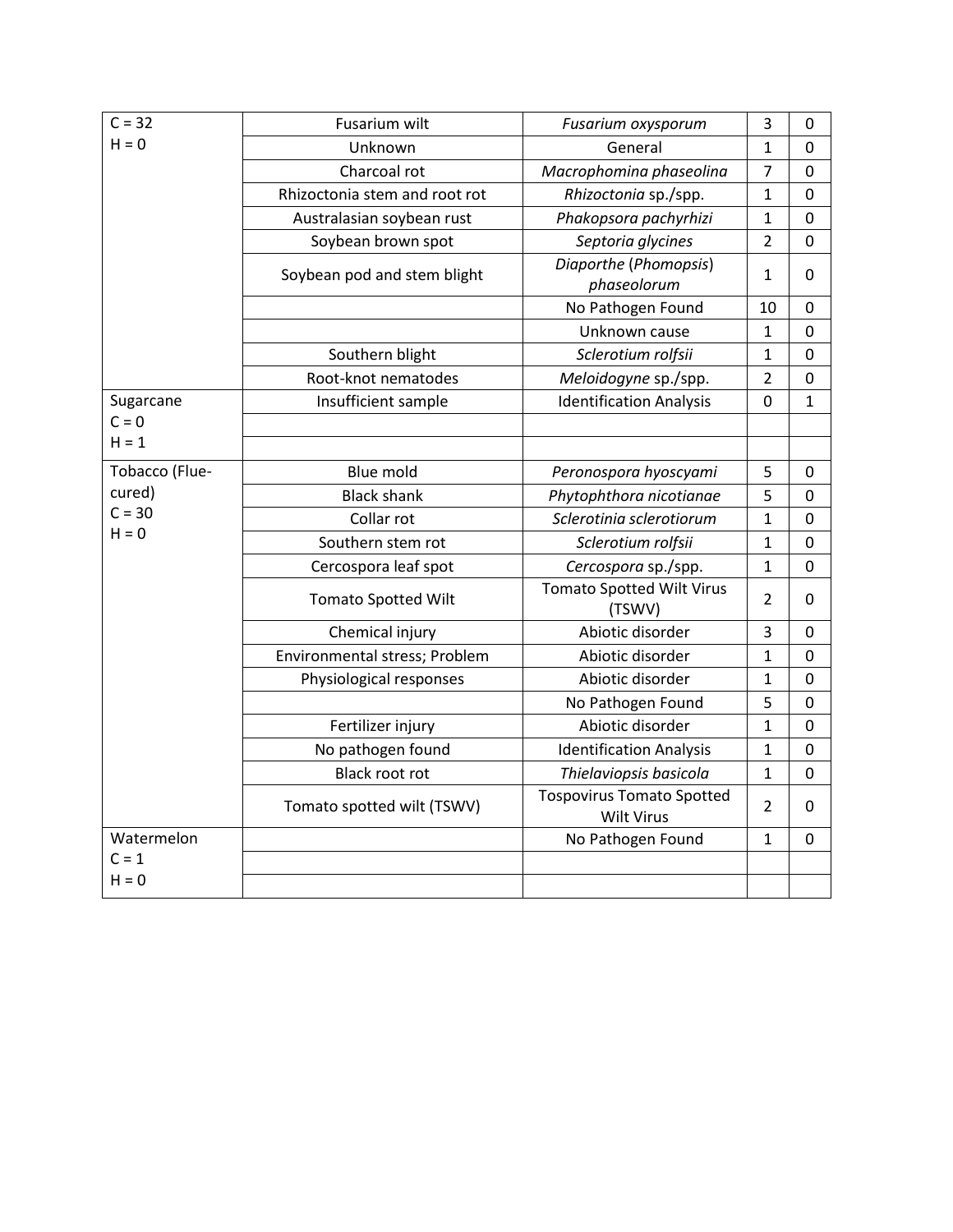| | | | | |
|---|---|---|---|---|
| C = 32<br>H = 0 | Fusarium wilt | *Fusarium oxysporum* | 3 | 0 |
| | Unknown | General | 1 | 0 |
| | Charcoal rot | *Macrophomina phaseolina* | 7 | 0 |
| | Rhizoctonia stem and root rot | *Rhizoctonia* sp./spp. | 1 | 0 |
| | Australasian soybean rust | *Phakopsora pachyrhizi* | 1 | 0 |
| | Soybean brown spot | *Septoria glycines* | 2 | 0 |
| | Soybean pod and stem blight | *Diaporthe* (*Phomopsis*) *phaseolorum* | 1 | 0 |
| | | No Pathogen Found | 10 | 0 |
| | | Unknown cause | 1 | 0 |
| | Southern blight | *Sclerotium rolfsii* | 1 | 0 |
| | Root-knot nematodes | *Meloidogyne* sp./spp. | 2 | 0 |
| Sugarcane<br>C = 0<br>H = 1 | Insufficient sample | Identification Analysis | 0 | 1 |
| | | | | |
| | | | | |
| Tobacco (Flue-cured)<br>C = 30<br>H = 0 | Blue mold | *Peronospora hyoscyami* | 5 | 0 |
| | Black shank | *Phytophthora nicotianae* | 5 | 0 |
| | Collar rot | *Sclerotinia sclerotiorum* | 1 | 0 |
| | Southern stem rot | *Sclerotium rolfsii* | 1 | 0 |
| | Cercospora leaf spot | *Cercospora* sp./spp. | 1 | 0 |
| | Tomato Spotted Wilt | Tomato Spotted Wilt Virus (TSWV) | 2 | 0 |
| | Chemical injury | Abiotic disorder | 3 | 0 |
| | Environmental stress; Problem | Abiotic disorder | 1 | 0 |
| | Physiological responses | Abiotic disorder | 1 | 0 |
| | | No Pathogen Found | 5 | 0 |
| | Fertilizer injury | Abiotic disorder | 1 | 0 |
| | No pathogen found | Identification Analysis | 1 | 0 |
| | Black root rot | *Thielaviopsis basicola* | 1 | 0 |
| | Tomato spotted wilt (TSWV) | Tospovirus Tomato Spotted Wilt Virus | 2 | 0 |
| Watermelon<br>C = 1<br>H = 0 | | No Pathogen Found | 1 | 0 |
| | | | | |
| | | | | |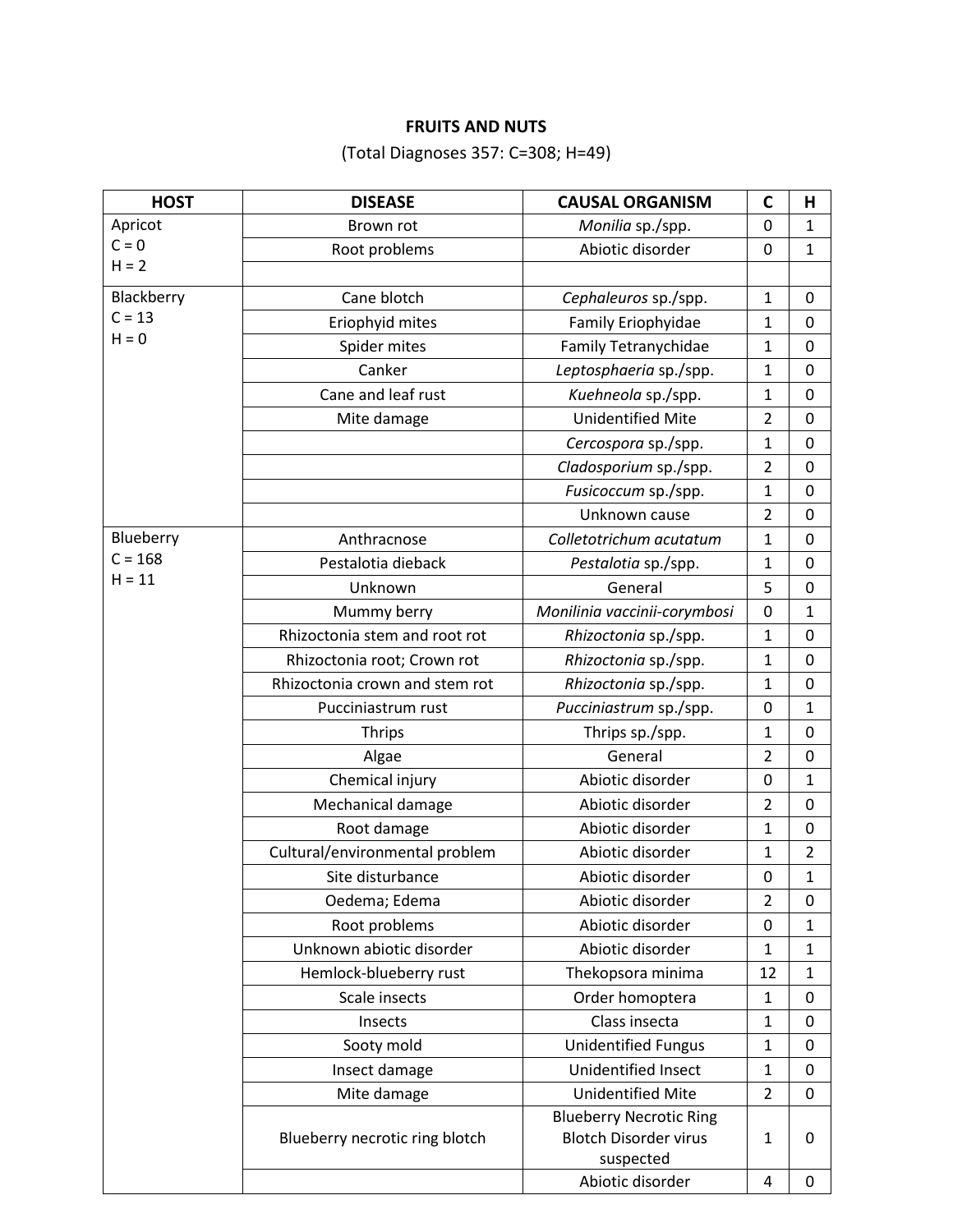**FRUITS AND NUTS**

(Total Diagnoses 357: C=308; H=49)

| HOST | DISEASE | CAUSAL ORGANISM | C | H |
|---|---|---|---|---|
| Apricot<br>C = 0<br>H = 2 | Brown rot | *Monilia* sp./spp. | 0 | 1 |
| | Root problems | Abiotic disorder | 0 | 1 |
| | | | | |
| Blackberry<br>C = 13<br>H = 0 | Cane blotch | *Cephaleuros* sp./spp. | 1 | 0 |
| | Eriophyid mites | Family Eriophyidae | 1 | 0 |
| | Spider mites | Family Tetranychidae | 1 | 0 |
| | Canker | *Leptosphaeria* sp./spp. | 1 | 0 |
| | Cane and leaf rust | *Kuehneola* sp./spp. | 1 | 0 |
| | Mite damage | Unidentified Mite | 2 | 0 |
| | | *Cercospora* sp./spp. | 1 | 0 |
| | | *Cladosporium* sp./spp. | 2 | 0 |
| | | *Fusicoccum* sp./spp. | 1 | 0 |
| | | Unknown cause | 2 | 0 |
| Blueberry<br>C = 168<br>H = 11 | Anthracnose | *Colletotrichum acutatum* | 1 | 0 |
| | Pestalotia dieback | *Pestalotia* sp./spp. | 1 | 0 |
| | Unknown | General | 5 | 0 |
| | Mummy berry | *Monilinia vaccinii-corymbosi* | 0 | 1 |
| | Rhizoctonia stem and root rot | *Rhizoctonia* sp./spp. | 1 | 0 |
| | Rhizoctonia root; Crown rot | *Rhizoctonia* sp./spp. | 1 | 0 |
| | Rhizoctonia crown and stem rot | *Rhizoctonia* sp./spp. | 1 | 0 |
| | Pucciniastrum rust | *Pucciniastrum* sp./spp. | 0 | 1 |
| | Thrips | Thrips sp./spp. | 1 | 0 |
| | Algae | General | 2 | 0 |
| | Chemical injury | Abiotic disorder | 0 | 1 |
| | Mechanical damage | Abiotic disorder | 2 | 0 |
| | Root damage | Abiotic disorder | 1 | 0 |
| | Cultural/environmental problem | Abiotic disorder | 1 | 2 |
| | Site disturbance | Abiotic disorder | 0 | 1 |
| | Oedema; Edema | Abiotic disorder | 2 | 0 |
| | Root problems | Abiotic disorder | 0 | 1 |
| | Unknown abiotic disorder | Abiotic disorder | 1 | 1 |
| | Hemlock-blueberry rust | Thekopsora minima | 12 | 1 |
| | Scale insects | Order homoptera | 1 | 0 |
| | Insects | Class insecta | 1 | 0 |
| | Sooty mold | Unidentified Fungus | 1 | 0 |
| | Insect damage | Unidentified Insect | 1 | 0 |
| | Mite damage | Unidentified Mite | 2 | 0 |
| | Blueberry necrotic ring blotch | Blueberry Necrotic Ring Blotch Disorder virus suspected | 1 | 0 |
| | | Abiotic disorder | 4 | 0 |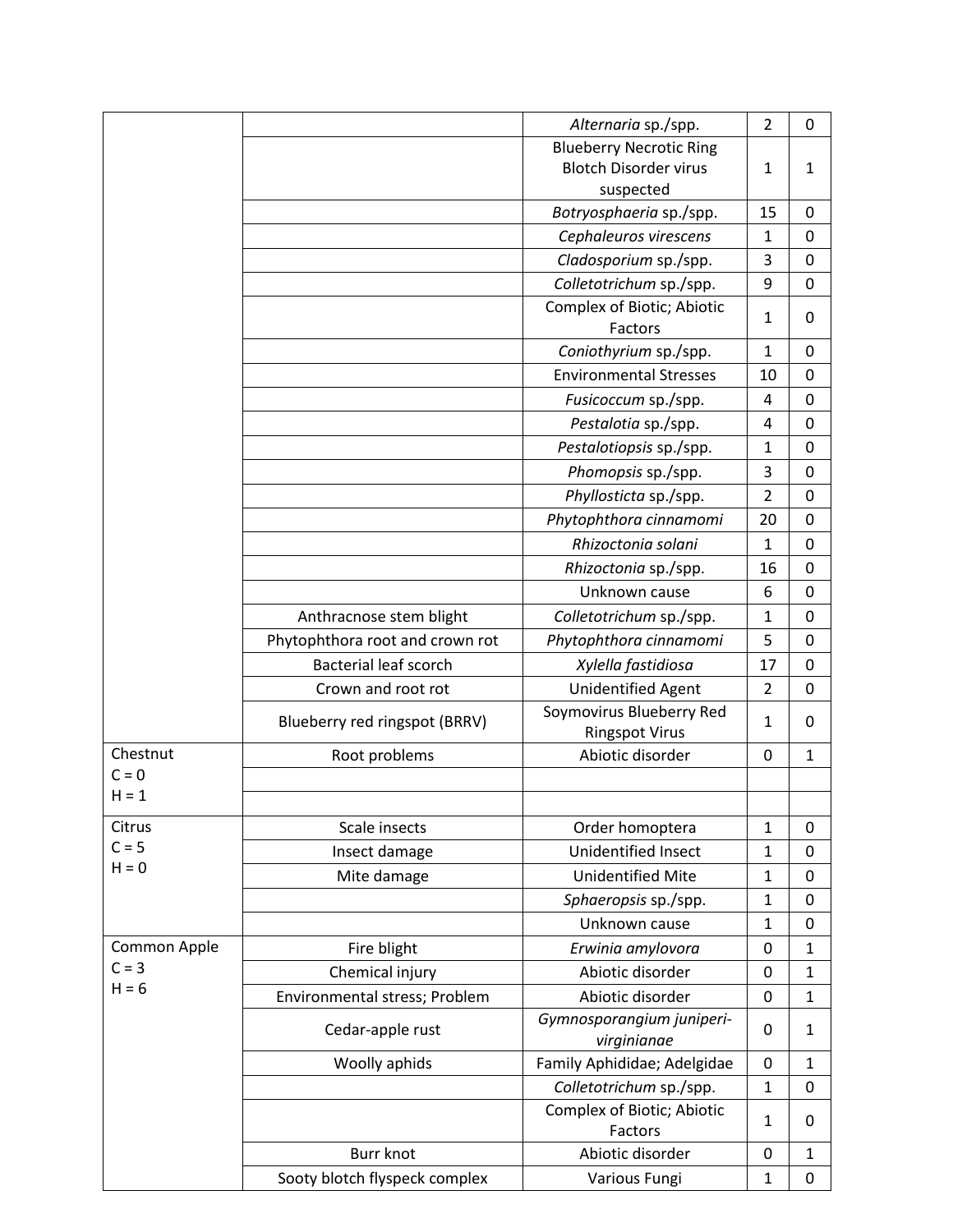| | | | | |
|---|---|---|---|---|
| | | *Alternaria* sp./spp. | 2 | 0 |
| | | Blueberry Necrotic Ring Blotch Disorder virus suspected | 1 | 1 |
| | | *Botryosphaeria* sp./spp. | 15 | 0 |
| | | *Cephaleuros virescens* | 1 | 0 |
| | | *Cladosporium* sp./spp. | 3 | 0 |
| | | *Colletotrichum* sp./spp. | 9 | 0 |
| | | Complex of Biotic; Abiotic Factors | 1 | 0 |
| | | *Coniothyrium* sp./spp. | 1 | 0 |
| | | Environmental Stresses | 10 | 0 |
| | | *Fusicoccum* sp./spp. | 4 | 0 |
| | | *Pestalotia* sp./spp. | 4 | 0 |
| | | *Pestalotiopsis* sp./spp. | 1 | 0 |
| | | *Phomopsis* sp./spp. | 3 | 0 |
| | | *Phyllosticta* sp./spp. | 2 | 0 |
| | | *Phytophthora cinnamomi* | 20 | 0 |
| | | *Rhizoctonia solani* | 1 | 0 |
| | | *Rhizoctonia* sp./spp. | 16 | 0 |
| | | Unknown cause | 6 | 0 |
| | Anthracnose stem blight | *Colletotrichum* sp./spp. | 1 | 0 |
| | Phytophthora root and crown rot | *Phytophthora cinnamomi* | 5 | 0 |
| | Bacterial leaf scorch | *Xylella fastidiosa* | 17 | 0 |
| | Crown and root rot | Unidentified Agent | 2 | 0 |
| | Blueberry red ringspot (BRRV) | Soymovirus Blueberry Red Ringspot Virus | 1 | 0 |
| Chestnut C = 0 H = 1 | Root problems | Abiotic disorder | 0 | 1 |
| | | | | |
| | | | | |
| Citrus C = 5 H = 0 | Scale insects | Order homoptera | 1 | 0 |
| | Insect damage | Unidentified Insect | 1 | 0 |
| | Mite damage | Unidentified Mite | 1 | 0 |
| | | *Sphaeropsis* sp./spp. | 1 | 0 |
| | | Unknown cause | 1 | 0 |
| Common Apple C = 3 H = 6 | Fire blight | *Erwinia amylovora* | 0 | 1 |
| | Chemical injury | Abiotic disorder | 0 | 1 |
| | Environmental stress; Problem | Abiotic disorder | 0 | 1 |
| | Cedar-apple rust | *Gymnosporangium juniperi-virginianae* | 0 | 1 |
| | Woolly aphids | Family Aphididae; Adelgidae | 0 | 1 |
| | | *Colletotrichum* sp./spp. | 1 | 0 |
| | | Complex of Biotic; Abiotic Factors | 1 | 0 |
| | Burr knot | Abiotic disorder | 0 | 1 |
| | Sooty blotch flyspeck complex | Various Fungi | 1 | 0 |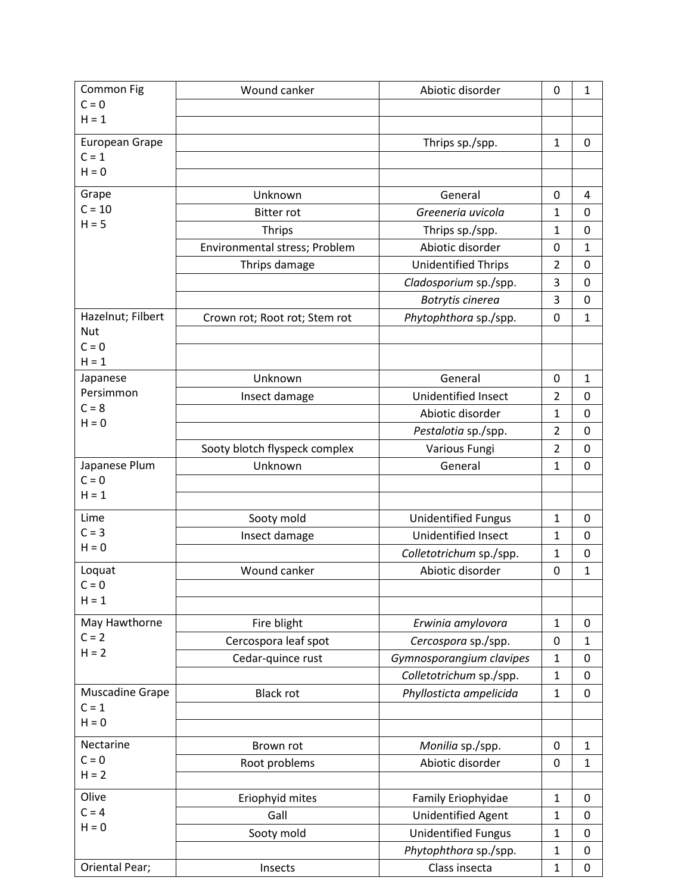| | | | | |
|---|---|---|---|---|
| Common Fig<br>C = 0<br>H = 1 | Wound canker | Abiotic disorder | 0 | 1 |
| | | | | |
| | | | | |
| European Grape<br>C = 1<br>H = 0 | | Thrips sp./spp. | 1 | 0 |
| | | | | |
| | | | | |
| Grape<br>C = 10<br>H = 5 | Unknown | General | 0 | 4 |
| | Bitter rot | *Greeneria uvicola* | 1 | 0 |
| | Thrips | Thrips sp./spp. | 1 | 0 |
| | Environmental stress; Problem | Abiotic disorder | 0 | 1 |
| | Thrips damage | Unidentified Thrips | 2 | 0 |
| | | *Cladosporium* sp./spp. | 3 | 0 |
| | | *Botrytis cinerea* | 3 | 0 |
| Hazelnut; Filbert Nut<br>C = 0<br>H = 1 | Crown rot; Root rot; Stem rot | *Phytophthora* sp./spp. | 0 | 1 |
| | | | | |
| | | | | |
| Japanese Persimmon<br>C = 8<br>H = 0 | Unknown | General | 0 | 1 |
| | Insect damage | Unidentified Insect | 2 | 0 |
| | | Abiotic disorder | 1 | 0 |
| | | *Pestalotia* sp./spp. | 2 | 0 |
| | Sooty blotch flyspeck complex | Various Fungi | 2 | 0 |
| Japanese Plum<br>C = 0<br>H = 1 | Unknown | General | 1 | 0 |
| | | | | |
| | | | | |
| Lime<br>C = 3<br>H = 0 | Sooty mold | Unidentified Fungus | 1 | 0 |
| | Insect damage | Unidentified Insect | 1 | 0 |
| | | *Colletotrichum* sp./spp. | 1 | 0 |
| Loquat<br>C = 0<br>H = 1 | Wound canker | Abiotic disorder | 0 | 1 |
| | | | | |
| | | | | |
| May Hawthorne<br>C = 2<br>H = 2 | Fire blight | *Erwinia amylovora* | 1 | 0 |
| | Cercospora leaf spot | *Cercospora* sp./spp. | 0 | 1 |
| | Cedar-quince rust | *Gymnosporangium clavipes* | 1 | 0 |
| | | *Colletotrichum* sp./spp. | 1 | 0 |
| Muscadine Grape<br>C = 1<br>H = 0 | Black rot | *Phyllosticta ampelicida* | 1 | 0 |
| | | | | |
| | | | | |
| Nectarine<br>C = 0<br>H = 2 | Brown rot | *Monilia* sp./spp. | 0 | 1 |
| | Root problems | Abiotic disorder | 0 | 1 |
| | | | | |
| Olive<br>C = 4<br>H = 0 | Eriophyid mites | Family Eriophyidae | 1 | 0 |
| | Gall | Unidentified Agent | 1 | 0 |
| | Sooty mold | Unidentified Fungus | 1 | 0 |
| | | *Phytophthora* sp./spp. | 1 | 0 |
| Oriental Pear; | Insects | Class insecta | 1 | 0 |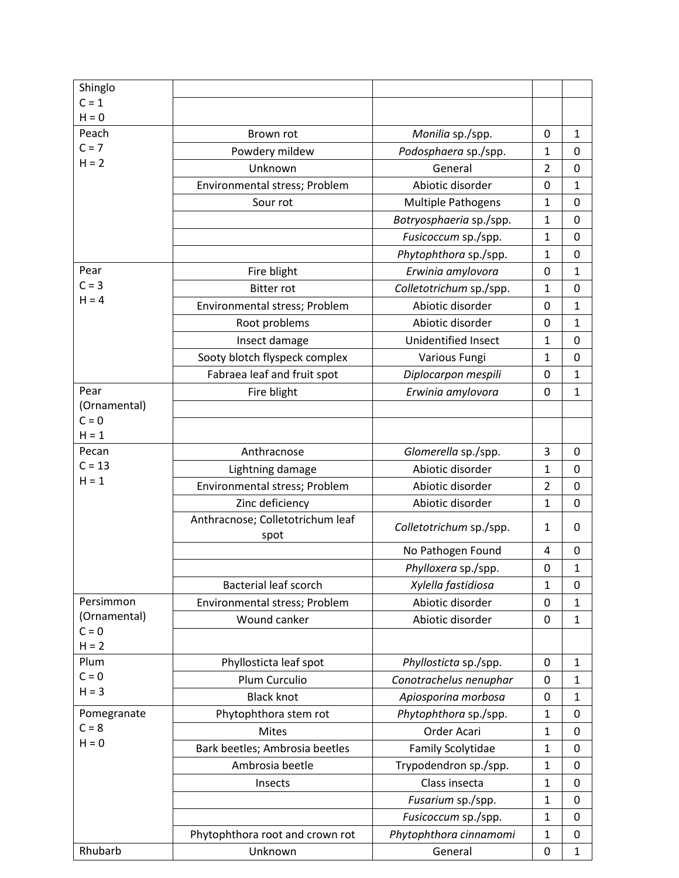| | | | | |
|---|---|---|---|---|
| Shinglo<br>C = 1<br>H = 0 | | | | |
| | | | | |
| Peach<br>C = 7<br>H = 2 | Brown rot | *Monilia* sp./spp. | 0 | 1 |
| | Powdery mildew | *Podosphaera* sp./spp. | 1 | 0 |
| | Unknown | General | 2 | 0 |
| | Environmental stress; Problem | Abiotic disorder | 0 | 1 |
| | Sour rot | Multiple Pathogens | 1 | 0 |
| | | *Botryosphaeria* sp./spp. | 1 | 0 |
| | | *Fusicoccum* sp./spp. | 1 | 0 |
| | | *Phytophthora* sp./spp. | 1 | 0 |
| Pear<br>C = 3<br>H = 4 | Fire blight | *Erwinia amylovora* | 0 | 1 |
| | Bitter rot | *Colletotrichum* sp./spp. | 1 | 0 |
| | Environmental stress; Problem | Abiotic disorder | 0 | 1 |
| | Root problems | Abiotic disorder | 0 | 1 |
| | Insect damage | Unidentified Insect | 1 | 0 |
| | Sooty blotch flyspeck complex | Various Fungi | 1 | 0 |
| | Fabraea leaf and fruit spot | *Diplocarpon mespili* | 0 | 1 |
| Pear (Ornamental)<br>C = 0<br>H = 1 | Fire blight | *Erwinia amylovora* | 0 | 1 |
| | | | | |
| | | | | |
| Pecan<br>C = 13<br>H = 1 | Anthracnose | *Glomerella* sp./spp. | 3 | 0 |
| | Lightning damage | Abiotic disorder | 1 | 0 |
| | Environmental stress; Problem | Abiotic disorder | 2 | 0 |
| | Zinc deficiency | Abiotic disorder | 1 | 0 |
| | Anthracnose; Colletotrichum leaf spot | *Colletotrichum* sp./spp. | 1 | 0 |
| | | No Pathogen Found | 4 | 0 |
| | | *Phylloxera* sp./spp. | 0 | 1 |
| | Bacterial leaf scorch | *Xylella fastidiosa* | 1 | 0 |
| Persimmon (Ornamental)<br>C = 0<br>H = 2 | Environmental stress; Problem | Abiotic disorder | 0 | 1 |
| | Wound canker | Abiotic disorder | 0 | 1 |
| | | | | |
| Plum<br>C = 0<br>H = 3 | Phyllosticta leaf spot | *Phyllosticta* sp./spp. | 0 | 1 |
| | Plum Curculio | *Conotrachelus nenuphar* | 0 | 1 |
| | Black knot | *Apiosporina morbosa* | 0 | 1 |
| Pomegranate<br>C = 8<br>H = 0 | Phytophthora stem rot | *Phytophthora* sp./spp. | 1 | 0 |
| | Mites | Order Acari | 1 | 0 |
| | Bark beetles; Ambrosia beetles | Family Scolytidae | 1 | 0 |
| | Ambrosia beetle | Trypodendron sp./spp. | 1 | 0 |
| | Insects | Class insecta | 1 | 0 |
| | | *Fusarium* sp./spp. | 1 | 0 |
| | | *Fusicoccum* sp./spp. | 1 | 0 |
| | Phytophthora root and crown rot | *Phytophthora cinnamomi* | 1 | 0 |
| Rhubarb | Unknown | General | 0 | 1 |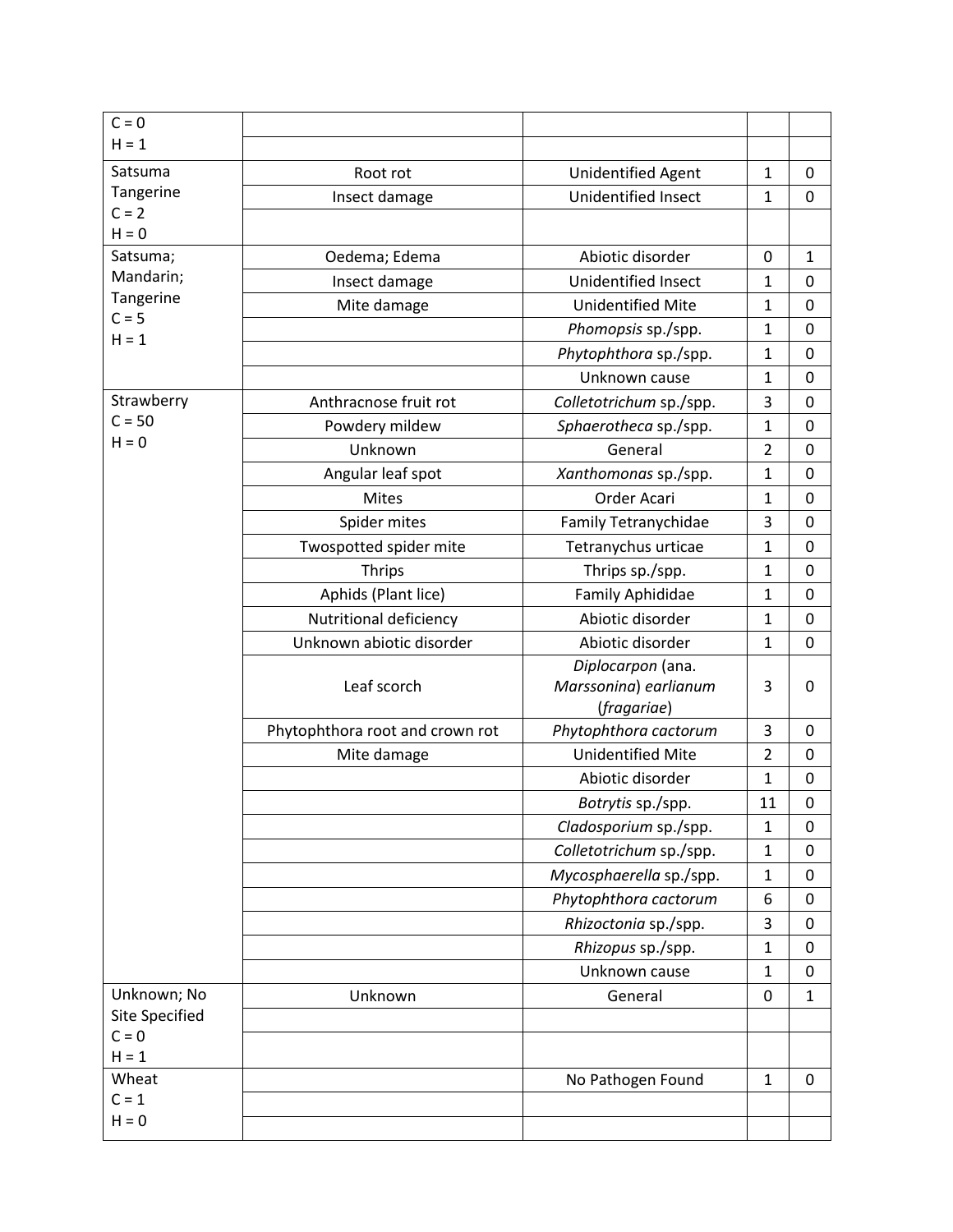| | | | | |
|---|---|---|---|---|
| C = 0<br>H = 1 | | | | |
| Satsuma Tangerine<br>C = 2<br>H = 0 | Root rot | Unidentified Agent | 1 | 0 |
| | Insect damage | Unidentified Insect | 1 | 0 |
| Satsuma; Mandarin; Tangerine<br>C = 5<br>H = 1 | Oedema; Edema | Abiotic disorder | 0 | 1 |
| | Insect damage | Unidentified Insect | 1 | 0 |
| | Mite damage | Unidentified Mite | 1 | 0 |
| | | *Phomopsis* sp./spp. | 1 | 0 |
| | | *Phytophthora* sp./spp. | 1 | 0 |
| | | Unknown cause | 1 | 0 |
| Strawberry<br>C = 50<br>H = 0 | Anthracnose fruit rot | *Colletotrichum* sp./spp. | 3 | 0 |
| | Powdery mildew | *Sphaerotheca* sp./spp. | 1 | 0 |
| | Unknown | General | 2 | 0 |
| | Angular leaf spot | *Xanthomonas* sp./spp. | 1 | 0 |
| | Mites | Order Acari | 1 | 0 |
| | Spider mites | Family Tetranychidae | 3 | 0 |
| | Twospotted spider mite | Tetranychus urticae | 1 | 0 |
| | Thrips | Thrips sp./spp. | 1 | 0 |
| | Aphids (Plant lice) | Family Aphididae | 1 | 0 |
| | Nutritional deficiency | Abiotic disorder | 1 | 0 |
| | Unknown abiotic disorder | Abiotic disorder | 1 | 0 |
| | Leaf scorch | *Diplocarpon* (ana. *Marssonina*) *earlianum* (*fragariae*) | 3 | 0 |
| | Phytophthora root and crown rot | *Phytophthora cactorum* | 3 | 0 |
| | Mite damage | Unidentified Mite | 2 | 0 |
| | | Abiotic disorder | 1 | 0 |
| | | *Botrytis* sp./spp. | 11 | 0 |
| | | *Cladosporium* sp./spp. | 1 | 0 |
| | | *Colletotrichum* sp./spp. | 1 | 0 |
| | | *Mycosphaerella* sp./spp. | 1 | 0 |
| | | *Phytophthora cactorum* | 6 | 0 |
| | | *Rhizoctonia* sp./spp. | 3 | 0 |
| | | *Rhizopus* sp./spp. | 1 | 0 |
| | | Unknown cause | 1 | 0 |
| Unknown; No Site Specified<br>C = 0<br>H = 1 | Unknown | General | 0 | 1 |
| Wheat<br>C = 1<br>H = 0 | | No Pathogen Found | 1 | 0 |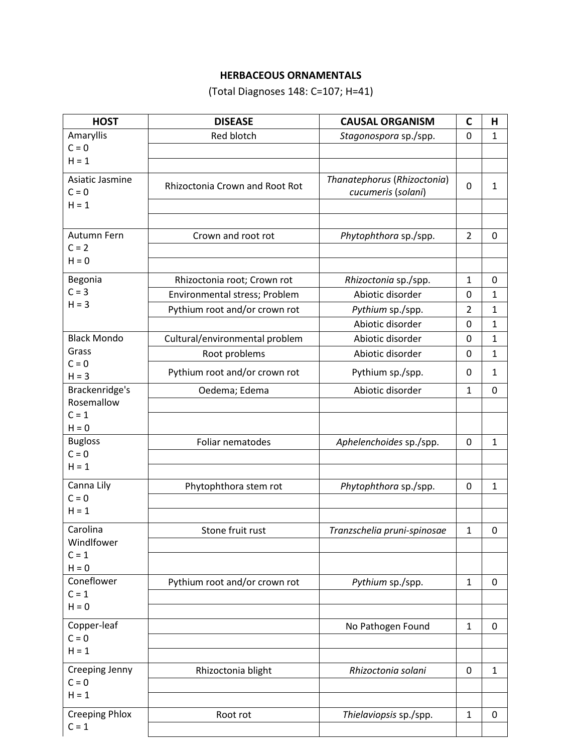**HERBACEOUS ORNAMENTALS**

(Total Diagnoses 148: C=107; H=41)

| HOST | DISEASE | CAUSAL ORGANISM | C | H |
|---|---|---|---|---|
| Amaryllis<br>C = 0<br>H = 1 | Red blotch | *Stagonospora* sp./spp. | 0 | 1 |
| | | | | |
| | | | | |
| Asiatic Jasmine<br>C = 0<br>H = 1 | Rhizoctonia Crown and Root Rot | *Thanatephorus* (*Rhizoctonia*) *cucumeris* (*solani*) | 0 | 1 |
| | | | | |
| | | | | |
| Autumn Fern<br>C = 2<br>H = 0 | Crown and root rot | *Phytophthora* sp./spp. | 2 | 0 |
| | | | | |
| | | | | |
| Begonia<br>C = 3<br>H = 3 | Rhizoctonia root; Crown rot | *Rhizoctonia* sp./spp. | 1 | 0 |
| | Environmental stress; Problem | Abiotic disorder | 0 | 1 |
| | Pythium root and/or crown rot | *Pythium* sp./spp. | 2 | 1 |
| | | Abiotic disorder | 0 | 1 |
| Black Mondo Grass<br>C = 0<br>H = 3 | Cultural/environmental problem | Abiotic disorder | 0 | 1 |
| | Root problems | Abiotic disorder | 0 | 1 |
| | Pythium root and/or crown rot | Pythium sp./spp. | 0 | 1 |
| Brackenridge's Rosemallow<br>C = 1<br>H = 0 | Oedema; Edema | Abiotic disorder | 1 | 0 |
| | | | | |
| | | | | |
| Bugloss<br>C = 0<br>H = 1 | Foliar nematodes | *Aphelenchoides* sp./spp. | 0 | 1 |
| | | | | |
| | | | | |
| Canna Lily<br>C = 0<br>H = 1 | Phytophthora stem rot | *Phytophthora* sp./spp. | 0 | 1 |
| | | | | |
| | | | | |
| Carolina Windlfower<br>C = 1<br>H = 0 | Stone fruit rust | *Tranzschelia pruni-spinosae* | 1 | 0 |
| | | | | |
| | | | | |
| Coneflower<br>C = 1<br>H = 0 | Pythium root and/or crown rot | *Pythium* sp./spp. | 1 | 0 |
| | | | | |
| | | | | |
| Copper-leaf<br>C = 0<br>H = 1 | | No Pathogen Found | 1 | 0 |
| | | | | |
| | | | | |
| Creeping Jenny<br>C = 0<br>H = 1 | Rhizoctonia blight | *Rhizoctonia solani* | 0 | 1 |
| | | | | |
| | | | | |
| Creeping Phlox<br>C = 1 | Root rot | *Thielaviopsis* sp./spp. | 1 | 0 |
| | | | | |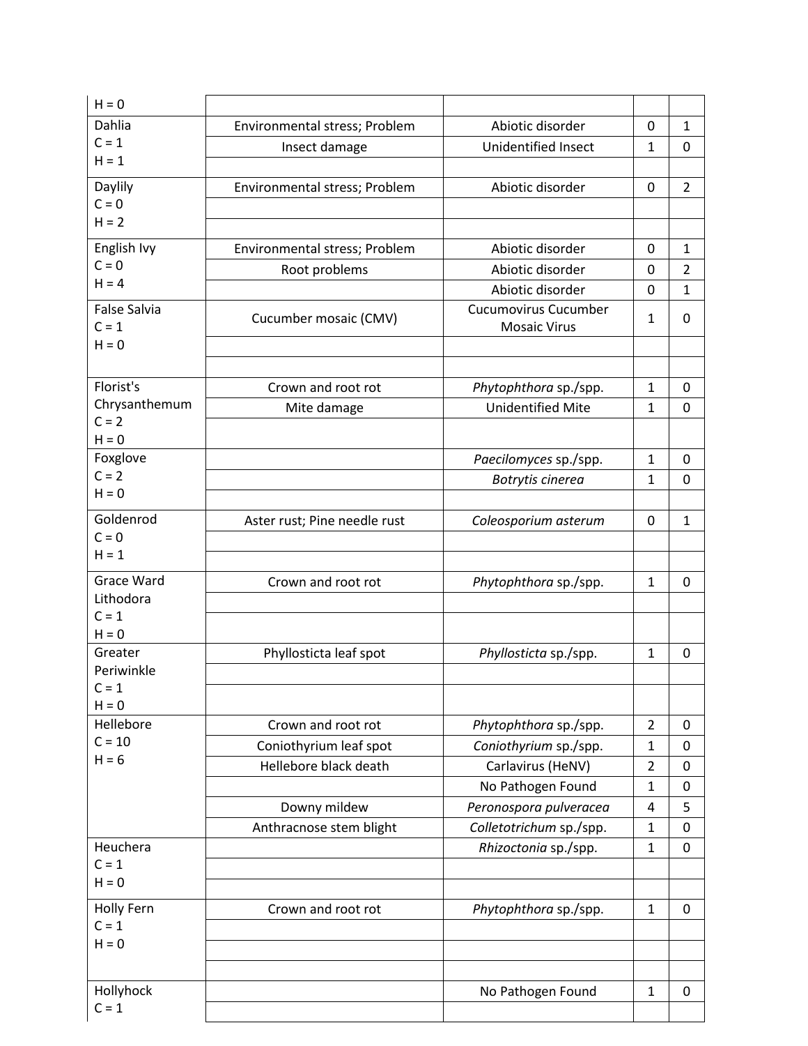| | | | | |
|---|---|---|---|---|
| H = 0 | | | | |
| Dahlia<br>C = 1<br>H = 1 | Environmental stress; Problem | Abiotic disorder | 0 | 1 |
| | Insect damage | Unidentified Insect | 1 | 0 |
| | | | | |
| Daylily<br>C = 0<br>H = 2 | Environmental stress; Problem | Abiotic disorder | 0 | 2 |
| | | | | |
| | | | | |
| English Ivy<br>C = 0<br>H = 4 | Environmental stress; Problem | Abiotic disorder | 0 | 1 |
| | Root problems | Abiotic disorder | 0 | 2 |
| | | Abiotic disorder | 0 | 1 |
| False Salvia<br>C = 1<br>H = 0 | Cucumber mosaic (CMV) | Cucumovirus Cucumber Mosaic Virus | 1 | 0 |
| | | | | |
| | | | | |
| Florist's Chrysanthemum<br>C = 2<br>H = 0 | Crown and root rot | *Phytophthora* sp./spp. | 1 | 0 |
| | Mite damage | Unidentified Mite | 1 | 0 |
| | | | | |
| Foxglove<br>C = 2<br>H = 0 | | *Paecilomyces* sp./spp. | 1 | 0 |
| | | *Botrytis cinerea* | 1 | 0 |
| | | | | |
| Goldenrod<br>C = 0<br>H = 1 | Aster rust; Pine needle rust | *Coleosporium asterum* | 0 | 1 |
| | | | | |
| | | | | |
| Grace Ward Lithodora<br>C = 1<br>H = 0 | Crown and root rot | *Phytophthora* sp./spp. | 1 | 0 |
| | | | | |
| | | | | |
| Greater Periwinkle<br>C = 1<br>H = 0 | Phyllosticta leaf spot | *Phyllosticta* sp./spp. | 1 | 0 |
| | | | | |
| | | | | |
| Hellebore<br>C = 10<br>H = 6 | Crown and root rot | *Phytophthora* sp./spp. | 2 | 0 |
| | Coniothyrium leaf spot | *Coniothyrium* sp./spp. | 1 | 0 |
| | Hellebore black death | Carlavirus (HeNV) | 2 | 0 |
| | | No Pathogen Found | 1 | 0 |
| | Downy mildew | *Peronospora pulveracea* | 4 | 5 |
| | Anthracnose stem blight | *Colletotrichum* sp./spp. | 1 | 0 |
| Heuchera<br>C = 1<br>H = 0 | | *Rhizoctonia* sp./spp. | 1 | 0 |
| | | | | |
| | | | | |
| Holly Fern<br>C = 1<br>H = 0 | Crown and root rot | *Phytophthora* sp./spp. | 1 | 0 |
| | | | | |
| | | | | |
| | | | | |
| Hollyhock<br>C = 1 | | No Pathogen Found | 1 | 0 |
| | | | | |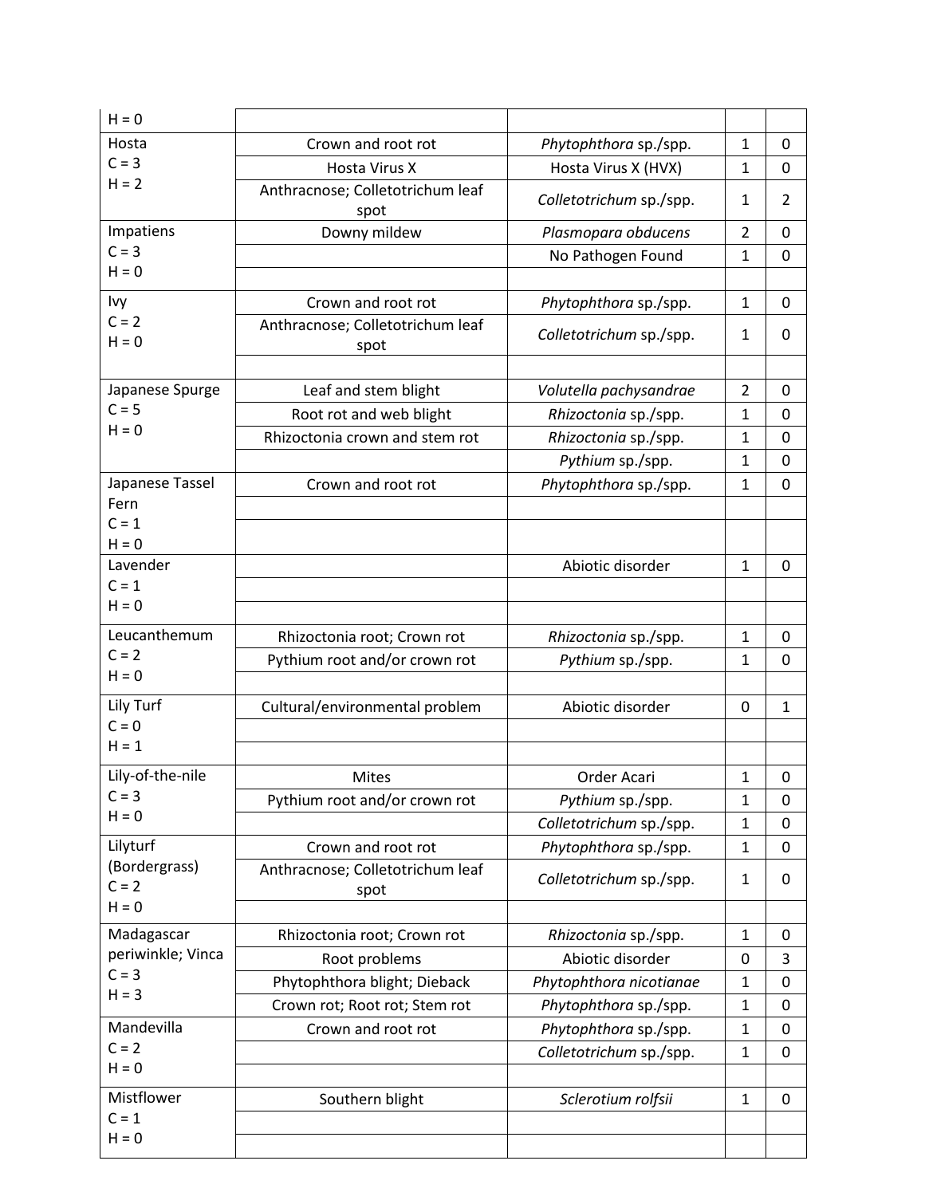| | | | | |
|---|---|---|---|---|
| H = 0 | | | | |
| Hosta<br>C = 3<br>H = 2 | Crown and root rot | *Phytophthora* sp./spp. | 1 | 0 |
| | Hosta Virus X | Hosta Virus X (HVX) | 1 | 0 |
| | Anthracnose; Colletotrichum leaf spot | *Colletotrichum* sp./spp. | 1 | 2 |
| Impatiens<br>C = 3<br>H = 0 | Downy mildew | *Plasmopara obducens* | 2 | 0 |
| | | No Pathogen Found | 1 | 0 |
| | | | | |
| Ivy<br>C = 2<br>H = 0 | Crown and root rot | *Phytophthora* sp./spp. | 1 | 0 |
| | Anthracnose; Colletotrichum leaf spot | *Colletotrichum* sp./spp. | 1 | 0 |
| | | | | |
| Japanese Spurge<br>C = 5<br>H = 0 | Leaf and stem blight | *Volutella pachysandrae* | 2 | 0 |
| | Root rot and web blight | *Rhizoctonia* sp./spp. | 1 | 0 |
| | Rhizoctonia crown and stem rot | *Rhizoctonia* sp./spp. | 1 | 0 |
| | | *Pythium* sp./spp. | 1 | 0 |
| Japanese Tassel Fern<br>C = 1<br>H = 0 | Crown and root rot | *Phytophthora* sp./spp. | 1 | 0 |
| | | | | |
| | | | | |
| Lavender<br>C = 1<br>H = 0 | | Abiotic disorder | 1 | 0 |
| | | | | |
| | | | | |
| Leucanthemum<br>C = 2<br>H = 0 | Rhizoctonia root; Crown rot | *Rhizoctonia* sp./spp. | 1 | 0 |
| | Pythium root and/or crown rot | *Pythium* sp./spp. | 1 | 0 |
| | | | | |
| Lily Turf<br>C = 0<br>H = 1 | Cultural/environmental problem | Abiotic disorder | 0 | 1 |
| | | | | |
| | | | | |
| Lily-of-the-nile<br>C = 3<br>H = 0 | Mites | Order Acari | 1 | 0 |
| | Pythium root and/or crown rot | *Pythium* sp./spp. | 1 | 0 |
| | | *Colletotrichum* sp./spp. | 1 | 0 |
| Lilyturf (Bordergrass)<br>C = 2<br>H = 0 | Crown and root rot | *Phytophthora* sp./spp. | 1 | 0 |
| | Anthracnose; Colletotrichum leaf spot | *Colletotrichum* sp./spp. | 1 | 0 |
| | | | | |
| Madagascar periwinkle; Vinca<br>C = 3<br>H = 3 | Rhizoctonia root; Crown rot | *Rhizoctonia* sp./spp. | 1 | 0 |
| | Root problems | Abiotic disorder | 0 | 3 |
| | Phytophthora blight; Dieback | *Phytophthora nicotianae* | 1 | 0 |
| | Crown rot; Root rot; Stem rot | *Phytophthora* sp./spp. | 1 | 0 |
| Mandevilla<br>C = 2<br>H = 0 | Crown and root rot | *Phytophthora* sp./spp. | 1 | 0 |
| | | *Colletotrichum* sp./spp. | 1 | 0 |
| | | | | |
| Mistflower<br>C = 1<br>H = 0 | Southern blight | *Sclerotium rolfsii* | 1 | 0 |
| | | | | |
| | | | | |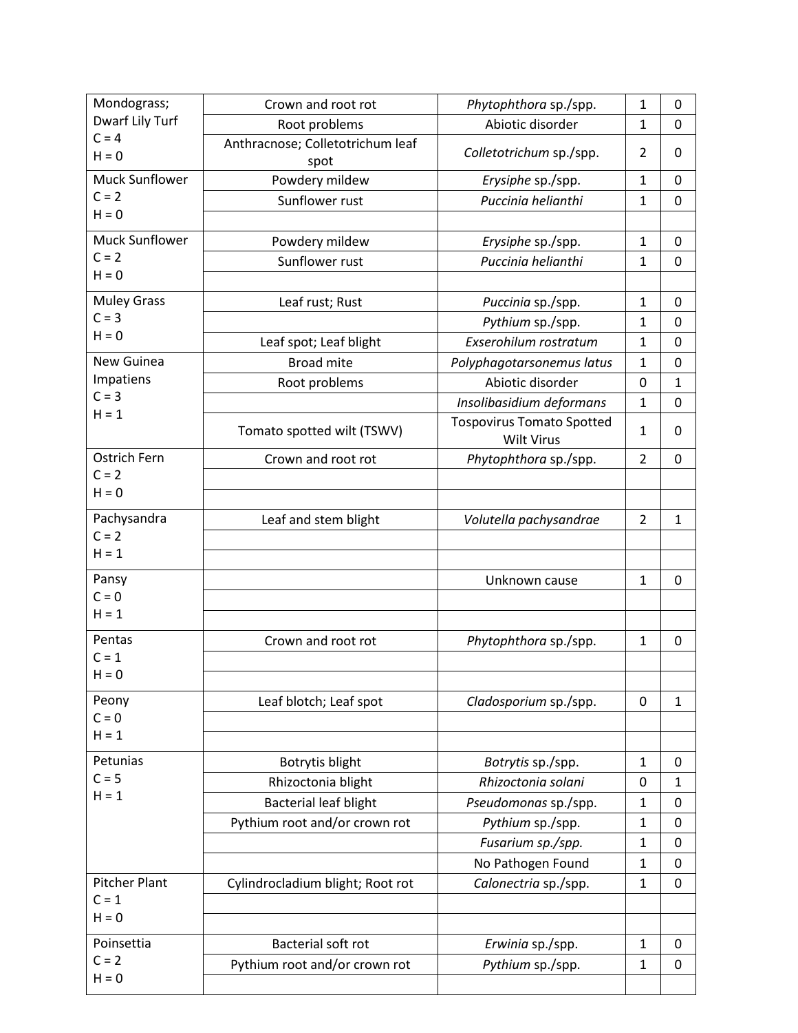| | | | | |
|---|---|---|---|---|
| Mondograss; Dwarf Lily Turf C = 4 H = 0 | Crown and root rot | *Phytophthora* sp./spp. | 1 | 0 |
| | Root problems | Abiotic disorder | 1 | 0 |
| | Anthracnose; Colletotrichum leaf spot | *Colletotrichum* sp./spp. | 2 | 0 |
| Muck Sunflower C = 2 H = 0 | Powdery mildew | *Erysiphe* sp./spp. | 1 | 0 |
| | Sunflower rust | *Puccinia helianthi* | 1 | 0 |
| | | | | |
| Muck Sunflower C = 2 H = 0 | Powdery mildew | *Erysiphe* sp./spp. | 1 | 0 |
| | Sunflower rust | *Puccinia helianthi* | 1 | 0 |
| | | | | |
| Muley Grass C = 3 H = 0 | Leaf rust; Rust | *Puccinia* sp./spp. | 1 | 0 |
| | | *Pythium* sp./spp. | 1 | 0 |
| | Leaf spot; Leaf blight | *Exserohilum rostratum* | 1 | 0 |
| New Guinea Impatiens C = 3 H = 1 | Broad mite | *Polyphagotarsonemus latus* | 1 | 0 |
| | Root problems | Abiotic disorder | 0 | 1 |
| | | *Insolibasidium deformans* | 1 | 0 |
| | Tomato spotted wilt (TSWV) | Tospovirus Tomato Spotted Wilt Virus | 1 | 0 |
| Ostrich Fern C = 2 H = 0 | Crown and root rot | *Phytophthora* sp./spp. | 2 | 0 |
| | | | | |
| | | | | |
| Pachysandra C = 2 H = 1 | Leaf and stem blight | *Volutella pachysandrae* | 2 | 1 |
| | | | | |
| | | | | |
| Pansy C = 0 H = 1 | | Unknown cause | 1 | 0 |
| | | | | |
| | | | | |
| Pentas C = 1 H = 0 | Crown and root rot | *Phytophthora* sp./spp. | 1 | 0 |
| | | | | |
| | | | | |
| Peony C = 0 H = 1 | Leaf blotch; Leaf spot | *Cladosporium* sp./spp. | 0 | 1 |
| | | | | |
| | | | | |
| Petunias C = 5 H = 1 | Botrytis blight | *Botrytis* sp./spp. | 1 | 0 |
| | Rhizoctonia blight | *Rhizoctonia solani* | 0 | 1 |
| | Bacterial leaf blight | *Pseudomonas* sp./spp. | 1 | 0 |
| | Pythium root and/or crown rot | *Pythium* sp./spp. | 1 | 0 |
| | | *Fusarium sp./spp.* | 1 | 0 |
| | | No Pathogen Found | 1 | 0 |
| Pitcher Plant C = 1 H = 0 | Cylindrocladium blight; Root rot | *Calonectria* sp./spp. | 1 | 0 |
| | | | | |
| | | | | |
| Poinsettia C = 2 H = 0 | Bacterial soft rot | *Erwinia* sp./spp. | 1 | 0 |
| | Pythium root and/or crown rot | *Pythium* sp./spp. | 1 | 0 |
| | | | | |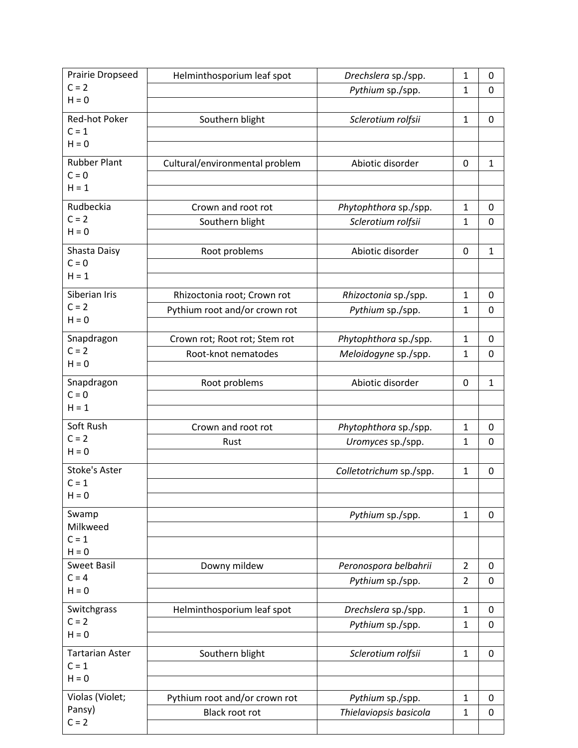| Plant | Disease | Pathogen | C | H |
|---|---|---|---|---|
| Prairie Dropseed C = 2 H = 0 | Helminthosporium leaf spot | *Drechslera* sp./spp. | 1 | 0 |
| | | *Pythium* sp./spp. | 1 | 0 |
| | | | | |
| Red-hot Poker C = 1 H = 0 | Southern blight | *Sclerotium rolfsii* | 1 | 0 |
| | | | | |
| | | | | |
| Rubber Plant C = 0 H = 1 | Cultural/environmental problem | Abiotic disorder | 0 | 1 |
| | | | | |
| | | | | |
| Rudbeckia C = 2 H = 0 | Crown and root rot | *Phytophthora* sp./spp. | 1 | 0 |
| | Southern blight | *Sclerotium rolfsii* | 1 | 0 |
| | | | | |
| Shasta Daisy C = 0 H = 1 | Root problems | Abiotic disorder | 0 | 1 |
| | | | | |
| | | | | |
| Siberian Iris C = 2 H = 0 | Rhizoctonia root; Crown rot | *Rhizoctonia* sp./spp. | 1 | 0 |
| | Pythium root and/or crown rot | *Pythium* sp./spp. | 1 | 0 |
| | | | | |
| Snapdragon C = 2 H = 0 | Crown rot; Root rot; Stem rot | *Phytophthora* sp./spp. | 1 | 0 |
| | Root-knot nematodes | *Meloidogyne* sp./spp. | 1 | 0 |
| | | | | |
| Snapdragon C = 0 H = 1 | Root problems | Abiotic disorder | 0 | 1 |
| | | | | |
| | | | | |
| Soft Rush C = 2 H = 0 | Crown and root rot | *Phytophthora* sp./spp. | 1 | 0 |
| | Rust | *Uromyces* sp./spp. | 1 | 0 |
| | | | | |
| Stoke's Aster C = 1 H = 0 | | *Colletotrichum* sp./spp. | 1 | 0 |
| | | | | |
| | | | | |
| Swamp Milkweed C = 1 H = 0 | | *Pythium* sp./spp. | 1 | 0 |
| | | | | |
| | | | | |
| Sweet Basil C = 4 H = 0 | Downy mildew | *Peronospora belbahrii* | 2 | 0 |
| | | *Pythium* sp./spp. | 2 | 0 |
| | | | | |
| Switchgrass C = 2 H = 0 | Helminthosporium leaf spot | *Drechslera* sp./spp. | 1 | 0 |
| | | *Pythium* sp./spp. | 1 | 0 |
| | | | | |
| Tartarian Aster C = 1 H = 0 | Southern blight | *Sclerotium rolfsii* | 1 | 0 |
| | | | | |
| | | | | |
| Violas (Violet; Pansy) C = 2 | Pythium root and/or crown rot | *Pythium* sp./spp. | 1 | 0 |
| | Black root rot | *Thielaviopsis basicola* | 1 | 0 |
| | | | | |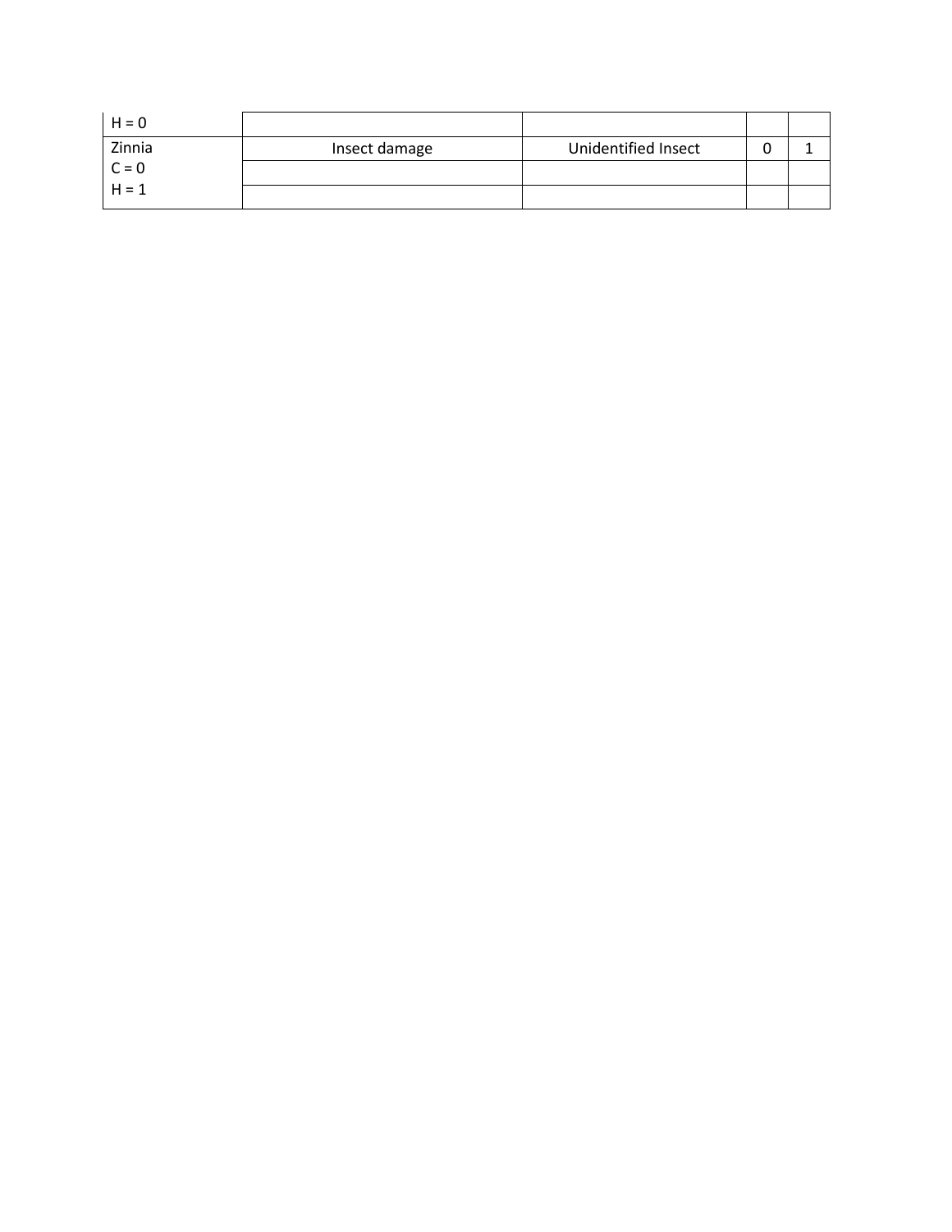| | | | | |
|---|---|---|---|---|
| H = 0 | | | | |
| Zinnia<br>C = 0<br>H = 1 | Insect damage | Unidentified Insect | 0 | 1 |
| | | | | |
| | | | | |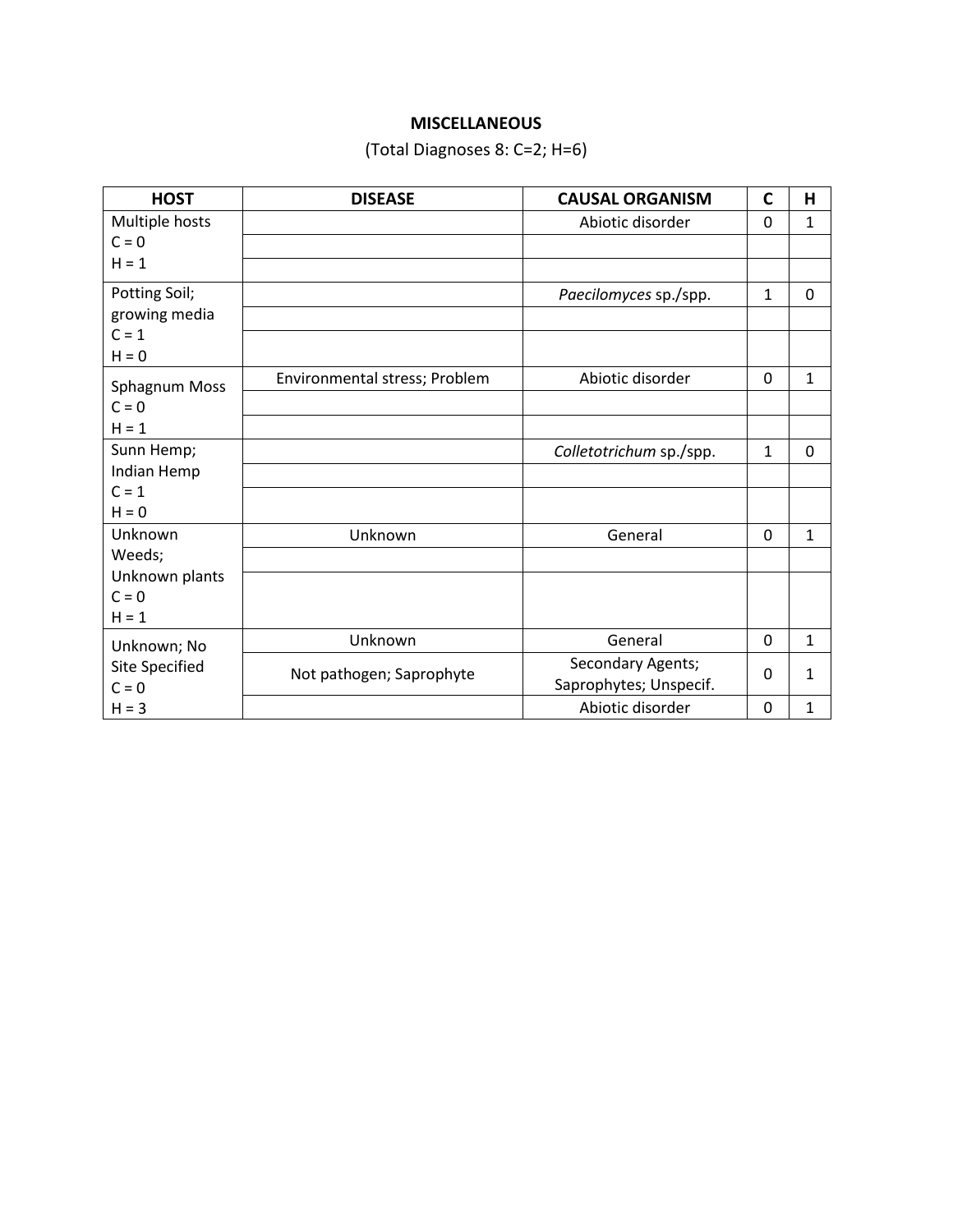**MISCELLANEOUS**

(Total Diagnoses 8: C=2; H=6)

| HOST | DISEASE | CAUSAL ORGANISM | C | H |
|---|---|---|---|---|
| Multiple hosts<br>C = 0<br>H = 1 | | Abiotic disorder | 0 | 1 |
| | | | | |
| | | | | |
| Potting Soil; growing media<br>C = 1<br>H = 0 | | *Paecilomyces* sp./spp. | 1 | 0 |
| | | | | |
| | | | | |
| Sphagnum Moss<br>C = 0<br>H = 1 | Environmental stress; Problem | Abiotic disorder | 0 | 1 |
| | | | | |
| | | | | |
| Sunn Hemp; Indian Hemp<br>C = 1<br>H = 0 | | *Colletotrichum* sp./spp. | 1 | 0 |
| | | | | |
| | | | | |
| Unknown Weeds; Unknown plants<br>C = 0<br>H = 1 | Unknown | General | 0 | 1 |
| | | | | |
| | | | | |
| Unknown; No Site Specified<br>C = 0<br>H = 3 | Unknown | General | 0 | 1 |
| | Not pathogen; Saprophyte | Secondary Agents; Saprophytes; Unspecif. | 0 | 1 |
| | | Abiotic disorder | 0 | 1 |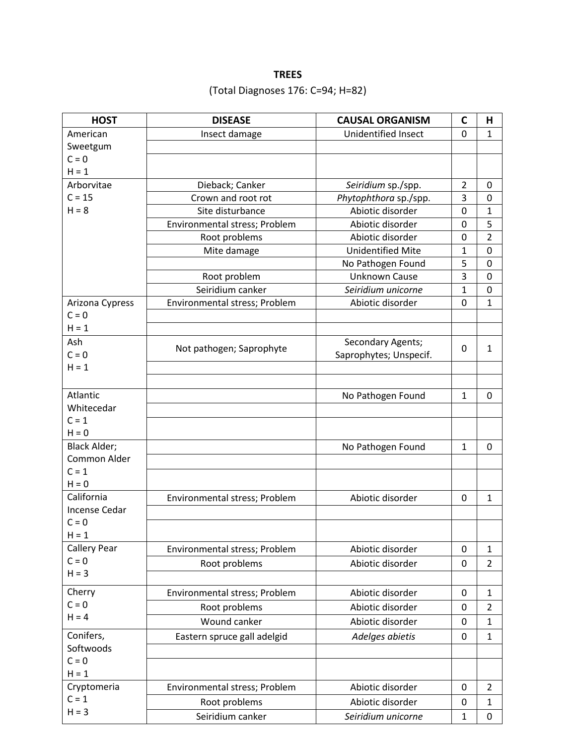**TREES**

(Total Diagnoses 176: C=94; H=82)

| HOST | DISEASE | CAUSAL ORGANISM | C | H |
|---|---|---|---|---|
| American Sweetgum C = 0 H = 1 | Insect damage | Unidentified Insect | 0 | 1 |
| | | | | |
| | | | | |
| Arborvitae C = 15 H = 8 | Dieback; Canker | *Seiridium* sp./spp. | 2 | 0 |
| | Crown and root rot | *Phytophthora* sp./spp. | 3 | 0 |
| | Site disturbance | Abiotic disorder | 0 | 1 |
| | Environmental stress; Problem | Abiotic disorder | 0 | 5 |
| | Root problems | Abiotic disorder | 0 | 2 |
| | Mite damage | Unidentified Mite | 1 | 0 |
| | | No Pathogen Found | 5 | 0 |
| | Root problem | Unknown Cause | 3 | 0 |
| | Seiridium canker | *Seiridium unicorne* | 1 | 0 |
| Arizona Cypress C = 0 H = 1 | Environmental stress; Problem | Abiotic disorder | 0 | 1 |
| | | | | |
| | | | | |
| Ash C = 0 H = 1 | Not pathogen; Saprophyte | Secondary Agents; Saprophytes; Unspecif. | 0 | 1 |
| | | | | |
| | | | | |
| Atlantic Whitecedar C = 1 H = 0 | | No Pathogen Found | 1 | 0 |
| | | | | |
| | | | | |
| Black Alder; Common Alder C = 1 H = 0 | | No Pathogen Found | 1 | 0 |
| | | | | |
| | | | | |
| California Incense Cedar C = 0 H = 1 | Environmental stress; Problem | Abiotic disorder | 0 | 1 |
| | | | | |
| | | | | |
| Callery Pear C = 0 H = 3 | Environmental stress; Problem | Abiotic disorder | 0 | 1 |
| | Root problems | Abiotic disorder | 0 | 2 |
| | | | | |
| Cherry C = 0 H = 4 | Environmental stress; Problem | Abiotic disorder | 0 | 1 |
| | Root problems | Abiotic disorder | 0 | 2 |
| | Wound canker | Abiotic disorder | 0 | 1 |
| Conifers, Softwoods C = 0 H = 1 | Eastern spruce gall adelgid | *Adelges abietis* | 0 | 1 |
| | | | | |
| | | | | |
| Cryptomeria C = 1 H = 3 | Environmental stress; Problem | Abiotic disorder | 0 | 2 |
| | Root problems | Abiotic disorder | 0 | 1 |
| | Seiridium canker | *Seiridium unicorne* | 1 | 0 |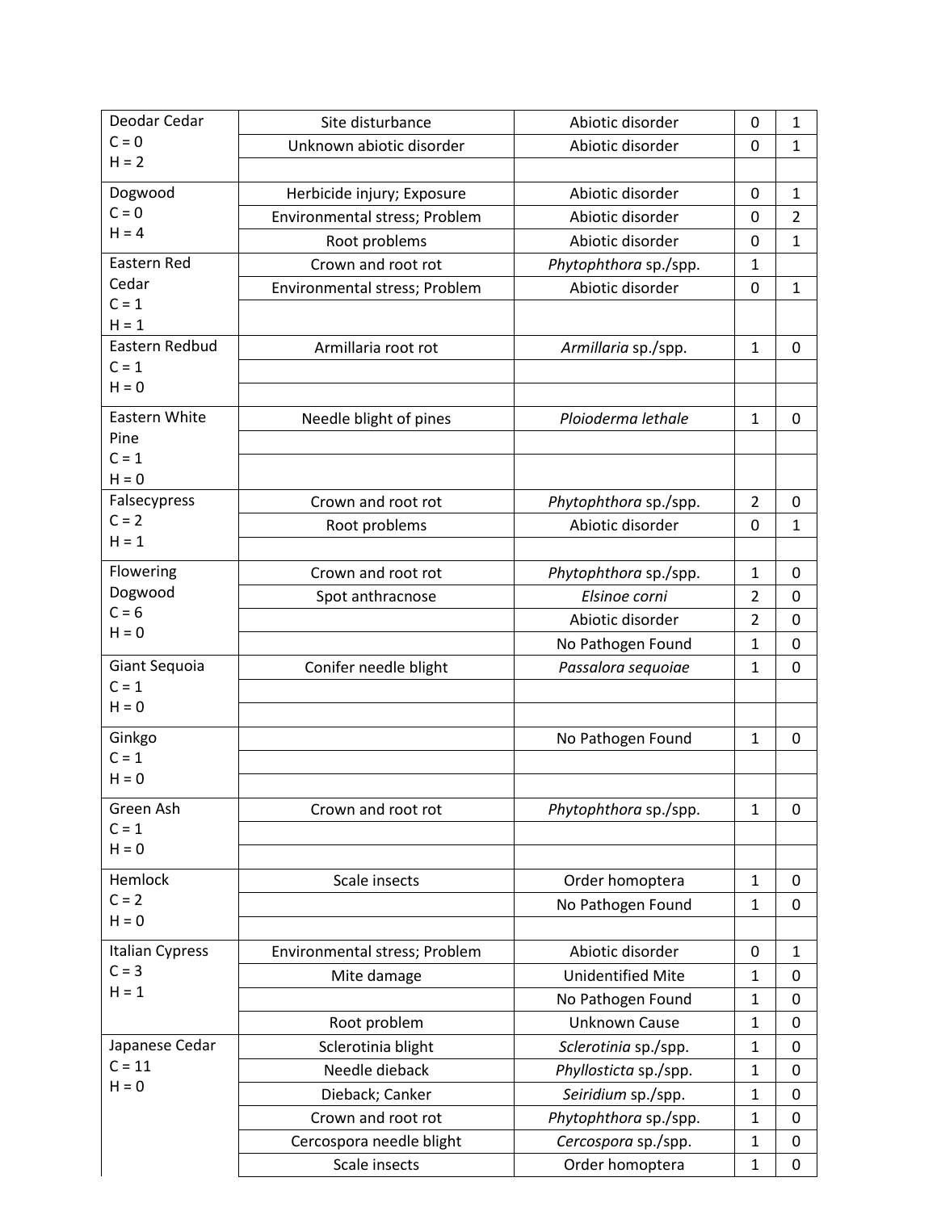| | | | | |
|---|---|---|---|---|
| Deodar Cedar C = 0 H = 2 | Site disturbance | Abiotic disorder | 0 | 1 |
| | Unknown abiotic disorder | Abiotic disorder | 0 | 1 |
| | | | | |
| Dogwood C = 0 H = 4 | Herbicide injury; Exposure | Abiotic disorder | 0 | 1 |
| | Environmental stress; Problem | Abiotic disorder | 0 | 2 |
| | Root problems | Abiotic disorder | 0 | 1 |
| Eastern Red Cedar C = 1 H = 1 | Crown and root rot | *Phytophthora* sp./spp. | 1 | |
| | Environmental stress; Problem | Abiotic disorder | 0 | 1 |
| | | | | |
| Eastern Redbud C = 1 H = 0 | Armillaria root rot | *Armillaria* sp./spp. | 1 | 0 |
| | | | | |
| | | | | |
| Eastern White Pine C = 1 H = 0 | Needle blight of pines | *Ploioderma lethale* | 1 | 0 |
| | | | | |
| | | | | |
| Falsecypress C = 2 H = 1 | Crown and root rot | *Phytophthora* sp./spp. | 2 | 0 |
| | Root problems | Abiotic disorder | 0 | 1 |
| | | | | |
| Flowering Dogwood C = 6 H = 0 | Crown and root rot | *Phytophthora* sp./spp. | 1 | 0 |
| | Spot anthracnose | *Elsinoe corni* | 2 | 0 |
| | | Abiotic disorder | 2 | 0 |
| | | No Pathogen Found | 1 | 0 |
| Giant Sequoia C = 1 H = 0 | Conifer needle blight | *Passalora sequoiae* | 1 | 0 |
| | | | | |
| | | | | |
| Ginkgo C = 1 H = 0 | | No Pathogen Found | 1 | 0 |
| | | | | |
| | | | | |
| Green Ash C = 1 H = 0 | Crown and root rot | *Phytophthora* sp./spp. | 1 | 0 |
| | | | | |
| | | | | |
| Hemlock C = 2 H = 0 | Scale insects | Order homoptera | 1 | 0 |
| | | No Pathogen Found | 1 | 0 |
| | | | | |
| Italian Cypress C = 3 H = 1 | Environmental stress; Problem | Abiotic disorder | 0 | 1 |
| | Mite damage | Unidentified Mite | 1 | 0 |
| | | No Pathogen Found | 1 | 0 |
| | Root problem | Unknown Cause | 1 | 0 |
| Japanese Cedar C = 11 H = 0 | Sclerotinia blight | *Sclerotinia* sp./spp. | 1 | 0 |
| | Needle dieback | *Phyllosticta* sp./spp. | 1 | 0 |
| | Dieback; Canker | *Seiridium* sp./spp. | 1 | 0 |
| | Crown and root rot | *Phytophthora* sp./spp. | 1 | 0 |
| | Cercospora needle blight | *Cercospora* sp./spp. | 1 | 0 |
| | Scale insects | Order homoptera | 1 | 0 |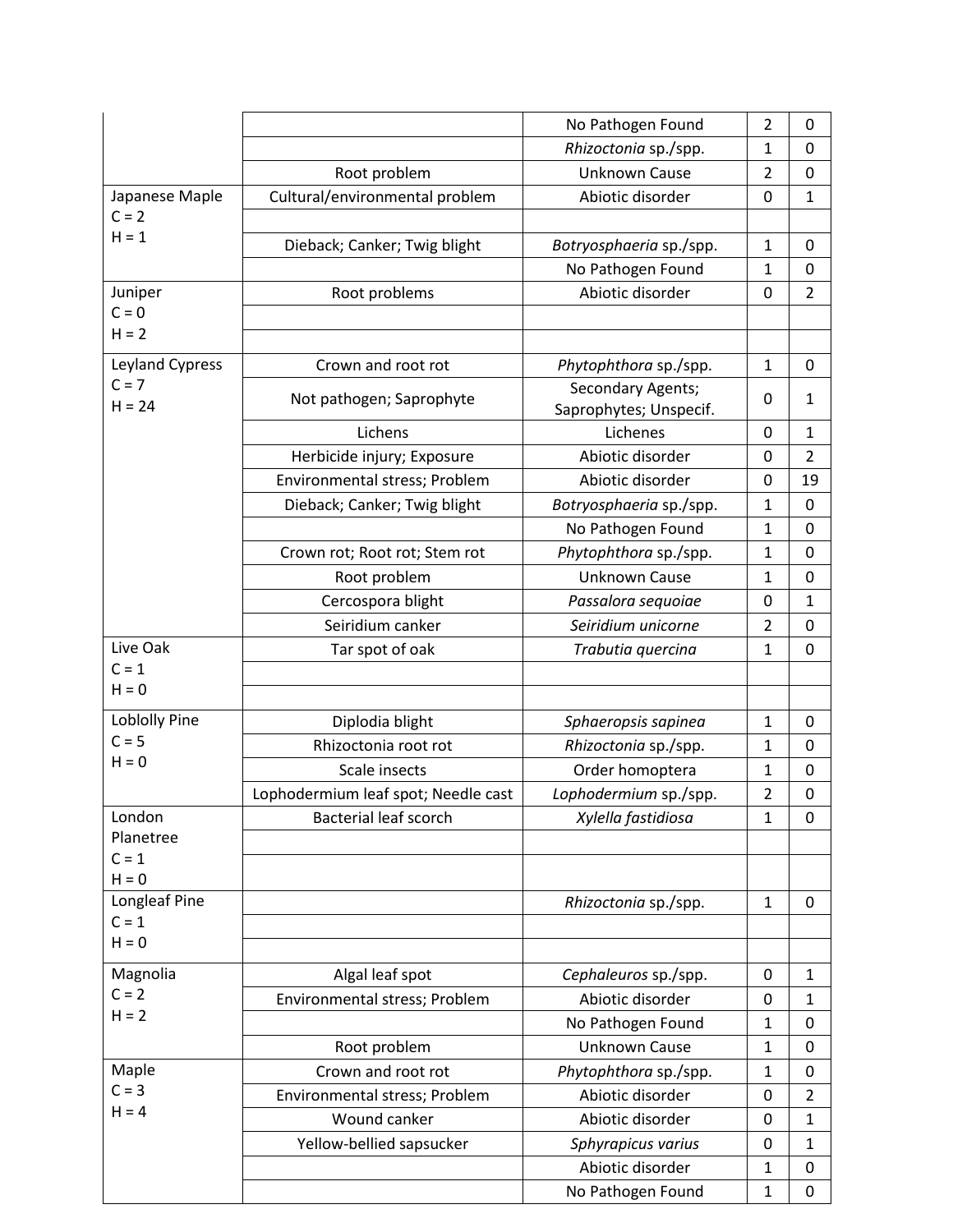| | | | | |
|---|---|---|---|---|
| | | No Pathogen Found | 2 | 0 |
| | | *Rhizoctonia* sp./spp. | 1 | 0 |
| | Root problem | Unknown Cause | 2 | 0 |
| Japanese Maple C = 2 H = 1 | Cultural/environmental problem | Abiotic disorder | 0 | 1 |
| | | | | |
| | Dieback; Canker; Twig blight | *Botryosphaeria* sp./spp. | 1 | 0 |
| | | No Pathogen Found | 1 | 0 |
| Juniper C = 0 H = 2 | Root problems | Abiotic disorder | 0 | 2 |
| | | | | |
| | | | | |
| Leyland Cypress C = 7 H = 24 | Crown and root rot | *Phytophthora* sp./spp. | 1 | 0 |
| | Not pathogen; Saprophyte | Secondary Agents; Saprophytes; Unspecif. | 0 | 1 |
| | Lichens | Lichenes | 0 | 1 |
| | Herbicide injury; Exposure | Abiotic disorder | 0 | 2 |
| | Environmental stress; Problem | Abiotic disorder | 0 | 19 |
| | Dieback; Canker; Twig blight | *Botryosphaeria* sp./spp. | 1 | 0 |
| | | No Pathogen Found | 1 | 0 |
| | Crown rot; Root rot; Stem rot | *Phytophthora* sp./spp. | 1 | 0 |
| | Root problem | Unknown Cause | 1 | 0 |
| | Cercospora blight | *Passalora sequoiae* | 0 | 1 |
| | Seiridium canker | *Seiridium unicorne* | 2 | 0 |
| Live Oak C = 1 H = 0 | Tar spot of oak | *Trabutia quercina* | 1 | 0 |
| | | | | |
| | | | | |
| Loblolly Pine C = 5 H = 0 | Diplodia blight | *Sphaeropsis sapinea* | 1 | 0 |
| | Rhizoctonia root rot | *Rhizoctonia* sp./spp. | 1 | 0 |
| | Scale insects | Order homoptera | 1 | 0 |
| | Lophodermium leaf spot; Needle cast | *Lophodermium* sp./spp. | 2 | 0 |
| London Planetree C = 1 H = 0 | Bacterial leaf scorch | *Xylella fastidiosa* | 1 | 0 |
| | | | | |
| | | | | |
| Longleaf Pine C = 1 H = 0 | | *Rhizoctonia* sp./spp. | 1 | 0 |
| | | | | |
| | | | | |
| Magnolia C = 2 H = 2 | Algal leaf spot | *Cephaleuros* sp./spp. | 0 | 1 |
| | Environmental stress; Problem | Abiotic disorder | 0 | 1 |
| | | No Pathogen Found | 1 | 0 |
| | Root problem | Unknown Cause | 1 | 0 |
| Maple C = 3 H = 4 | Crown and root rot | *Phytophthora* sp./spp. | 1 | 0 |
| | Environmental stress; Problem | Abiotic disorder | 0 | 2 |
| | Wound canker | Abiotic disorder | 0 | 1 |
| | Yellow-bellied sapsucker | *Sphyrapicus varius* | 0 | 1 |
| | | Abiotic disorder | 1 | 0 |
| | | No Pathogen Found | 1 | 0 |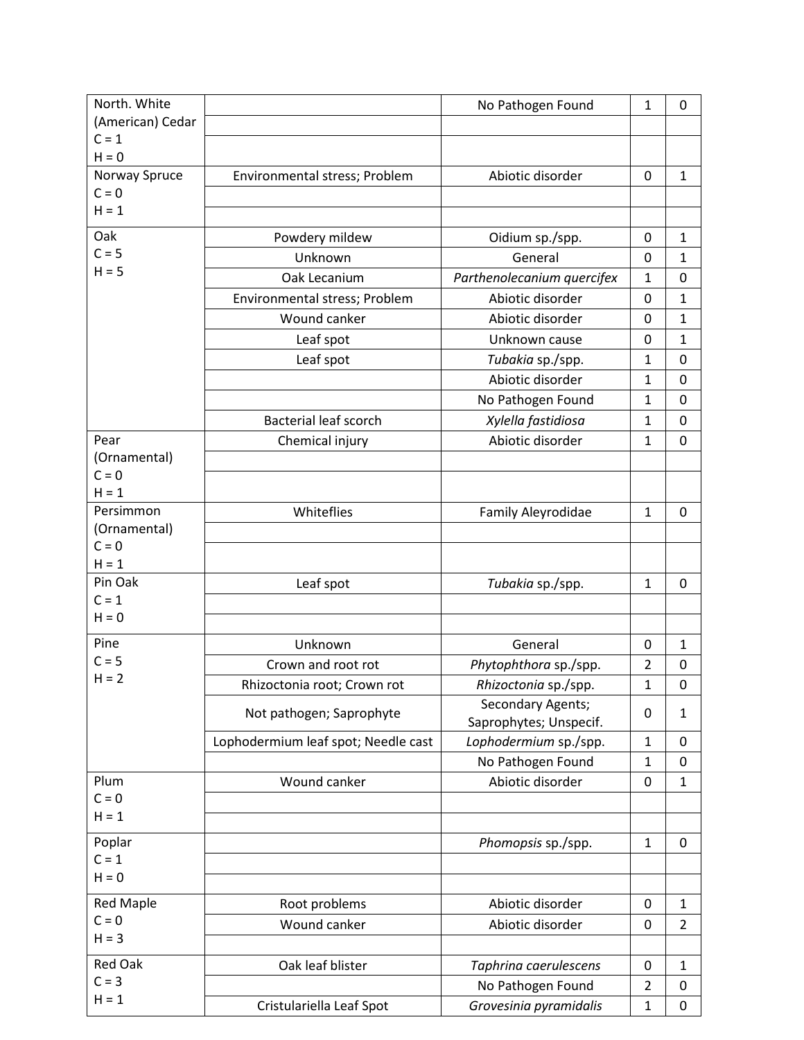| | | | | |
|---|---|---|---|---|
| North. White (American) Cedar C = 1 H = 0 | | No Pathogen Found | 1 | 0 |
| | | | | |
| | | | | |
| Norway Spruce C = 0 H = 1 | Environmental stress; Problem | Abiotic disorder | 0 | 1 |
| | | | | |
| | | | | |
| Oak C = 5 H = 5 | Powdery mildew | Oidium sp./spp. | 0 | 1 |
| | Unknown | General | 0 | 1 |
| | Oak Lecanium | *Parthenolecanium quercifex* | 1 | 0 |
| | Environmental stress; Problem | Abiotic disorder | 0 | 1 |
| | Wound canker | Abiotic disorder | 0 | 1 |
| | Leaf spot | Unknown cause | 0 | 1 |
| | Leaf spot | *Tubakia* sp./spp. | 1 | 0 |
| | | Abiotic disorder | 1 | 0 |
| | | No Pathogen Found | 1 | 0 |
| | Bacterial leaf scorch | *Xylella fastidiosa* | 1 | 0 |
| Pear (Ornamental) C = 0 H = 1 | Chemical injury | Abiotic disorder | 1 | 0 |
| | | | | |
| | | | | |
| Persimmon (Ornamental) C = 0 H = 1 | Whiteflies | Family Aleyrodidae | 1 | 0 |
| | | | | |
| | | | | |
| Pin Oak C = 1 H = 0 | Leaf spot | *Tubakia* sp./spp. | 1 | 0 |
| | | | | |
| | | | | |
| Pine C = 5 H = 2 | Unknown | General | 0 | 1 |
| | Crown and root rot | *Phytophthora* sp./spp. | 2 | 0 |
| | Rhizoctonia root; Crown rot | *Rhizoctonia* sp./spp. | 1 | 0 |
| | Not pathogen; Saprophyte | Secondary Agents; Saprophytes; Unspecif. | 0 | 1 |
| | Lophodermium leaf spot; Needle cast | *Lophodermium* sp./spp. | 1 | 0 |
| | | No Pathogen Found | 1 | 0 |
| Plum C = 0 H = 1 | Wound canker | Abiotic disorder | 0 | 1 |
| | | | | |
| | | | | |
| Poplar C = 1 H = 0 | | *Phomopsis* sp./spp. | 1 | 0 |
| | | | | |
| | | | | |
| Red Maple C = 0 H = 3 | Root problems | Abiotic disorder | 0 | 1 |
| | Wound canker | Abiotic disorder | 0 | 2 |
| | | | | |
| Red Oak C = 3 H = 1 | Oak leaf blister | *Taphrina caerulescens* | 0 | 1 |
| | | No Pathogen Found | 2 | 0 |
| | Cristulariella Leaf Spot | *Grovesinia pyramidalis* | 1 | 0 |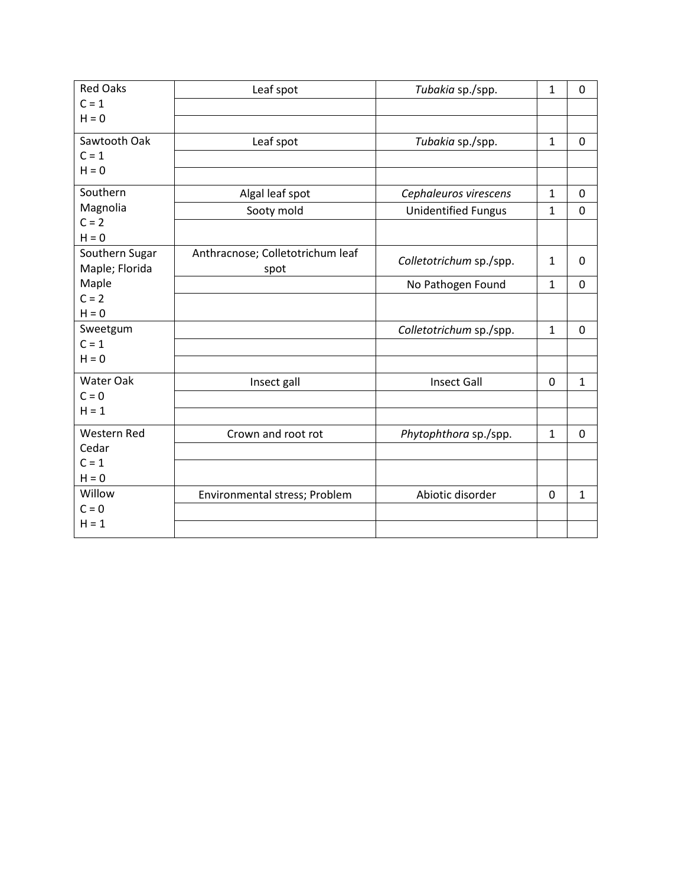| | | | | |
|---|---|---|---|---|
| Red Oaks<br>C = 1<br>H = 0 | Leaf spot | *Tubakia* sp./spp. | 1 | 0 |
| | | | | |
| | | | | |
| Sawtooth Oak<br>C = 1<br>H = 0 | Leaf spot | *Tubakia* sp./spp. | 1 | 0 |
| | | | | |
| | | | | |
| Southern Magnolia<br>C = 2<br>H = 0 | Algal leaf spot | *Cephaleuros virescens* | 1 | 0 |
| | Sooty mold | Unidentified Fungus | 1 | 0 |
| | | | | |
| Southern Sugar Maple; Florida Maple<br>C = 2<br>H = 0 | Anthracnose; Colletotrichum leaf spot | *Colletotrichum* sp./spp. | 1 | 0 |
| | | No Pathogen Found | 1 | 0 |
| | | | | |
| Sweetgum<br>C = 1<br>H = 0 | | *Colletotrichum* sp./spp. | 1 | 0 |
| | | | | |
| | | | | |
| Water Oak<br>C = 0<br>H = 1 | Insect gall | Insect Gall | 0 | 1 |
| | | | | |
| | | | | |
| Western Red Cedar<br>C = 1<br>H = 0 | Crown and root rot | *Phytophthora* sp./spp. | 1 | 0 |
| | | | | |
| | | | | |
| Willow<br>C = 0<br>H = 1 | Environmental stress; Problem | Abiotic disorder | 0 | 1 |
| | | | | |
| | | | | |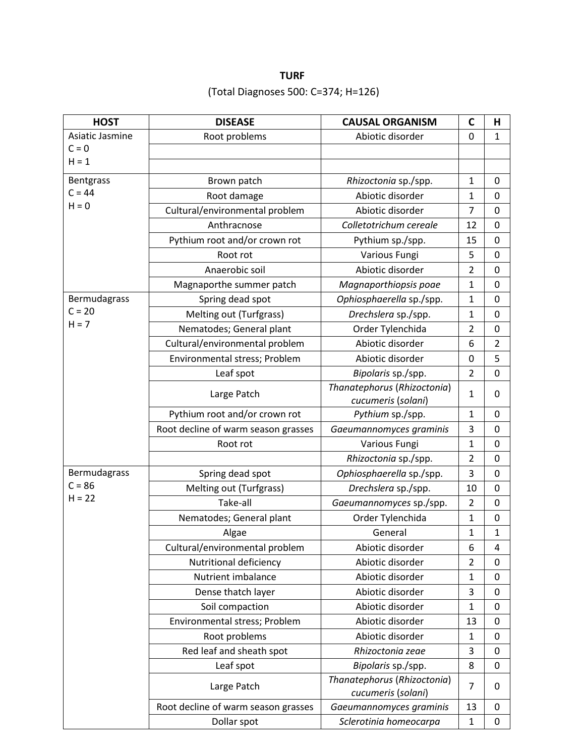**TURF**

(Total Diagnoses 500: C=374; H=126)

| HOST | DISEASE | CAUSAL ORGANISM | C | H |
|---|---|---|---|---|
| Asiatic Jasmine<br>C = 0<br>H = 1 | Root problems | Abiotic disorder | 0 | 1 |
| | | | | |
| | | | | |
| Bentgrass<br>C = 44<br>H = 0 | Brown patch | *Rhizoctonia* sp./spp. | 1 | 0 |
| | Root damage | Abiotic disorder | 1 | 0 |
| | Cultural/environmental problem | Abiotic disorder | 7 | 0 |
| | Anthracnose | *Colletotrichum cereale* | 12 | 0 |
| | Pythium root and/or crown rot | Pythium sp./spp. | 15 | 0 |
| | Root rot | Various Fungi | 5 | 0 |
| | Anaerobic soil | Abiotic disorder | 2 | 0 |
| | Magnaporthe summer patch | *Magnaporthiopsis poae* | 1 | 0 |
| Bermudagrass<br>C = 20<br>H = 7 | Spring dead spot | *Ophiosphaerella* sp./spp. | 1 | 0 |
| | Melting out (Turfgrass) | *Drechslera* sp./spp. | 1 | 0 |
| | Nematodes; General plant | Order Tylenchida | 2 | 0 |
| | Cultural/environmental problem | Abiotic disorder | 6 | 2 |
| | Environmental stress; Problem | Abiotic disorder | 0 | 5 |
| | Leaf spot | *Bipolaris* sp./spp. | 2 | 0 |
| | Large Patch | *Thanatephorus* (*Rhizoctonia*) *cucumeris* (*solani*) | 1 | 0 |
| | Pythium root and/or crown rot | *Pythium* sp./spp. | 1 | 0 |
| | Root decline of warm season grasses | *Gaeumannomyces graminis* | 3 | 0 |
| | Root rot | Various Fungi | 1 | 0 |
| | | *Rhizoctonia* sp./spp. | 2 | 0 |
| Bermudagrass<br>C = 86<br>H = 22 | Spring dead spot | *Ophiosphaerella* sp./spp. | 3 | 0 |
| | Melting out (Turfgrass) | *Drechslera* sp./spp. | 10 | 0 |
| | Take-all | *Gaeumannomyces* sp./spp. | 2 | 0 |
| | Nematodes; General plant | Order Tylenchida | 1 | 0 |
| | Algae | General | 1 | 1 |
| | Cultural/environmental problem | Abiotic disorder | 6 | 4 |
| | Nutritional deficiency | Abiotic disorder | 2 | 0 |
| | Nutrient imbalance | Abiotic disorder | 1 | 0 |
| | Dense thatch layer | Abiotic disorder | 3 | 0 |
| | Soil compaction | Abiotic disorder | 1 | 0 |
| | Environmental stress; Problem | Abiotic disorder | 13 | 0 |
| | Root problems | Abiotic disorder | 1 | 0 |
| | Red leaf and sheath spot | *Rhizoctonia zeae* | 3 | 0 |
| | Leaf spot | *Bipolaris* sp./spp. | 8 | 0 |
| | Large Patch | *Thanatephorus* (*Rhizoctonia*) *cucumeris* (*solani*) | 7 | 0 |
| | Root decline of warm season grasses | *Gaeumannomyces graminis* | 13 | 0 |
| | Dollar spot | *Sclerotinia homeocarpa* | 1 | 0 |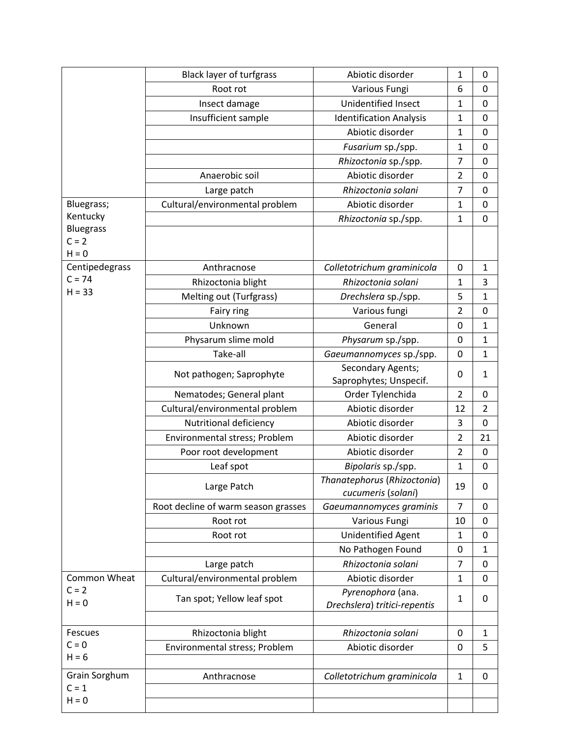| | | | | |
|---|---|---|---|---|
| | Black layer of turfgrass | Abiotic disorder | 1 | 0 |
| | Root rot | Various Fungi | 6 | 0 |
| | Insect damage | Unidentified Insect | 1 | 0 |
| | Insufficient sample | Identification Analysis | 1 | 0 |
| | | Abiotic disorder | 1 | 0 |
| | | *Fusarium* sp./spp. | 1 | 0 |
| | | *Rhizoctonia* sp./spp. | 7 | 0 |
| | Anaerobic soil | Abiotic disorder | 2 | 0 |
| | Large patch | *Rhizoctonia solani* | 7 | 0 |
| Bluegrass; Kentucky Bluegrass C = 2 H = 0 | Cultural/environmental problem | Abiotic disorder | 1 | 0 |
| | | *Rhizoctonia* sp./spp. | 1 | 0 |
| | | | | |
| Centipedegrass C = 74 H = 33 | Anthracnose | *Colletotrichum graminicola* | 0 | 1 |
| | Rhizoctonia blight | *Rhizoctonia solani* | 1 | 3 |
| | Melting out (Turfgrass) | *Drechslera* sp./spp. | 5 | 1 |
| | Fairy ring | Various fungi | 2 | 0 |
| | Unknown | General | 0 | 1 |
| | Physarum slime mold | *Physarum* sp./spp. | 0 | 1 |
| | Take-all | *Gaeumannomyces* sp./spp. | 0 | 1 |
| | Not pathogen; Saprophyte | Secondary Agents; Saprophytes; Unspecif. | 0 | 1 |
| | Nematodes; General plant | Order Tylenchida | 2 | 0 |
| | Cultural/environmental problem | Abiotic disorder | 12 | 2 |
| | Nutritional deficiency | Abiotic disorder | 3 | 0 |
| | Environmental stress; Problem | Abiotic disorder | 2 | 21 |
| | Poor root development | Abiotic disorder | 2 | 0 |
| | Leaf spot | *Bipolaris* sp./spp. | 1 | 0 |
| | Large Patch | *Thanatephorus* (*Rhizoctonia*) *cucumeris* (*solani*) | 19 | 0 |
| | Root decline of warm season grasses | *Gaeumannomyces graminis* | 7 | 0 |
| | Root rot | Various Fungi | 10 | 0 |
| | Root rot | Unidentified Agent | 1 | 0 |
| | | No Pathogen Found | 0 | 1 |
| | Large patch | *Rhizoctonia solani* | 7 | 0 |
| Common Wheat C = 2 H = 0 | Cultural/environmental problem | Abiotic disorder | 1 | 0 |
| | Tan spot; Yellow leaf spot | *Pyrenophora* (ana. *Drechslera*) *tritici-repentis* | 1 | 0 |
| | | | | |
| Fescues C = 0 H = 6 | Rhizoctonia blight | *Rhizoctonia solani* | 0 | 1 |
| | Environmental stress; Problem | Abiotic disorder | 0 | 5 |
| | | | | |
| Grain Sorghum C = 1 H = 0 | Anthracnose | *Colletotrichum graminicola* | 1 | 0 |
| | | | | |
| | | | | |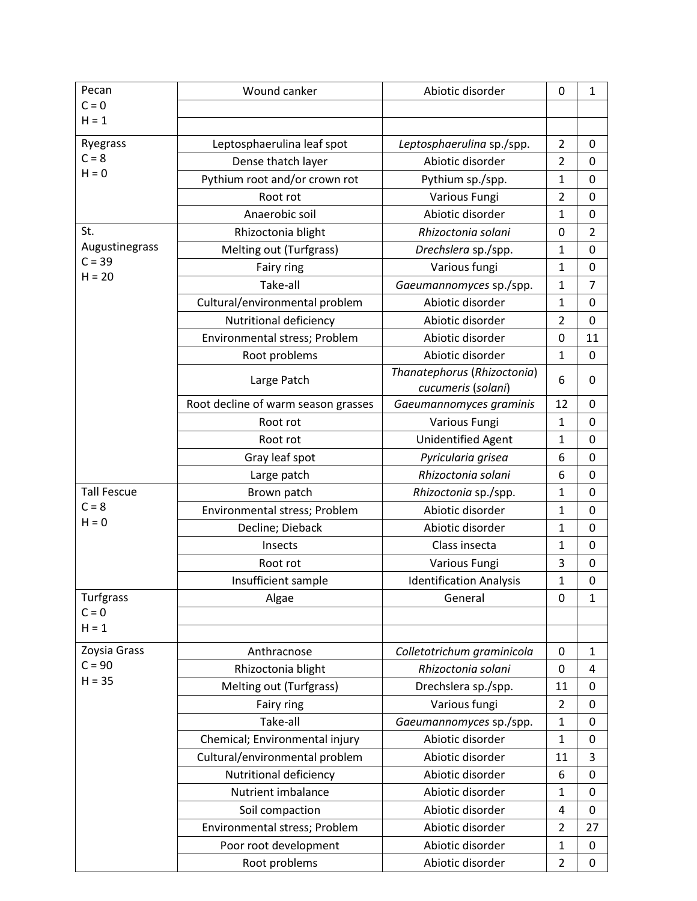| | | | | |
|---|---|---|---|---|
| Pecan<br>C = 0<br>H = 1 | Wound canker | Abiotic disorder | 0 | 1 |
| | | | | |
| | | | | |
| Ryegrass<br>C = 8<br>H = 0 | Leptosphaerulina leaf spot | *Leptosphaerulina* sp./spp. | 2 | 0 |
| | Dense thatch layer | Abiotic disorder | 2 | 0 |
| | Pythium root and/or crown rot | Pythium sp./spp. | 1 | 0 |
| | Root rot | Various Fungi | 2 | 0 |
| | Anaerobic soil | Abiotic disorder | 1 | 0 |
| St. Augustinegrass<br>C = 39<br>H = 20 | Rhizoctonia blight | *Rhizoctonia solani* | 0 | 2 |
| | Melting out (Turfgrass) | *Drechslera* sp./spp. | 1 | 0 |
| | Fairy ring | Various fungi | 1 | 0 |
| | Take-all | *Gaeumannomyces* sp./spp. | 1 | 7 |
| | Cultural/environmental problem | Abiotic disorder | 1 | 0 |
| | Nutritional deficiency | Abiotic disorder | 2 | 0 |
| | Environmental stress; Problem | Abiotic disorder | 0 | 11 |
| | Root problems | Abiotic disorder | 1 | 0 |
| | Large Patch | *Thanatephorus* (*Rhizoctonia*) *cucumeris* (*solani*) | 6 | 0 |
| | Root decline of warm season grasses | *Gaeumannomyces graminis* | 12 | 0 |
| | Root rot | Various Fungi | 1 | 0 |
| | Root rot | Unidentified Agent | 1 | 0 |
| | Gray leaf spot | *Pyricularia grisea* | 6 | 0 |
| | Large patch | *Rhizoctonia solani* | 6 | 0 |
| Tall Fescue<br>C = 8<br>H = 0 | Brown patch | *Rhizoctonia* sp./spp. | 1 | 0 |
| | Environmental stress; Problem | Abiotic disorder | 1 | 0 |
| | Decline; Dieback | Abiotic disorder | 1 | 0 |
| | Insects | Class insecta | 1 | 0 |
| | Root rot | Various Fungi | 3 | 0 |
| | Insufficient sample | Identification Analysis | 1 | 0 |
| Turfgrass<br>C = 0<br>H = 1 | Algae | General | 0 | 1 |
| | | | | |
| | | | | |
| Zoysia Grass<br>C = 90<br>H = 35 | Anthracnose | *Colletotrichum graminicola* | 0 | 1 |
| | Rhizoctonia blight | *Rhizoctonia solani* | 0 | 4 |
| | Melting out (Turfgrass) | Drechslera sp./spp. | 11 | 0 |
| | Fairy ring | Various fungi | 2 | 0 |
| | Take-all | *Gaeumannomyces* sp./spp. | 1 | 0 |
| | Chemical; Environmental injury | Abiotic disorder | 1 | 0 |
| | Cultural/environmental problem | Abiotic disorder | 11 | 3 |
| | Nutritional deficiency | Abiotic disorder | 6 | 0 |
| | Nutrient imbalance | Abiotic disorder | 1 | 0 |
| | Soil compaction | Abiotic disorder | 4 | 0 |
| | Environmental stress; Problem | Abiotic disorder | 2 | 27 |
| | Poor root development | Abiotic disorder | 1 | 0 |
| | Root problems | Abiotic disorder | 2 | 0 |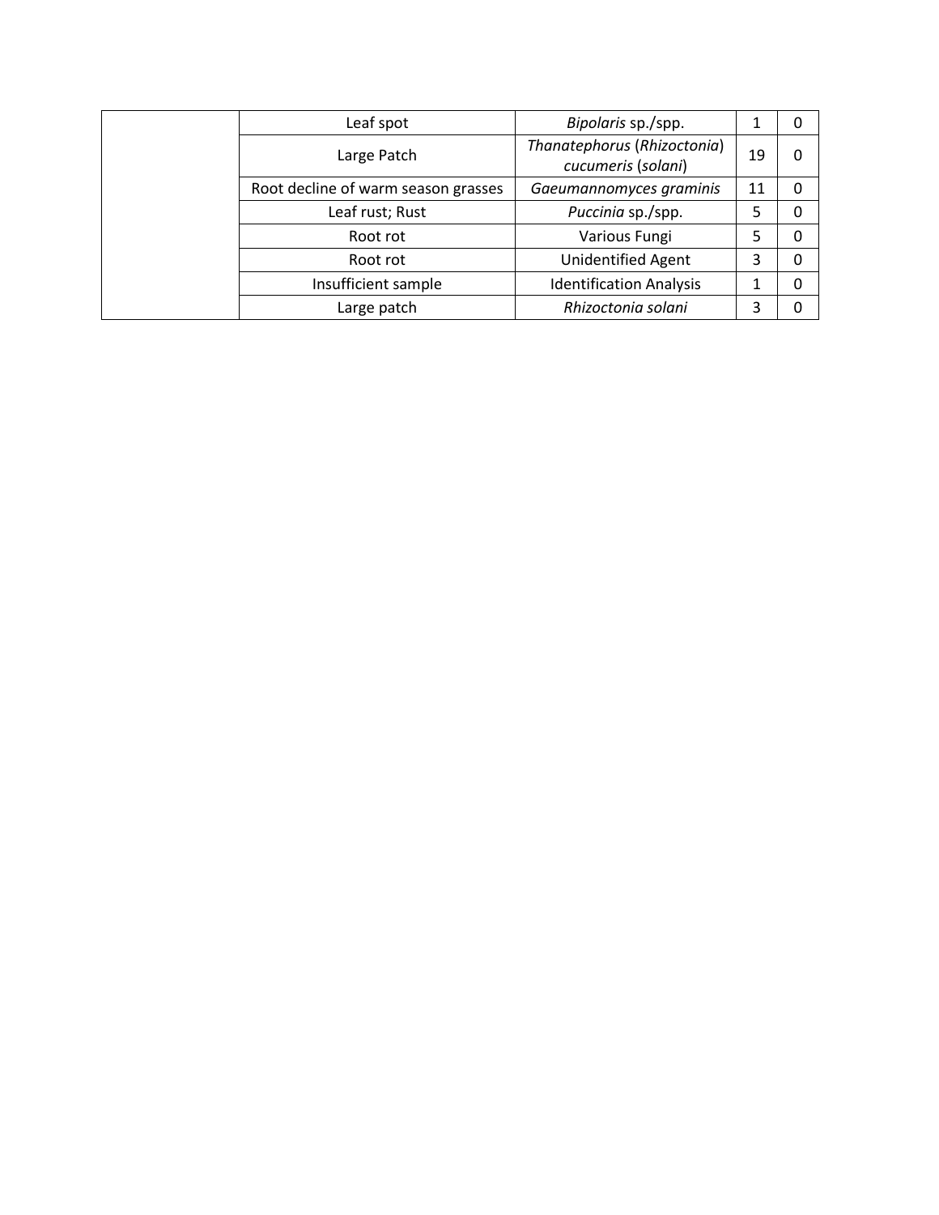| | | | | |
|---|---|---|---|---|
| | Leaf spot | *Bipolaris* sp./spp. | 1 | 0 |
| | Large Patch | *Thanatephorus* (*Rhizoctonia*) *cucumeris* (*solani*) | 19 | 0 |
| | Root decline of warm season grasses | *Gaeumannomyces graminis* | 11 | 0 |
| | Leaf rust; Rust | *Puccinia* sp./spp. | 5 | 0 |
| | Root rot | Various Fungi | 5 | 0 |
| | Root rot | Unidentified Agent | 3 | 0 |
| | Insufficient sample | Identification Analysis | 1 | 0 |
| | Large patch | *Rhizoctonia solani* | 3 | 0 |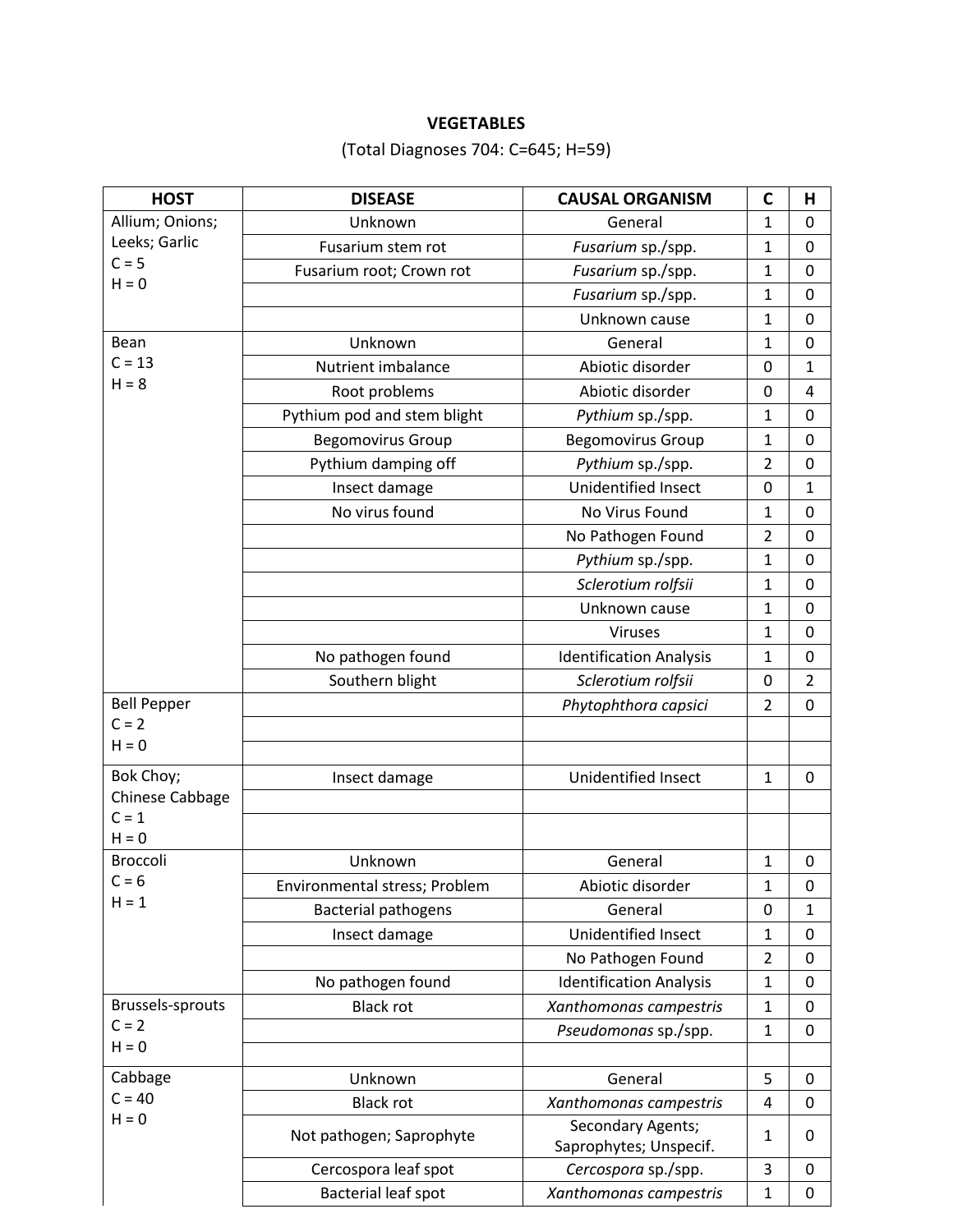**VEGETABLES**

(Total Diagnoses 704: C=645; H=59)

| HOST | DISEASE | CAUSAL ORGANISM | C | H |
|---|---|---|---|---|
| Allium; Onions; Leeks; Garlic C = 5 H = 0 | Unknown | General | 1 | 0 |
| | Fusarium stem rot | *Fusarium* sp./spp. | 1 | 0 |
| | Fusarium root; Crown rot | *Fusarium* sp./spp. | 1 | 0 |
| | | *Fusarium* sp./spp. | 1 | 0 |
| | | Unknown cause | 1 | 0 |
| Bean C = 13 H = 8 | Unknown | General | 1 | 0 |
| | Nutrient imbalance | Abiotic disorder | 0 | 1 |
| | Root problems | Abiotic disorder | 0 | 4 |
| | Pythium pod and stem blight | *Pythium* sp./spp. | 1 | 0 |
| | Begomovirus Group | Begomovirus Group | 1 | 0 |
| | Pythium damping off | *Pythium* sp./spp. | 2 | 0 |
| | Insect damage | Unidentified Insect | 0 | 1 |
| | No virus found | No Virus Found | 1 | 0 |
| | | No Pathogen Found | 2 | 0 |
| | | *Pythium* sp./spp. | 1 | 0 |
| | | *Sclerotium rolfsii* | 1 | 0 |
| | | Unknown cause | 1 | 0 |
| | | Viruses | 1 | 0 |
| | No pathogen found | Identification Analysis | 1 | 0 |
| | Southern blight | *Sclerotium rolfsii* | 0 | 2 |
| Bell Pepper C = 2 H = 0 | | *Phytophthora capsici* | 2 | 0 |
| | | | | |
| | | | | |
| Bok Choy; Chinese Cabbage C = 1 H = 0 | Insect damage | Unidentified Insect | 1 | 0 |
| | | | | |
| | | | | |
| Broccoli C = 6 H = 1 | Unknown | General | 1 | 0 |
| | Environmental stress; Problem | Abiotic disorder | 1 | 0 |
| | Bacterial pathogens | General | 0 | 1 |
| | Insect damage | Unidentified Insect | 1 | 0 |
| | | No Pathogen Found | 2 | 0 |
| | No pathogen found | Identification Analysis | 1 | 0 |
| Brussels-sprouts C = 2 H = 0 | Black rot | *Xanthomonas campestris* | 1 | 0 |
| | | *Pseudomonas* sp./spp. | 1 | 0 |
| | | | | |
| Cabbage C = 40 H = 0 | Unknown | General | 5 | 0 |
| | Black rot | *Xanthomonas campestris* | 4 | 0 |
| | Not pathogen; Saprophyte | Secondary Agents; Saprophytes; Unspecif. | 1 | 0 |
| | Cercospora leaf spot | *Cercospora* sp./spp. | 3 | 0 |
| | Bacterial leaf spot | *Xanthomonas campestris* | 1 | 0 |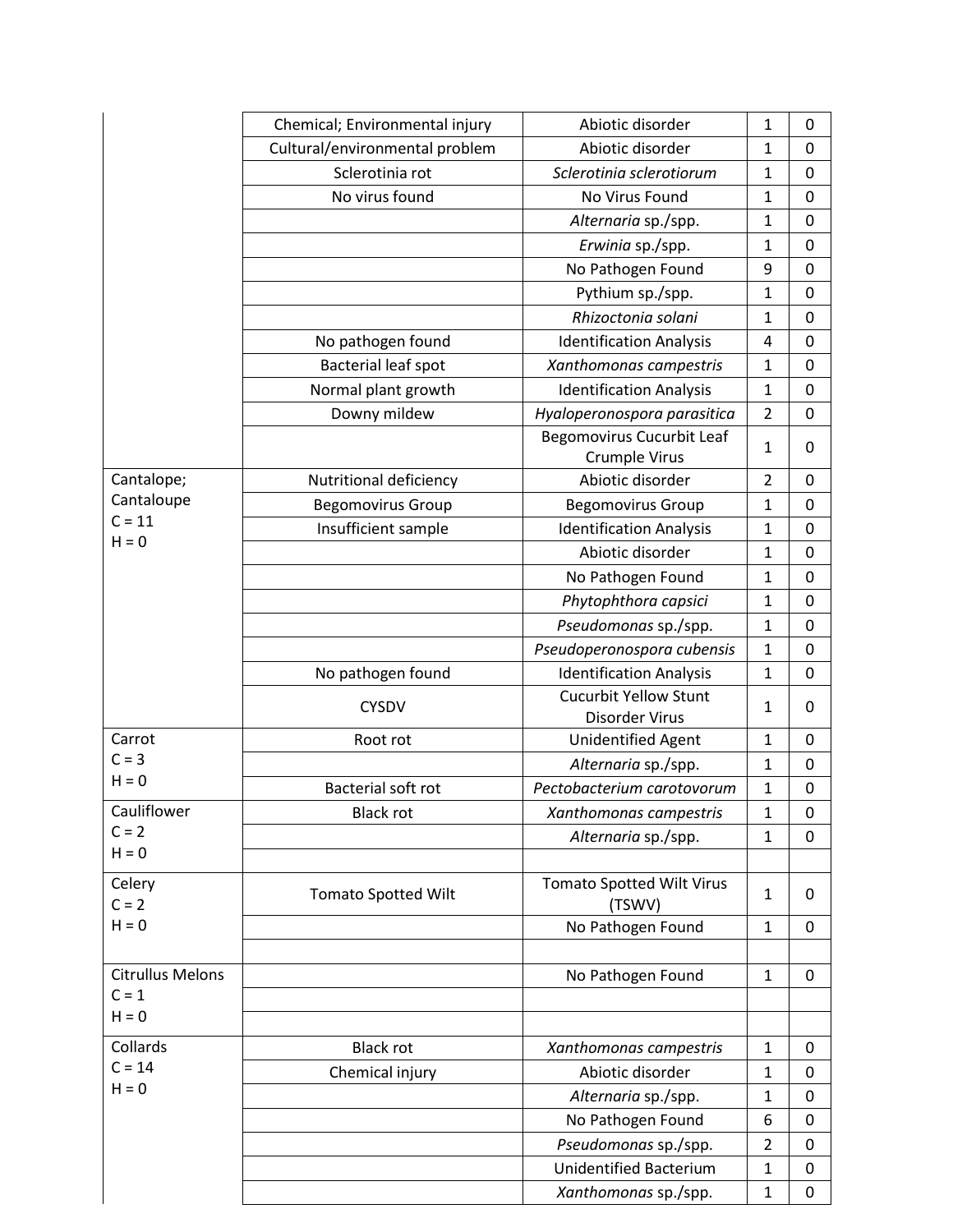| | | | | |
|---|---|---|---|---|
| | Chemical; Environmental injury | Abiotic disorder | 1 | 0 |
| | Cultural/environmental problem | Abiotic disorder | 1 | 0 |
| | Sclerotinia rot | *Sclerotinia sclerotiorum* | 1 | 0 |
| | No virus found | No Virus Found | 1 | 0 |
| | | *Alternaria* sp./spp. | 1 | 0 |
| | | *Erwinia* sp./spp. | 1 | 0 |
| | | No Pathogen Found | 9 | 0 |
| | | Pythium sp./spp. | 1 | 0 |
| | | *Rhizoctonia solani* | 1 | 0 |
| | No pathogen found | Identification Analysis | 4 | 0 |
| | Bacterial leaf spot | *Xanthomonas campestris* | 1 | 0 |
| | Normal plant growth | Identification Analysis | 1 | 0 |
| | Downy mildew | *Hyaloperonospora parasitica* | 2 | 0 |
| | | Begomovirus Cucurbit Leaf Crumple Virus | 1 | 0 |
| Cantalope; Cantaloupe C = 11 H = 0 | Nutritional deficiency | Abiotic disorder | 2 | 0 |
| | Begomovirus Group | Begomovirus Group | 1 | 0 |
| | Insufficient sample | Identification Analysis | 1 | 0 |
| | | Abiotic disorder | 1 | 0 |
| | | No Pathogen Found | 1 | 0 |
| | | *Phytophthora capsici* | 1 | 0 |
| | | *Pseudomonas* sp./spp. | 1 | 0 |
| | | *Pseudoperonospora cubensis* | 1 | 0 |
| | No pathogen found | Identification Analysis | 1 | 0 |
| | CYSDV | Cucurbit Yellow Stunt Disorder Virus | 1 | 0 |
| Carrot C = 3 H = 0 | Root rot | Unidentified Agent | 1 | 0 |
| | | *Alternaria* sp./spp. | 1 | 0 |
| | Bacterial soft rot | *Pectobacterium carotovorum* | 1 | 0 |
| Cauliflower C = 2 H = 0 | Black rot | *Xanthomonas campestris* | 1 | 0 |
| | | *Alternaria* sp./spp. | 1 | 0 |
| | | | | |
| Celery C = 2 H = 0 | Tomato Spotted Wilt | Tomato Spotted Wilt Virus (TSWV) | 1 | 0 |
| | | No Pathogen Found | 1 | 0 |
| | | | | |
| Citrullus Melons C = 1 H = 0 | | No Pathogen Found | 1 | 0 |
| | | | | |
| | | | | |
| Collards C = 14 H = 0 | Black rot | *Xanthomonas campestris* | 1 | 0 |
| | Chemical injury | Abiotic disorder | 1 | 0 |
| | | *Alternaria* sp./spp. | 1 | 0 |
| | | No Pathogen Found | 6 | 0 |
| | | *Pseudomonas* sp./spp. | 2 | 0 |
| | | Unidentified Bacterium | 1 | 0 |
| | | *Xanthomonas* sp./spp. | 1 | 0 |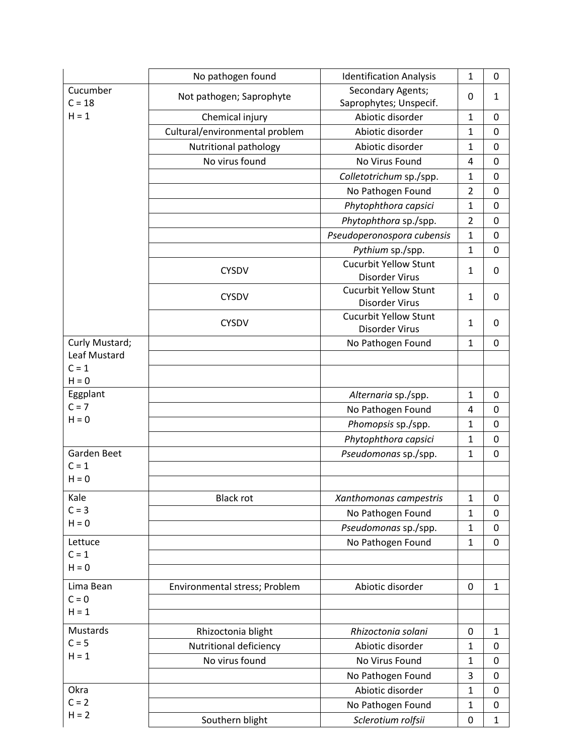| | | | | |
|---|---|---|---|---|
| | No pathogen found | Identification Analysis | 1 | 0 |
| Cucumber C = 18 H = 1 | Not pathogen; Saprophyte | Secondary Agents; Saprophytes; Unspecif. | 0 | 1 |
| | Chemical injury | Abiotic disorder | 1 | 0 |
| | Cultural/environmental problem | Abiotic disorder | 1 | 0 |
| | Nutritional pathology | Abiotic disorder | 1 | 0 |
| | No virus found | No Virus Found | 4 | 0 |
| | | *Colletotrichum* sp./spp. | 1 | 0 |
| | | No Pathogen Found | 2 | 0 |
| | | *Phytophthora capsici* | 1 | 0 |
| | | *Phytophthora* sp./spp. | 2 | 0 |
| | | *Pseudoperonospora cubensis* | 1 | 0 |
| | | *Pythium* sp./spp. | 1 | 0 |
| | CYSDV | Cucurbit Yellow Stunt Disorder Virus | 1 | 0 |
| | CYSDV | Cucurbit Yellow Stunt Disorder Virus | 1 | 0 |
| | CYSDV | Cucurbit Yellow Stunt Disorder Virus | 1 | 0 |
| Curly Mustard; Leaf Mustard C = 1 H = 0 | | No Pathogen Found | 1 | 0 |
| | | | | |
| | | | | |
| Eggplant C = 7 H = 0 | | *Alternaria* sp./spp. | 1 | 0 |
| | | No Pathogen Found | 4 | 0 |
| | | *Phomopsis* sp./spp. | 1 | 0 |
| | | *Phytophthora capsici* | 1 | 0 |
| Garden Beet C = 1 H = 0 | | *Pseudomonas* sp./spp. | 1 | 0 |
| | | | | |
| | | | | |
| Kale C = 3 H = 0 | Black rot | *Xanthomonas campestris* | 1 | 0 |
| | | No Pathogen Found | 1 | 0 |
| | | *Pseudomonas* sp./spp. | 1 | 0 |
| Lettuce C = 1 H = 0 | | No Pathogen Found | 1 | 0 |
| | | | | |
| | | | | |
| Lima Bean C = 0 H = 1 | Environmental stress; Problem | Abiotic disorder | 0 | 1 |
| | | | | |
| | | | | |
| Mustards C = 5 H = 1 | Rhizoctonia blight | *Rhizoctonia solani* | 0 | 1 |
| | Nutritional deficiency | Abiotic disorder | 1 | 0 |
| | No virus found | No Virus Found | 1 | 0 |
| | | No Pathogen Found | 3 | 0 |
| Okra C = 2 H = 2 | | Abiotic disorder | 1 | 0 |
| | | No Pathogen Found | 1 | 0 |
| | Southern blight | *Sclerotium rolfsii* | 0 | 1 |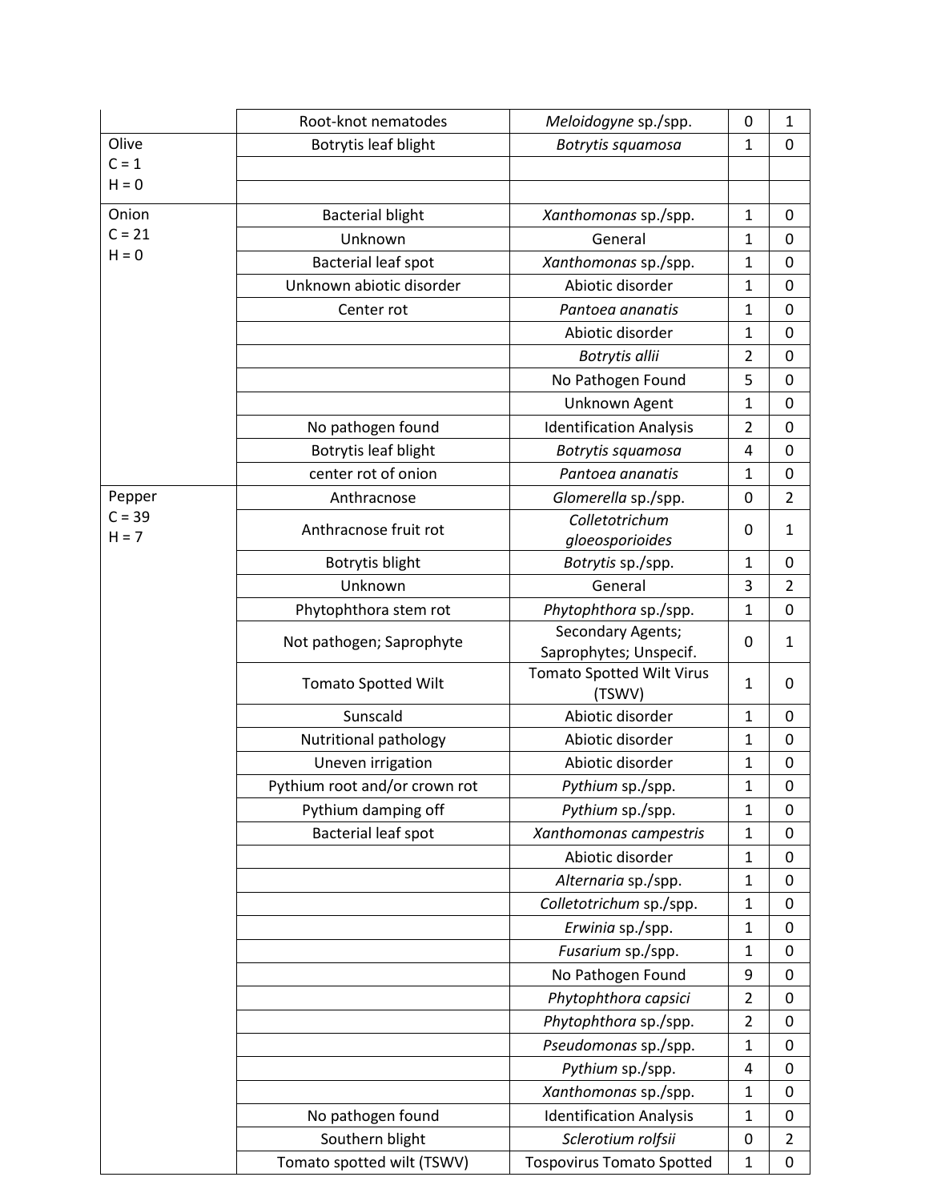| | | | | |
|---|---|---|---|---|
| | Root-knot nematodes | *Meloidogyne* sp./spp. | 0 | 1 |
| Olive<br>C = 1<br>H = 0 | Botrytis leaf blight | *Botrytis squamosa* | 1 | 0 |
| | | | | |
| | | | | |
| Onion<br>C = 21<br>H = 0 | Bacterial blight | *Xanthomonas* sp./spp. | 1 | 0 |
| | Unknown | General | 1 | 0 |
| | Bacterial leaf spot | *Xanthomonas* sp./spp. | 1 | 0 |
| | Unknown abiotic disorder | Abiotic disorder | 1 | 0 |
| | Center rot | *Pantoea ananatis* | 1 | 0 |
| | | Abiotic disorder | 1 | 0 |
| | | *Botrytis allii* | 2 | 0 |
| | | No Pathogen Found | 5 | 0 |
| | | Unknown Agent | 1 | 0 |
| | No pathogen found | Identification Analysis | 2 | 0 |
| | Botrytis leaf blight | *Botrytis squamosa* | 4 | 0 |
| | center rot of onion | *Pantoea ananatis* | 1 | 0 |
| Pepper<br>C = 39<br>H = 7 | Anthracnose | *Glomerella* sp./spp. | 0 | 2 |
| | Anthracnose fruit rot | *Colletotrichum gloeosporioides* | 0 | 1 |
| | Botrytis blight | *Botrytis* sp./spp. | 1 | 0 |
| | Unknown | General | 3 | 2 |
| | Phytophthora stem rot | *Phytophthora* sp./spp. | 1 | 0 |
| | Not pathogen; Saprophyte | Secondary Agents; Saprophytes; Unspecif. | 0 | 1 |
| | Tomato Spotted Wilt | Tomato Spotted Wilt Virus (TSWV) | 1 | 0 |
| | Sunscald | Abiotic disorder | 1 | 0 |
| | Nutritional pathology | Abiotic disorder | 1 | 0 |
| | Uneven irrigation | Abiotic disorder | 1 | 0 |
| | Pythium root and/or crown rot | *Pythium* sp./spp. | 1 | 0 |
| | Pythium damping off | *Pythium* sp./spp. | 1 | 0 |
| | Bacterial leaf spot | *Xanthomonas campestris* | 1 | 0 |
| | | Abiotic disorder | 1 | 0 |
| | | *Alternaria* sp./spp. | 1 | 0 |
| | | *Colletotrichum* sp./spp. | 1 | 0 |
| | | *Erwinia* sp./spp. | 1 | 0 |
| | | *Fusarium* sp./spp. | 1 | 0 |
| | | No Pathogen Found | 9 | 0 |
| | | *Phytophthora capsici* | 2 | 0 |
| | | *Phytophthora* sp./spp. | 2 | 0 |
| | | *Pseudomonas* sp./spp. | 1 | 0 |
| | | *Pythium* sp./spp. | 4 | 0 |
| | | *Xanthomonas* sp./spp. | 1 | 0 |
| | No pathogen found | Identification Analysis | 1 | 0 |
| | Southern blight | *Sclerotium rolfsii* | 0 | 2 |
| | Tomato spotted wilt (TSWV) | Tospovirus Tomato Spotted | 1 | 0 |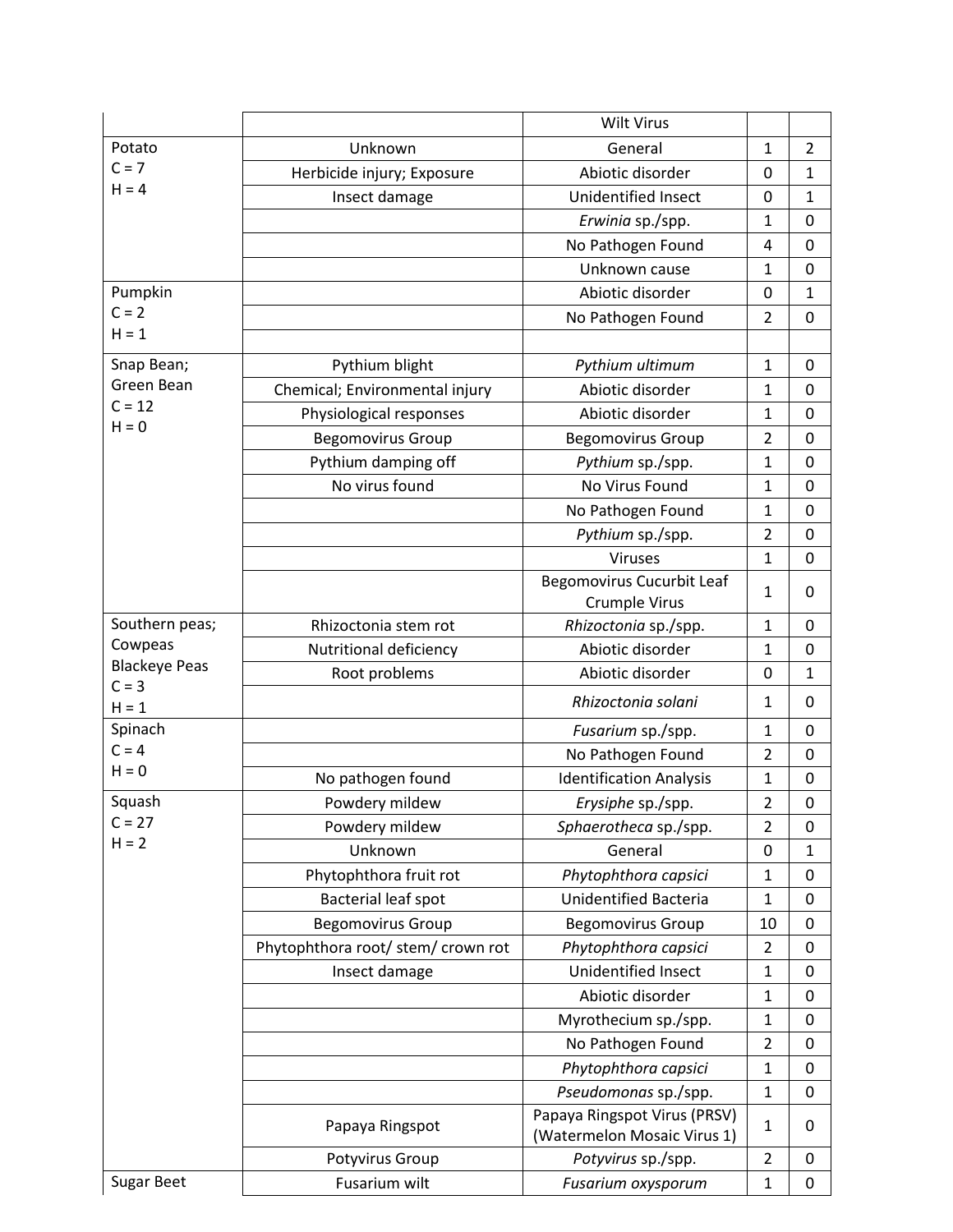| | | | | |
|---|---|---|---|---|
| | | Wilt Virus | | |
| Potato<br>C = 7<br>H = 4 | Unknown | General | 1 | 2 |
| | Herbicide injury; Exposure | Abiotic disorder | 0 | 1 |
| | Insect damage | Unidentified Insect | 0 | 1 |
| | | *Erwinia* sp./spp. | 1 | 0 |
| | | No Pathogen Found | 4 | 0 |
| | | Unknown cause | 1 | 0 |
| Pumpkin<br>C = 2<br>H = 1 | | Abiotic disorder | 0 | 1 |
| | | No Pathogen Found | 2 | 0 |
| | | | | |
| Snap Bean;<br>Green Bean<br>C = 12<br>H = 0 | Pythium blight | *Pythium ultimum* | 1 | 0 |
| | Chemical; Environmental injury | Abiotic disorder | 1 | 0 |
| | Physiological responses | Abiotic disorder | 1 | 0 |
| | Begomovirus Group | Begomovirus Group | 2 | 0 |
| | Pythium damping off | *Pythium* sp./spp. | 1 | 0 |
| | No virus found | No Virus Found | 1 | 0 |
| | | No Pathogen Found | 1 | 0 |
| | | *Pythium* sp./spp. | 2 | 0 |
| | | Viruses | 1 | 0 |
| | | Begomovirus Cucurbit Leaf Crumple Virus | 1 | 0 |
| Southern peas;<br>Cowpeas<br>Blackeye Peas<br>C = 3<br>H = 1 | Rhizoctonia stem rot | *Rhizoctonia* sp./spp. | 1 | 0 |
| | Nutritional deficiency | Abiotic disorder | 1 | 0 |
| | Root problems | Abiotic disorder | 0 | 1 |
| | | *Rhizoctonia solani* | 1 | 0 |
| Spinach<br>C = 4<br>H = 0 | | *Fusarium* sp./spp. | 1 | 0 |
| | | No Pathogen Found | 2 | 0 |
| | No pathogen found | Identification Analysis | 1 | 0 |
| Squash<br>C = 27<br>H = 2 | Powdery mildew | *Erysiphe* sp./spp. | 2 | 0 |
| | Powdery mildew | *Sphaerotheca* sp./spp. | 2 | 0 |
| | Unknown | General | 0 | 1 |
| | Phytophthora fruit rot | *Phytophthora capsici* | 1 | 0 |
| | Bacterial leaf spot | Unidentified Bacteria | 1 | 0 |
| | Begomovirus Group | Begomovirus Group | 10 | 0 |
| | Phytophthora root/ stem/ crown rot | *Phytophthora capsici* | 2 | 0 |
| | Insect damage | Unidentified Insect | 1 | 0 |
| | | Abiotic disorder | 1 | 0 |
| | | Myrothecium sp./spp. | 1 | 0 |
| | | No Pathogen Found | 2 | 0 |
| | | *Phytophthora capsici* | 1 | 0 |
| | | *Pseudomonas* sp./spp. | 1 | 0 |
| | Papaya Ringspot | Papaya Ringspot Virus (PRSV) (Watermelon Mosaic Virus 1) | 1 | 0 |
| | Potyvirus Group | *Potyvirus* sp./spp. | 2 | 0 |
| Sugar Beet | Fusarium wilt | *Fusarium oxysporum* | 1 | 0 |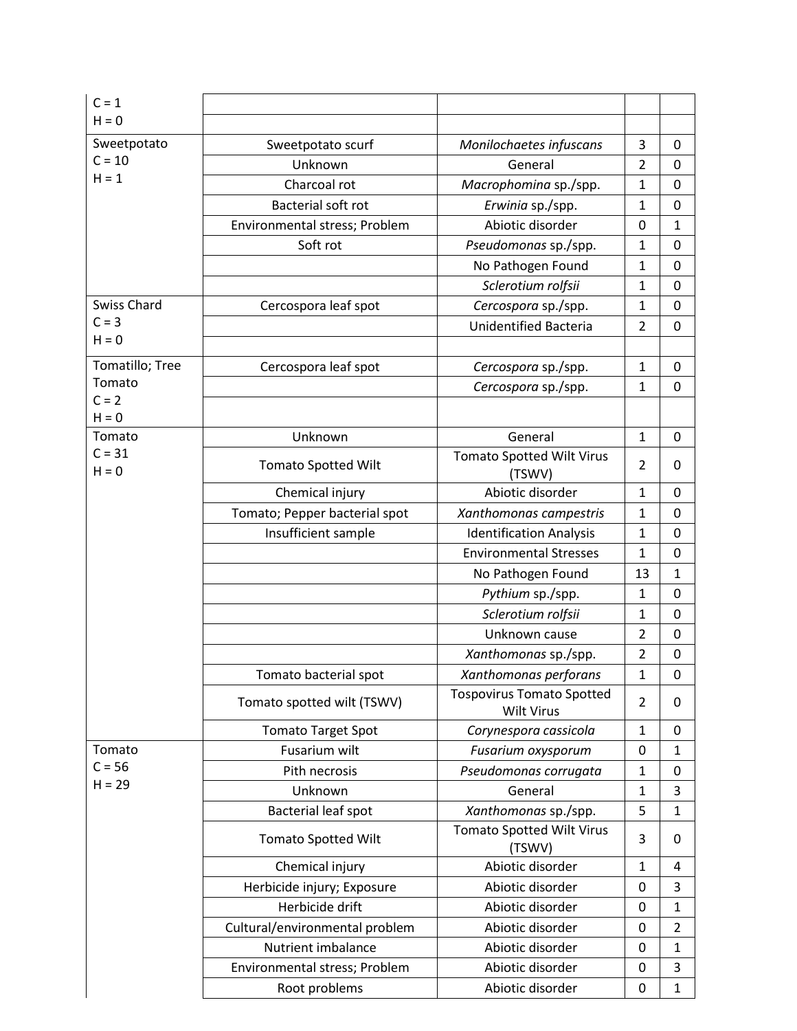| | | | | |
|---|---|---|---|---|
| C = 1<br>H = 0 | | | | |
| Sweetpotato<br>C = 10<br>H = 1 | Sweetpotato scurf | *Monilochaetes infuscans* | 3 | 0 |
| | Unknown | General | 2 | 0 |
| | Charcoal rot | *Macrophomina* sp./spp. | 1 | 0 |
| | Bacterial soft rot | *Erwinia* sp./spp. | 1 | 0 |
| | Environmental stress; Problem | Abiotic disorder | 0 | 1 |
| | Soft rot | *Pseudomonas* sp./spp. | 1 | 0 |
| | | No Pathogen Found | 1 | 0 |
| | | *Sclerotium rolfsii* | 1 | 0 |
| Swiss Chard<br>C = 3<br>H = 0 | Cercospora leaf spot | *Cercospora* sp./spp. | 1 | 0 |
| | | Unidentified Bacteria | 2 | 0 |
| Tomatillo; Tree Tomato<br>C = 2<br>H = 0 | Cercospora leaf spot | *Cercospora* sp./spp. | 1 | 0 |
| | | *Cercospora* sp./spp. | 1 | 0 |
| Tomato<br>C = 31<br>H = 0 | Unknown | General | 1 | 0 |
| | Tomato Spotted Wilt | Tomato Spotted Wilt Virus (TSWV) | 2 | 0 |
| | Chemical injury | Abiotic disorder | 1 | 0 |
| | Tomato; Pepper bacterial spot | *Xanthomonas campestris* | 1 | 0 |
| | Insufficient sample | Identification Analysis | 1 | 0 |
| | | Environmental Stresses | 1 | 0 |
| | | No Pathogen Found | 13 | 1 |
| | | *Pythium* sp./spp. | 1 | 0 |
| | | *Sclerotium rolfsii* | 1 | 0 |
| | | Unknown cause | 2 | 0 |
| | | *Xanthomonas* sp./spp. | 2 | 0 |
| | Tomato bacterial spot | *Xanthomonas perforans* | 1 | 0 |
| | Tomato spotted wilt (TSWV) | Tospovirus Tomato Spotted Wilt Virus | 2 | 0 |
| | Tomato Target Spot | *Corynespora cassicola* | 1 | 0 |
| Tomato<br>C = 56<br>H = 29 | Fusarium wilt | *Fusarium oxysporum* | 0 | 1 |
| | Pith necrosis | *Pseudomonas corrugata* | 1 | 0 |
| | Unknown | General | 1 | 3 |
| | Bacterial leaf spot | *Xanthomonas* sp./spp. | 5 | 1 |
| | Tomato Spotted Wilt | Tomato Spotted Wilt Virus (TSWV) | 3 | 0 |
| | Chemical injury | Abiotic disorder | 1 | 4 |
| | Herbicide injury; Exposure | Abiotic disorder | 0 | 3 |
| | Herbicide drift | Abiotic disorder | 0 | 1 |
| | Cultural/environmental problem | Abiotic disorder | 0 | 2 |
| | Nutrient imbalance | Abiotic disorder | 0 | 1 |
| | Environmental stress; Problem | Abiotic disorder | 0 | 3 |
| | Root problems | Abiotic disorder | 0 | 1 |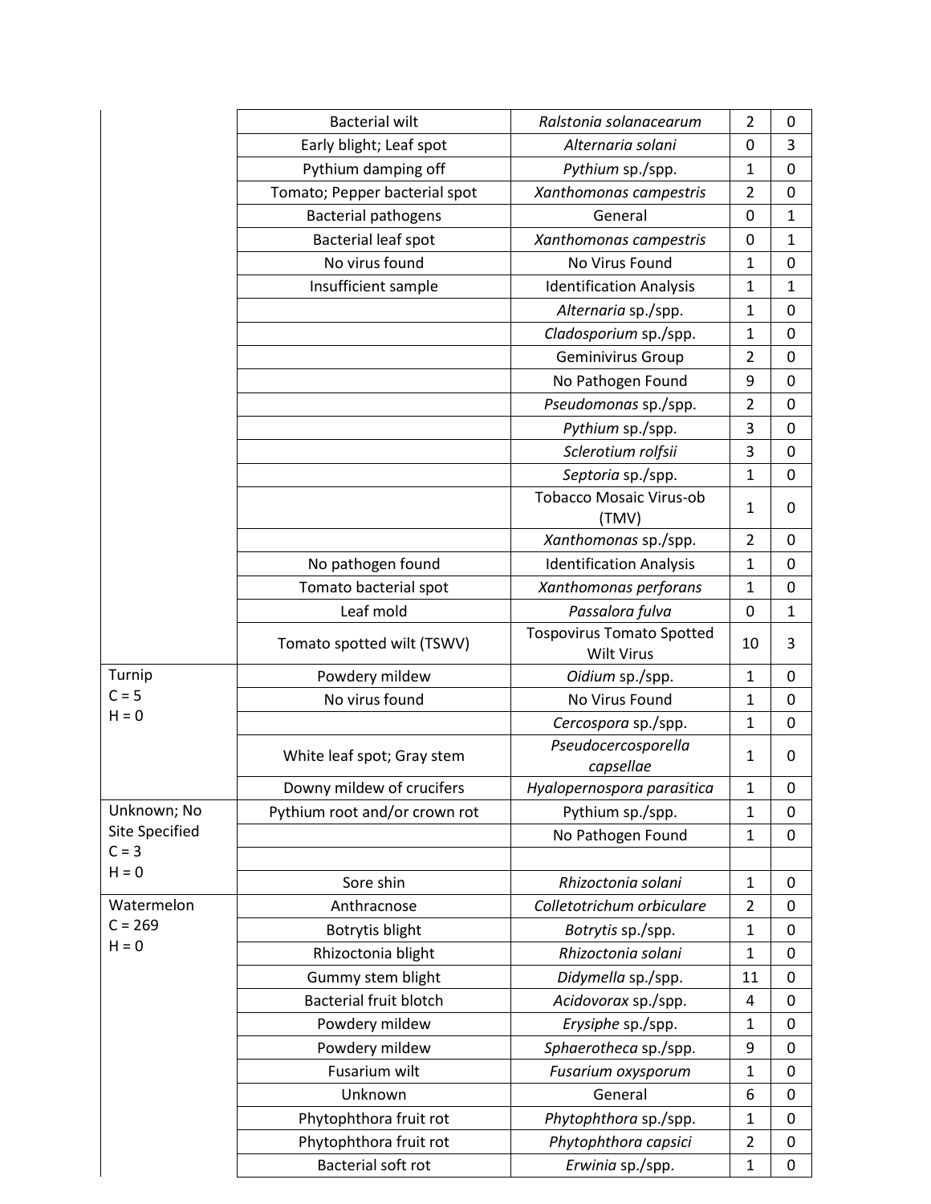| | | | | |
|---|---|---|---|---|
| | Bacterial wilt | *Ralstonia solanacearum* | 2 | 0 |
| | Early blight; Leaf spot | *Alternaria solani* | 0 | 3 |
| | Pythium damping off | *Pythium* sp./spp. | 1 | 0 |
| | Tomato; Pepper bacterial spot | *Xanthomonas campestris* | 2 | 0 |
| | Bacterial pathogens | General | 0 | 1 |
| | Bacterial leaf spot | *Xanthomonas campestris* | 0 | 1 |
| | No virus found | No Virus Found | 1 | 0 |
| | Insufficient sample | Identification Analysis | 1 | 1 |
| | | *Alternaria* sp./spp. | 1 | 0 |
| | | *Cladosporium* sp./spp. | 1 | 0 |
| | | Geminivirus Group | 2 | 0 |
| | | No Pathogen Found | 9 | 0 |
| | | *Pseudomonas* sp./spp. | 2 | 0 |
| | | *Pythium* sp./spp. | 3 | 0 |
| | | *Sclerotium rolfsii* | 3 | 0 |
| | | *Septoria* sp./spp. | 1 | 0 |
| | | Tobacco Mosaic Virus-ob (TMV) | 1 | 0 |
| | | *Xanthomonas* sp./spp. | 2 | 0 |
| | No pathogen found | Identification Analysis | 1 | 0 |
| | Tomato bacterial spot | *Xanthomonas perforans* | 1 | 0 |
| | Leaf mold | *Passalora fulva* | 0 | 1 |
| | Tomato spotted wilt (TSWV) | Tospovirus Tomato Spotted Wilt Virus | 10 | 3 |
| Turnip C = 5 H = 0 | Powdery mildew | *Oidium* sp./spp. | 1 | 0 |
| | No virus found | No Virus Found | 1 | 0 |
| | | *Cercospora* sp./spp. | 1 | 0 |
| | White leaf spot; Gray stem | *Pseudocercosporella capsellae* | 1 | 0 |
| | Downy mildew of crucifers | *Hyalopernospora parasitica* | 1 | 0 |
| Unknown; No Site Specified C = 3 H = 0 | Pythium root and/or crown rot | Pythium sp./spp. | 1 | 0 |
| | | No Pathogen Found | 1 | 0 |
| | | | | |
| | Sore shin | *Rhizoctonia solani* | 1 | 0 |
| Watermelon C = 269 H = 0 | Anthracnose | *Colletotrichum orbiculare* | 2 | 0 |
| | Botrytis blight | *Botrytis* sp./spp. | 1 | 0 |
| | Rhizoctonia blight | *Rhizoctonia solani* | 1 | 0 |
| | Gummy stem blight | *Didymella* sp./spp. | 11 | 0 |
| | Bacterial fruit blotch | *Acidovorax* sp./spp. | 4 | 0 |
| | Powdery mildew | *Erysiphe* sp./spp. | 1 | 0 |
| | Powdery mildew | *Sphaerotheca* sp./spp. | 9 | 0 |
| | Fusarium wilt | *Fusarium oxysporum* | 1 | 0 |
| | Unknown | General | 6 | 0 |
| | Phytophthora fruit rot | *Phytophthora* sp./spp. | 1 | 0 |
| | Phytophthora fruit rot | *Phytophthora capsici* | 2 | 0 |
| | Bacterial soft rot | *Erwinia* sp./spp. | 1 | 0 |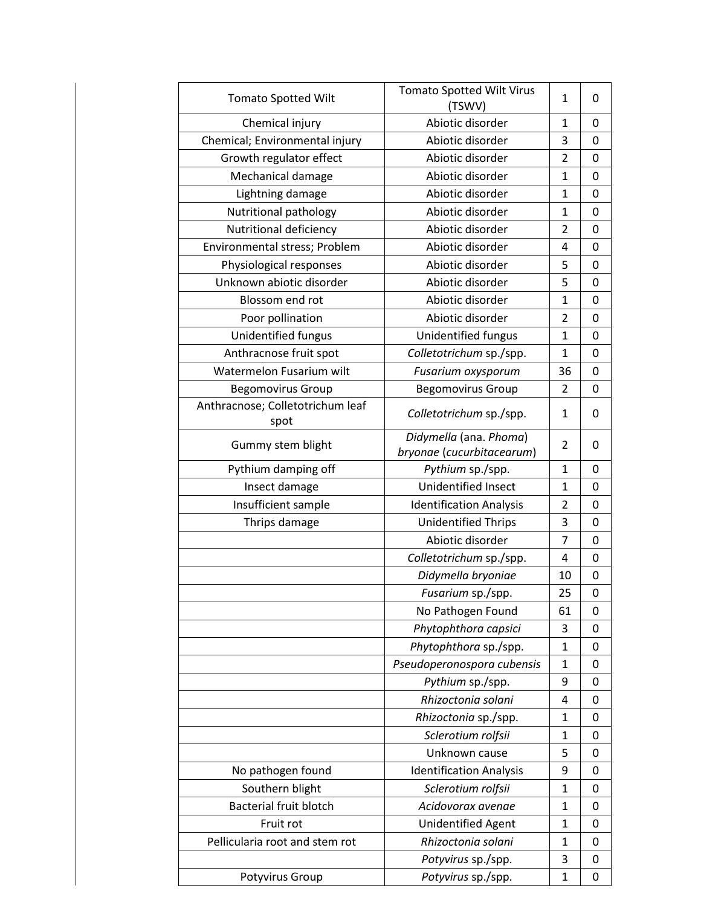| | | | |
|---|---|---|---|
| Tomato Spotted Wilt | Tomato Spotted Wilt Virus (TSWV) | 1 | 0 |
| Chemical injury | Abiotic disorder | 1 | 0 |
| Chemical; Environmental injury | Abiotic disorder | 3 | 0 |
| Growth regulator effect | Abiotic disorder | 2 | 0 |
| Mechanical damage | Abiotic disorder | 1 | 0 |
| Lightning damage | Abiotic disorder | 1 | 0 |
| Nutritional pathology | Abiotic disorder | 1 | 0 |
| Nutritional deficiency | Abiotic disorder | 2 | 0 |
| Environmental stress; Problem | Abiotic disorder | 4 | 0 |
| Physiological responses | Abiotic disorder | 5 | 0 |
| Unknown abiotic disorder | Abiotic disorder | 5 | 0 |
| Blossom end rot | Abiotic disorder | 1 | 0 |
| Poor pollination | Abiotic disorder | 2 | 0 |
| Unidentified fungus | Unidentified fungus | 1 | 0 |
| Anthracnose fruit spot | *Colletotrichum* sp./spp. | 1 | 0 |
| Watermelon Fusarium wilt | *Fusarium oxysporum* | 36 | 0 |
| Begomovirus Group | Begomovirus Group | 2 | 0 |
| Anthracnose; Colletotrichum leaf spot | *Colletotrichum* sp./spp. | 1 | 0 |
| Gummy stem blight | *Didymella* (ana. *Phoma*) *bryonae* (*cucurbitacearum*) | 2 | 0 |
| Pythium damping off | *Pythium* sp./spp. | 1 | 0 |
| Insect damage | Unidentified Insect | 1 | 0 |
| Insufficient sample | Identification Analysis | 2 | 0 |
| Thrips damage | Unidentified Thrips | 3 | 0 |
| | Abiotic disorder | 7 | 0 |
| | *Colletotrichum* sp./spp. | 4 | 0 |
| | *Didymella bryoniae* | 10 | 0 |
| | *Fusarium* sp./spp. | 25 | 0 |
| | No Pathogen Found | 61 | 0 |
| | *Phytophthora capsici* | 3 | 0 |
| | *Phytophthora* sp./spp. | 1 | 0 |
| | *Pseudoperonospora cubensis* | 1 | 0 |
| | *Pythium* sp./spp. | 9 | 0 |
| | *Rhizoctonia solani* | 4 | 0 |
| | *Rhizoctonia* sp./spp. | 1 | 0 |
| | *Sclerotium rolfsii* | 1 | 0 |
| | Unknown cause | 5 | 0 |
| No pathogen found | Identification Analysis | 9 | 0 |
| Southern blight | *Sclerotium rolfsii* | 1 | 0 |
| Bacterial fruit blotch | *Acidovorax avenae* | 1 | 0 |
| Fruit rot | Unidentified Agent | 1 | 0 |
| Pellicularia root and stem rot | *Rhizoctonia solani* | 1 | 0 |
| | *Potyvirus* sp./spp. | 3 | 0 |
| Potyvirus Group | *Potyvirus* sp./spp. | 1 | 0 |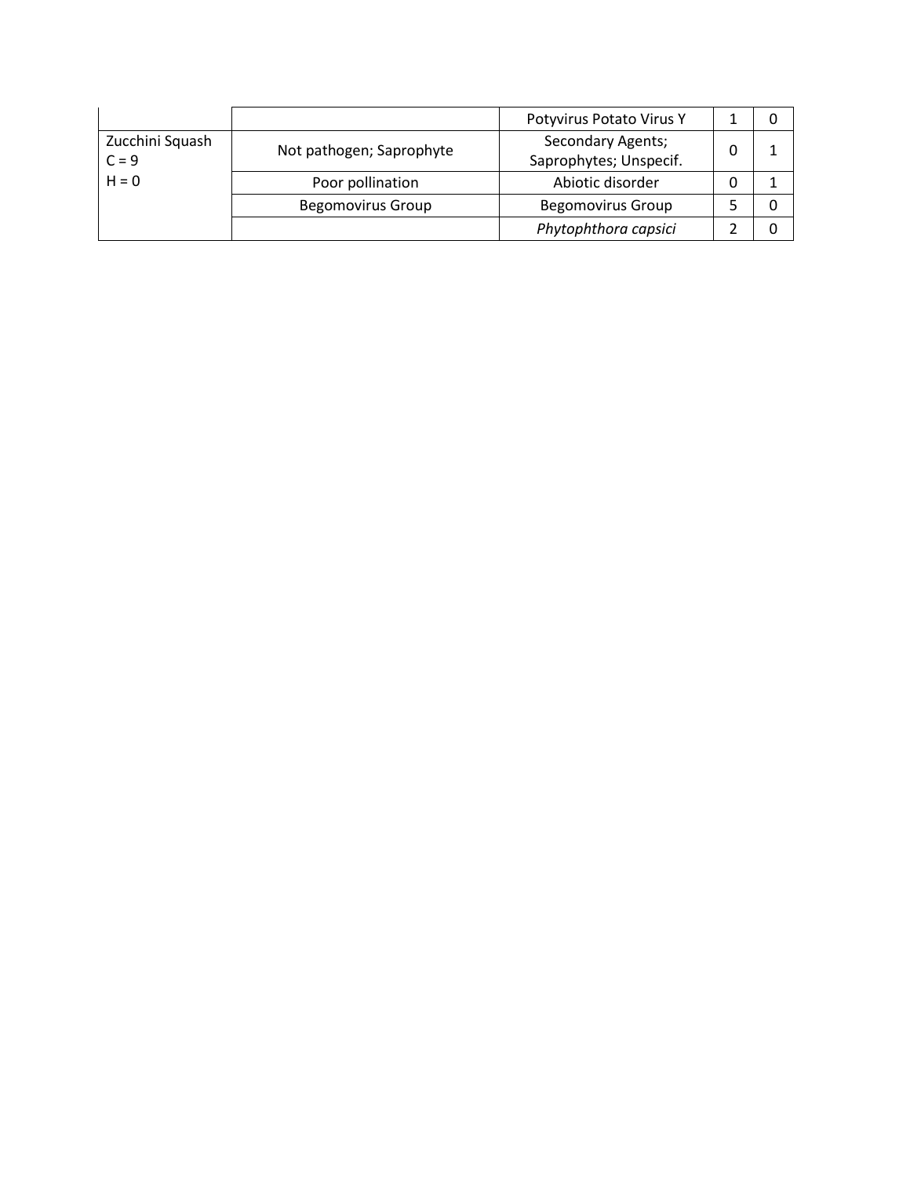| | | | | |
|---|---|---|---|---|
| | | Potyvirus Potato Virus Y | 1 | 0 |
| Zucchini Squash<br>C = 9<br>H = 0 | Not pathogen; Saprophyte | Secondary Agents; Saprophytes; Unspecif. | 0 | 1 |
| | Poor pollination | Abiotic disorder | 0 | 1 |
| | Begomovirus Group | Begomovirus Group | 5 | 0 |
| | | *Phytophthora capsici* | 2 | 0 |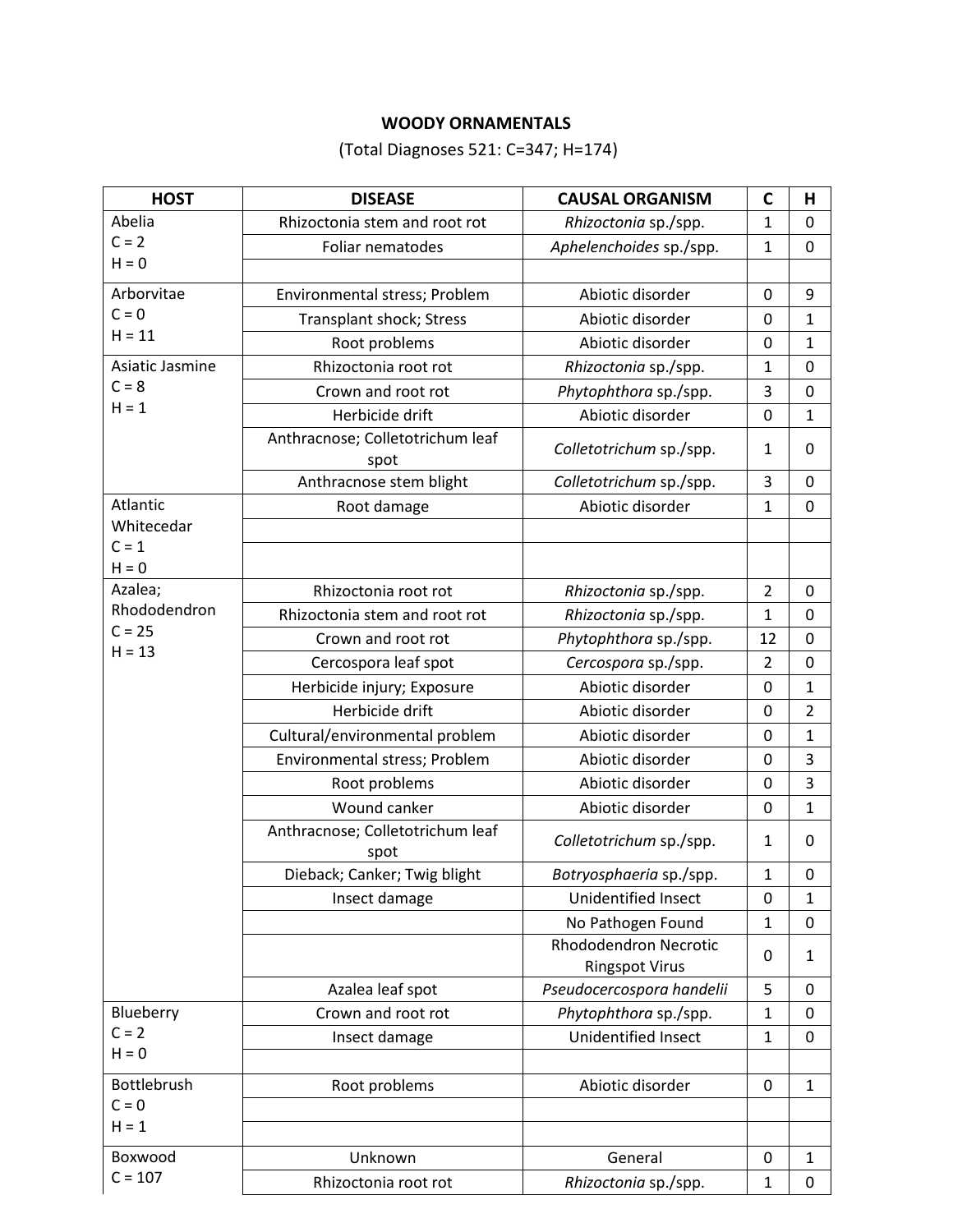**WOODY ORNAMENTALS**

(Total Diagnoses 521: C=347; H=174)

| HOST | DISEASE | CAUSAL ORGANISM | C | H |
|---|---|---|---|---|
| Abelia C = 2 H = 0 | Rhizoctonia stem and root rot | *Rhizoctonia* sp./spp. | 1 | 0 |
| | Foliar nematodes | *Aphelenchoides* sp./spp. | 1 | 0 |
| | | | | |
| Arborvitae C = 0 H = 11 | Environmental stress; Problem | Abiotic disorder | 0 | 9 |
| | Transplant shock; Stress | Abiotic disorder | 0 | 1 |
| | Root problems | Abiotic disorder | 0 | 1 |
| Asiatic Jasmine C = 8 H = 1 | Rhizoctonia root rot | *Rhizoctonia* sp./spp. | 1 | 0 |
| | Crown and root rot | *Phytophthora* sp./spp. | 3 | 0 |
| | Herbicide drift | Abiotic disorder | 0 | 1 |
| | Anthracnose; Colletotrichum leaf spot | *Colletotrichum* sp./spp. | 1 | 0 |
| | Anthracnose stem blight | *Colletotrichum* sp./spp. | 3 | 0 |
| Atlantic Whitecedar C = 1 H = 0 | Root damage | Abiotic disorder | 1 | 0 |
| | | | | |
| | | | | |
| Azalea; Rhododendron C = 25 H = 13 | Rhizoctonia root rot | *Rhizoctonia* sp./spp. | 2 | 0 |
| | Rhizoctonia stem and root rot | *Rhizoctonia* sp./spp. | 1 | 0 |
| | Crown and root rot | *Phytophthora* sp./spp. | 12 | 0 |
| | Cercospora leaf spot | *Cercospora* sp./spp. | 2 | 0 |
| | Herbicide injury; Exposure | Abiotic disorder | 0 | 1 |
| | Herbicide drift | Abiotic disorder | 0 | 2 |
| | Cultural/environmental problem | Abiotic disorder | 0 | 1 |
| | Environmental stress; Problem | Abiotic disorder | 0 | 3 |
| | Root problems | Abiotic disorder | 0 | 3 |
| | Wound canker | Abiotic disorder | 0 | 1 |
| | Anthracnose; Colletotrichum leaf spot | *Colletotrichum* sp./spp. | 1 | 0 |
| | Dieback; Canker; Twig blight | *Botryosphaeria* sp./spp. | 1 | 0 |
| | Insect damage | Unidentified Insect | 0 | 1 |
| | | No Pathogen Found | 1 | 0 |
| | | Rhododendron Necrotic Ringspot Virus | 0 | 1 |
| | Azalea leaf spot | *Pseudocercospora handelii* | 5 | 0 |
| Blueberry C = 2 H = 0 | Crown and root rot | *Phytophthora* sp./spp. | 1 | 0 |
| | Insect damage | Unidentified Insect | 1 | 0 |
| | | | | |
| Bottlebrush C = 0 H = 1 | Root problems | Abiotic disorder | 0 | 1 |
| | | | | |
| | | | | |
| Boxwood C = 107 | Unknown | General | 0 | 1 |
| | Rhizoctonia root rot | *Rhizoctonia* sp./spp. | 1 | 0 |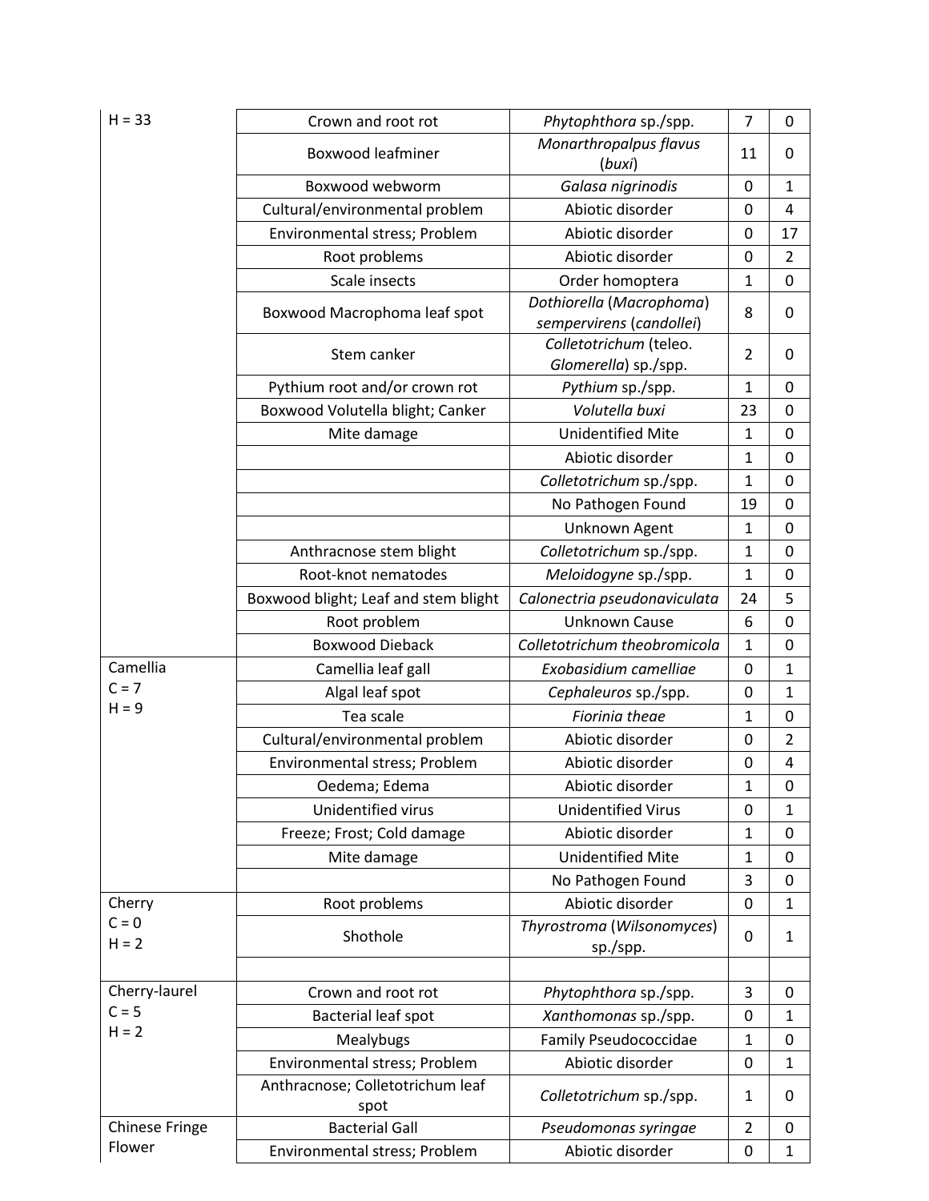| | | | | |
|---|---|---|---|---|
| H = 33 | Crown and root rot | *Phytophthora* sp./spp. | 7 | 0 |
| | Boxwood leafminer | *Monarthropalpus flavus* (*buxi*) | 11 | 0 |
| | Boxwood webworm | *Galasa nigrinodis* | 0 | 1 |
| | Cultural/environmental problem | Abiotic disorder | 0 | 4 |
| | Environmental stress; Problem | Abiotic disorder | 0 | 17 |
| | Root problems | Abiotic disorder | 0 | 2 |
| | Scale insects | Order homoptera | 1 | 0 |
| | Boxwood Macrophoma leaf spot | *Dothiorella* (*Macrophoma*) *sempervirens* (*candollei*) | 8 | 0 |
| | Stem canker | *Colletotrichum* (teleo. *Glomerella*) sp./spp. | 2 | 0 |
| | Pythium root and/or crown rot | *Pythium* sp./spp. | 1 | 0 |
| | Boxwood Volutella blight; Canker | *Volutella buxi* | 23 | 0 |
| | Mite damage | Unidentified Mite | 1 | 0 |
| | | Abiotic disorder | 1 | 0 |
| | | *Colletotrichum* sp./spp. | 1 | 0 |
| | | No Pathogen Found | 19 | 0 |
| | | Unknown Agent | 1 | 0 |
| | Anthracnose stem blight | *Colletotrichum* sp./spp. | 1 | 0 |
| | Root-knot nematodes | *Meloidogyne* sp./spp. | 1 | 0 |
| | Boxwood blight; Leaf and stem blight | *Calonectria pseudonaviculata* | 24 | 5 |
| | Root problem | Unknown Cause | 6 | 0 |
| | Boxwood Dieback | *Colletotrichum theobromicola* | 1 | 0 |
| Camellia<br>C = 7<br>H = 9 | Camellia leaf gall | *Exobasidium camelliae* | 0 | 1 |
| | Algal leaf spot | *Cephaleuros* sp./spp. | 0 | 1 |
| | Tea scale | *Fiorinia theae* | 1 | 0 |
| | Cultural/environmental problem | Abiotic disorder | 0 | 2 |
| | Environmental stress; Problem | Abiotic disorder | 0 | 4 |
| | Oedema; Edema | Abiotic disorder | 1 | 0 |
| | Unidentified virus | Unidentified Virus | 0 | 1 |
| | Freeze; Frost; Cold damage | Abiotic disorder | 1 | 0 |
| | Mite damage | Unidentified Mite | 1 | 0 |
| | | No Pathogen Found | 3 | 0 |
| Cherry<br>C = 0<br>H = 2 | Root problems | Abiotic disorder | 0 | 1 |
| | Shothole | *Thyrostroma* (*Wilsonomyces*) sp./spp. | 0 | 1 |
| | | | | |
| Cherry-laurel<br>C = 5<br>H = 2 | Crown and root rot | *Phytophthora* sp./spp. | 3 | 0 |
| | Bacterial leaf spot | *Xanthomonas* sp./spp. | 0 | 1 |
| | Mealybugs | Family Pseudococcidae | 1 | 0 |
| | Environmental stress; Problem | Abiotic disorder | 0 | 1 |
| | Anthracnose; Colletotrichum leaf spot | *Colletotrichum* sp./spp. | 1 | 0 |
| Chinese Fringe Flower | Bacterial Gall | *Pseudomonas syringae* | 2 | 0 |
| | Environmental stress; Problem | Abiotic disorder | 0 | 1 |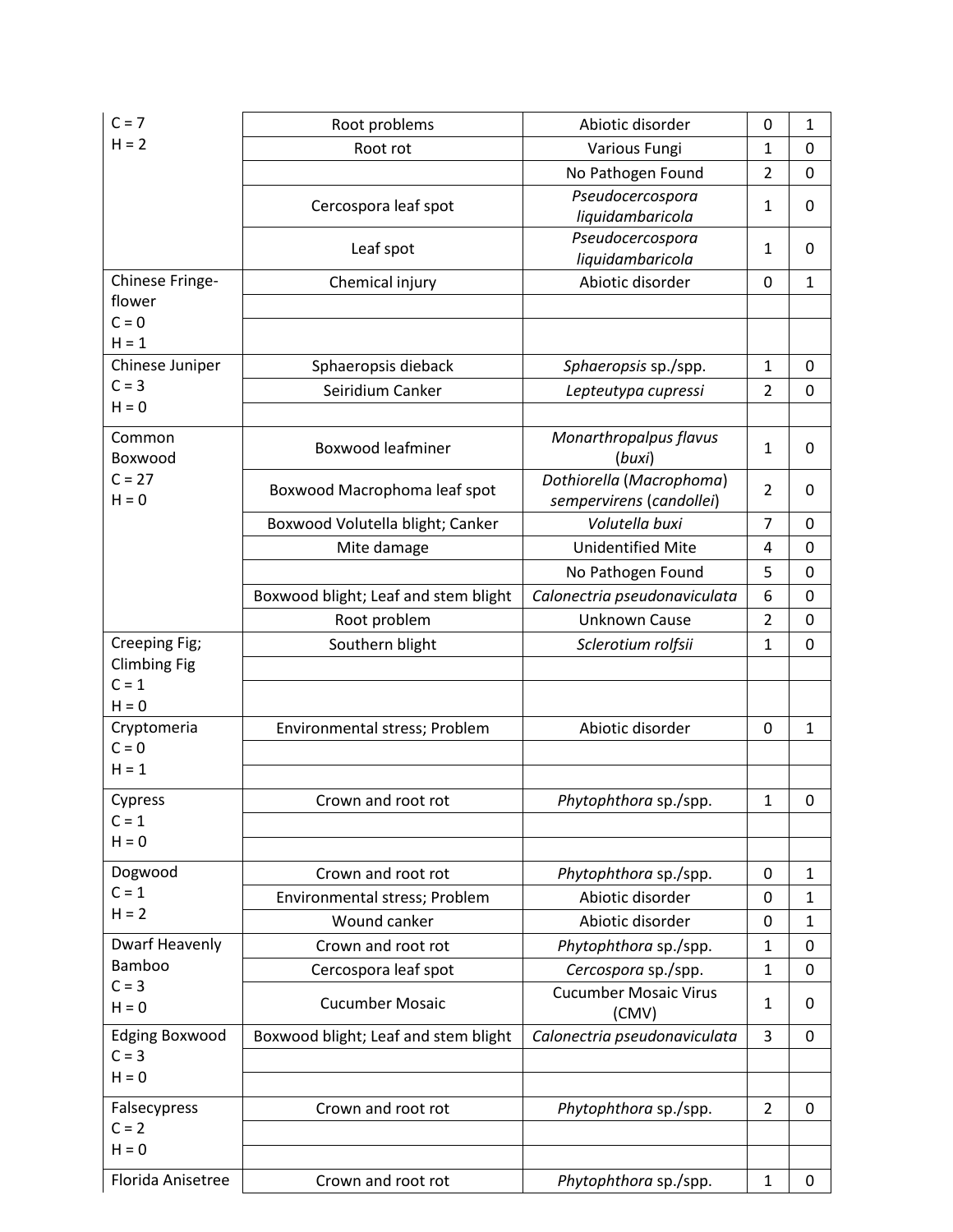| | | | | |
|---|---|---|---|---|
| C = 7<br>H = 2 | Root problems | Abiotic disorder | 0 | 1 |
| | Root rot | Various Fungi | 1 | 0 |
| | | No Pathogen Found | 2 | 0 |
| | Cercospora leaf spot | *Pseudocercospora liquidambaricola* | 1 | 0 |
| | Leaf spot | *Pseudocercospora liquidambaricola* | 1 | 0 |
| Chinese Fringe-flower<br>C = 0<br>H = 1 | Chemical injury | Abiotic disorder | 0 | 1 |
| | | | | |
| | | | | |
| Chinese Juniper<br>C = 3<br>H = 0 | Sphaeropsis dieback | *Sphaeropsis* sp./spp. | 1 | 0 |
| | Seiridium Canker | *Lepteutypa cupressi* | 2 | 0 |
| | | | | |
| Common Boxwood<br>C = 27<br>H = 0 | Boxwood leafminer | *Monarthropalpus flavus* (*buxi*) | 1 | 0 |
| | Boxwood Macrophoma leaf spot | *Dothiorella* (*Macrophoma*) *sempervirens* (*candollei*) | 2 | 0 |
| | Boxwood Volutella blight; Canker | *Volutella buxi* | 7 | 0 |
| | Mite damage | Unidentified Mite | 4 | 0 |
| | | No Pathogen Found | 5 | 0 |
| | Boxwood blight; Leaf and stem blight | *Calonectria pseudonaviculata* | 6 | 0 |
| | Root problem | Unknown Cause | 2 | 0 |
| Creeping Fig; Climbing Fig<br>C = 1<br>H = 0 | Southern blight | *Sclerotium rolfsii* | 1 | 0 |
| | | | | |
| | | | | |
| Cryptomeria<br>C = 0<br>H = 1 | Environmental stress; Problem | Abiotic disorder | 0 | 1 |
| | | | | |
| | | | | |
| Cypress<br>C = 1<br>H = 0 | Crown and root rot | *Phytophthora* sp./spp. | 1 | 0 |
| | | | | |
| | | | | |
| Dogwood<br>C = 1<br>H = 2 | Crown and root rot | *Phytophthora* sp./spp. | 0 | 1 |
| | Environmental stress; Problem | Abiotic disorder | 0 | 1 |
| | Wound canker | Abiotic disorder | 0 | 1 |
| Dwarf Heavenly Bamboo<br>C = 3<br>H = 0 | Crown and root rot | *Phytophthora* sp./spp. | 1 | 0 |
| | Cercospora leaf spot | *Cercospora* sp./spp. | 1 | 0 |
| | Cucumber Mosaic | Cucumber Mosaic Virus (CMV) | 1 | 0 |
| Edging Boxwood<br>C = 3<br>H = 0 | Boxwood blight; Leaf and stem blight | *Calonectria pseudonaviculata* | 3 | 0 |
| | | | | |
| | | | | |
| Falsecypress<br>C = 2<br>H = 0 | Crown and root rot | *Phytophthora* sp./spp. | 2 | 0 |
| | | | | |
| | | | | |
| Florida Anisetree | Crown and root rot | *Phytophthora* sp./spp. | 1 | 0 |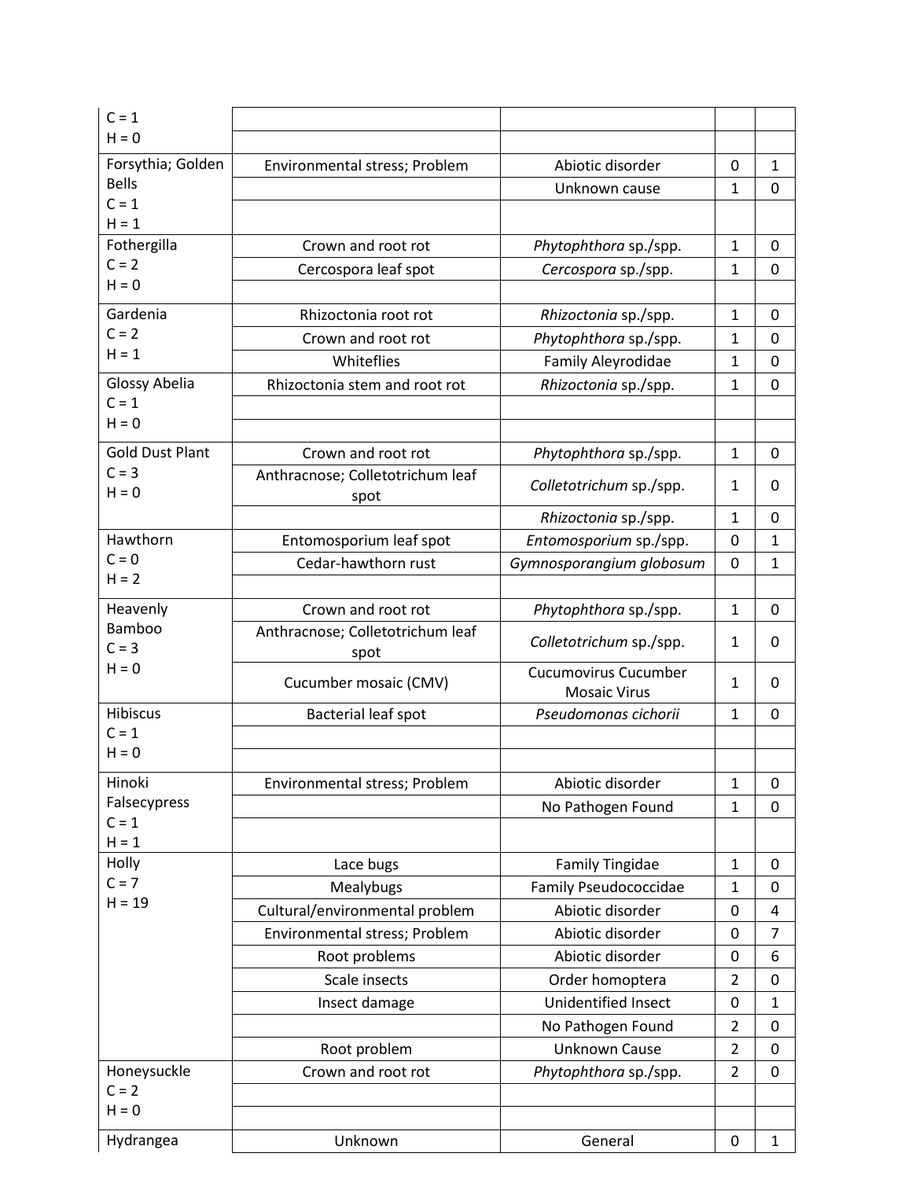| | | | | |
|---|---|---|---|---|
| C = 1<br>H = 0 | | | | |
| Forsythia; Golden Bells<br>C = 1<br>H = 1 | Environmental stress; Problem | Abiotic disorder | 0 | 1 |
| | | Unknown cause | 1 | 0 |
| Fothergilla<br>C = 2<br>H = 0 | Crown and root rot | *Phytophthora* sp./spp. | 1 | 0 |
| | Cercospora leaf spot | *Cercospora* sp./spp. | 1 | 0 |
| Gardenia<br>C = 2<br>H = 1 | Rhizoctonia root rot | *Rhizoctonia* sp./spp. | 1 | 0 |
| | Crown and root rot | *Phytophthora* sp./spp. | 1 | 0 |
| | Whiteflies | Family Aleyrodidae | 1 | 0 |
| Glossy Abelia<br>C = 1<br>H = 0 | Rhizoctonia stem and root rot | *Rhizoctonia* sp./spp. | 1 | 0 |
| Gold Dust Plant<br>C = 3<br>H = 0 | Crown and root rot | *Phytophthora* sp./spp. | 1 | 0 |
| | Anthracnose; Colletotrichum leaf spot | *Colletotrichum* sp./spp. | 1 | 0 |
| | | *Rhizoctonia* sp./spp. | 1 | 0 |
| Hawthorn<br>C = 0<br>H = 2 | Entomosporium leaf spot | *Entomosporium* sp./spp. | 0 | 1 |
| | Cedar-hawthorn rust | *Gymnosporangium globosum* | 0 | 1 |
| Heavenly Bamboo<br>C = 3<br>H = 0 | Crown and root rot | *Phytophthora* sp./spp. | 1 | 0 |
| | Anthracnose; Colletotrichum leaf spot | *Colletotrichum* sp./spp. | 1 | 0 |
| | Cucumber mosaic (CMV) | Cucumovirus Cucumber Mosaic Virus | 1 | 0 |
| Hibiscus<br>C = 1<br>H = 0 | Bacterial leaf spot | *Pseudomonas cichorii* | 1 | 0 |
| Hinoki Falsecypress<br>C = 1<br>H = 1 | Environmental stress; Problem | Abiotic disorder | 1 | 0 |
| | | No Pathogen Found | 1 | 0 |
| Holly<br>C = 7<br>H = 19 | Lace bugs | Family Tingidae | 1 | 0 |
| | Mealybugs | Family Pseudococcidae | 1 | 0 |
| | Cultural/environmental problem | Abiotic disorder | 0 | 4 |
| | Environmental stress; Problem | Abiotic disorder | 0 | 7 |
| | Root problems | Abiotic disorder | 0 | 6 |
| | Scale insects | Order homoptera | 2 | 0 |
| | Insect damage | Unidentified Insect | 0 | 1 |
| | | No Pathogen Found | 2 | 0 |
| | Root problem | Unknown Cause | 2 | 0 |
| Honeysuckle<br>C = 2<br>H = 0 | Crown and root rot | *Phytophthora* sp./spp. | 2 | 0 |
| Hydrangea | Unknown | General | 0 | 1 |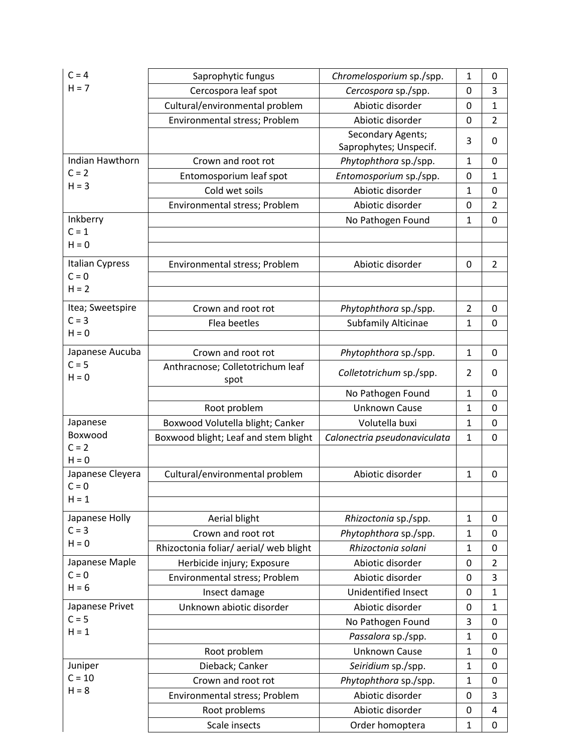| | | | | |
|---|---|---|---|---|
| C = 4<br>H = 7 | Saprophytic fungus | *Chromelosporium* sp./spp. | 1 | 0 |
| | Cercospora leaf spot | *Cercospora* sp./spp. | 0 | 3 |
| | Cultural/environmental problem | Abiotic disorder | 0 | 1 |
| | Environmental stress; Problem | Abiotic disorder | 0 | 2 |
| | | Secondary Agents; Saprophytes; Unspecif. | 3 | 0 |
| Indian Hawthorn<br>C = 2<br>H = 3 | Crown and root rot | *Phytophthora* sp./spp. | 1 | 0 |
| | Entomosporium leaf spot | *Entomosporium* sp./spp. | 0 | 1 |
| | Cold wet soils | Abiotic disorder | 1 | 0 |
| | Environmental stress; Problem | Abiotic disorder | 0 | 2 |
| Inkberry<br>C = 1<br>H = 0 | | No Pathogen Found | 1 | 0 |
| | | | | |
| | | | | |
| Italian Cypress<br>C = 0<br>H = 2 | Environmental stress; Problem | Abiotic disorder | 0 | 2 |
| | | | | |
| | | | | |
| Itea; Sweetspire<br>C = 3<br>H = 0 | Crown and root rot | *Phytophthora* sp./spp. | 2 | 0 |
| | Flea beetles | Subfamily Alticinae | 1 | 0 |
| | | | | |
| Japanese Aucuba<br>C = 5<br>H = 0 | Crown and root rot | *Phytophthora* sp./spp. | 1 | 0 |
| | Anthracnose; Colletotrichum leaf spot | *Colletotrichum* sp./spp. | 2 | 0 |
| | | No Pathogen Found | 1 | 0 |
| | Root problem | Unknown Cause | 1 | 0 |
| Japanese Boxwood<br>C = 2<br>H = 0 | Boxwood Volutella blight; Canker | Volutella buxi | 1 | 0 |
| | Boxwood blight; Leaf and stem blight | *Calonectria pseudonaviculata* | 1 | 0 |
| | | | | |
| Japanese Cleyera<br>C = 0<br>H = 1 | Cultural/environmental problem | Abiotic disorder | 1 | 0 |
| | | | | |
| | | | | |
| Japanese Holly<br>C = 3<br>H = 0 | Aerial blight | *Rhizoctonia* sp./spp. | 1 | 0 |
| | Crown and root rot | *Phytophthora* sp./spp. | 1 | 0 |
| | Rhizoctonia foliar/ aerial/ web blight | *Rhizoctonia solani* | 1 | 0 |
| Japanese Maple<br>C = 0<br>H = 6 | Herbicide injury; Exposure | Abiotic disorder | 0 | 2 |
| | Environmental stress; Problem | Abiotic disorder | 0 | 3 |
| | Insect damage | Unidentified Insect | 0 | 1 |
| Japanese Privet<br>C = 5<br>H = 1 | Unknown abiotic disorder | Abiotic disorder | 0 | 1 |
| | | No Pathogen Found | 3 | 0 |
| | | *Passalora* sp./spp. | 1 | 0 |
| | Root problem | Unknown Cause | 1 | 0 |
| Juniper<br>C = 10<br>H = 8 | Dieback; Canker | *Seiridium* sp./spp. | 1 | 0 |
| | Crown and root rot | *Phytophthora* sp./spp. | 1 | 0 |
| | Environmental stress; Problem | Abiotic disorder | 0 | 3 |
| | Root problems | Abiotic disorder | 0 | 4 |
| | Scale insects | Order homoptera | 1 | 0 |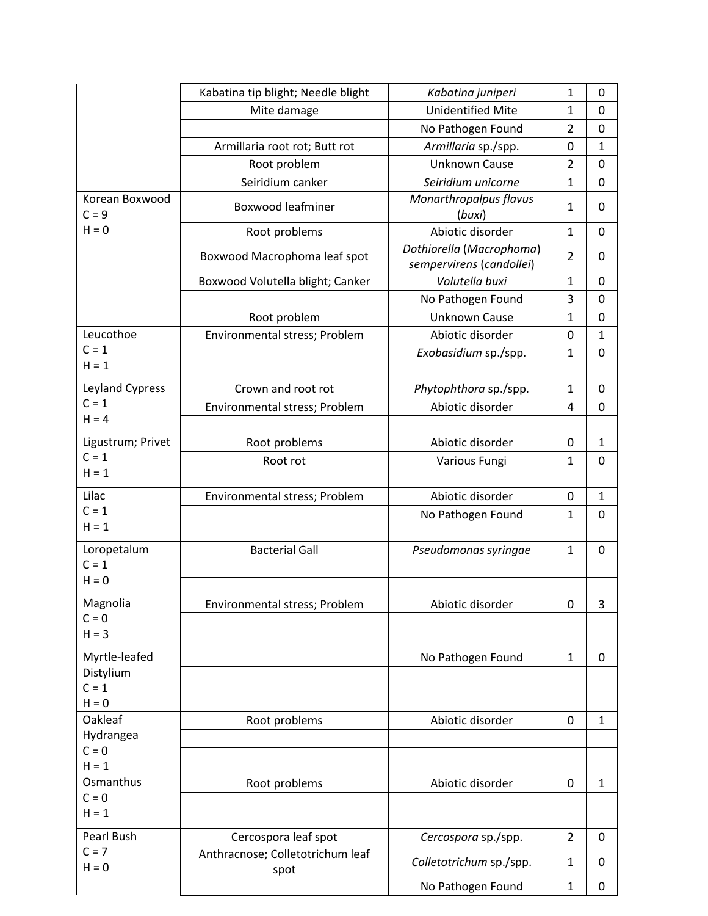| | | | | |
|---|---|---|---|---|
| | Kabatina tip blight; Needle blight | *Kabatina juniperi* | 1 | 0 |
| | Mite damage | Unidentified Mite | 1 | 0 |
| | | No Pathogen Found | 2 | 0 |
| | Armillaria root rot; Butt rot | *Armillaria* sp./spp. | 0 | 1 |
| | Root problem | Unknown Cause | 2 | 0 |
| | Seiridium canker | *Seiridium unicorne* | 1 | 0 |
| Korean Boxwood C = 9 H = 0 | Boxwood leafminer | *Monarthropalpus flavus* (*buxi*) | 1 | 0 |
| | Root problems | Abiotic disorder | 1 | 0 |
| | Boxwood Macrophoma leaf spot | *Dothiorella* (*Macrophoma*) *sempervirens* (*candollei*) | 2 | 0 |
| | Boxwood Volutella blight; Canker | *Volutella buxi* | 1 | 0 |
| | | No Pathogen Found | 3 | 0 |
| | Root problem | Unknown Cause | 1 | 0 |
| Leucothoe C = 1 H = 1 | Environmental stress; Problem | Abiotic disorder | 0 | 1 |
| | | *Exobasidium* sp./spp. | 1 | 0 |
| | | | | |
| Leyland Cypress C = 1 H = 4 | Crown and root rot | *Phytophthora* sp./spp. | 1 | 0 |
| | Environmental stress; Problem | Abiotic disorder | 4 | 0 |
| | | | | |
| Ligustrum; Privet C = 1 H = 1 | Root problems | Abiotic disorder | 0 | 1 |
| | Root rot | Various Fungi | 1 | 0 |
| | | | | |
| Lilac C = 1 H = 1 | Environmental stress; Problem | Abiotic disorder | 0 | 1 |
| | | No Pathogen Found | 1 | 0 |
| | | | | |
| Loropetalum C = 1 H = 0 | Bacterial Gall | *Pseudomonas syringae* | 1 | 0 |
| | | | | |
| | | | | |
| Magnolia C = 0 H = 3 | Environmental stress; Problem | Abiotic disorder | 0 | 3 |
| | | | | |
| | | | | |
| Myrtle-leafed Distylium C = 1 H = 0 | | No Pathogen Found | 1 | 0 |
| | | | | |
| | | | | |
| Oakleaf Hydrangea C = 0 H = 1 | Root problems | Abiotic disorder | 0 | 1 |
| | | | | |
| | | | | |
| Osmanthus C = 0 H = 1 | Root problems | Abiotic disorder | 0 | 1 |
| | | | | |
| | | | | |
| Pearl Bush C = 7 H = 0 | Cercospora leaf spot | *Cercospora* sp./spp. | 2 | 0 |
| | Anthracnose; Colletotrichum leaf spot | *Colletotrichum* sp./spp. | 1 | 0 |
| | | No Pathogen Found | 1 | 0 |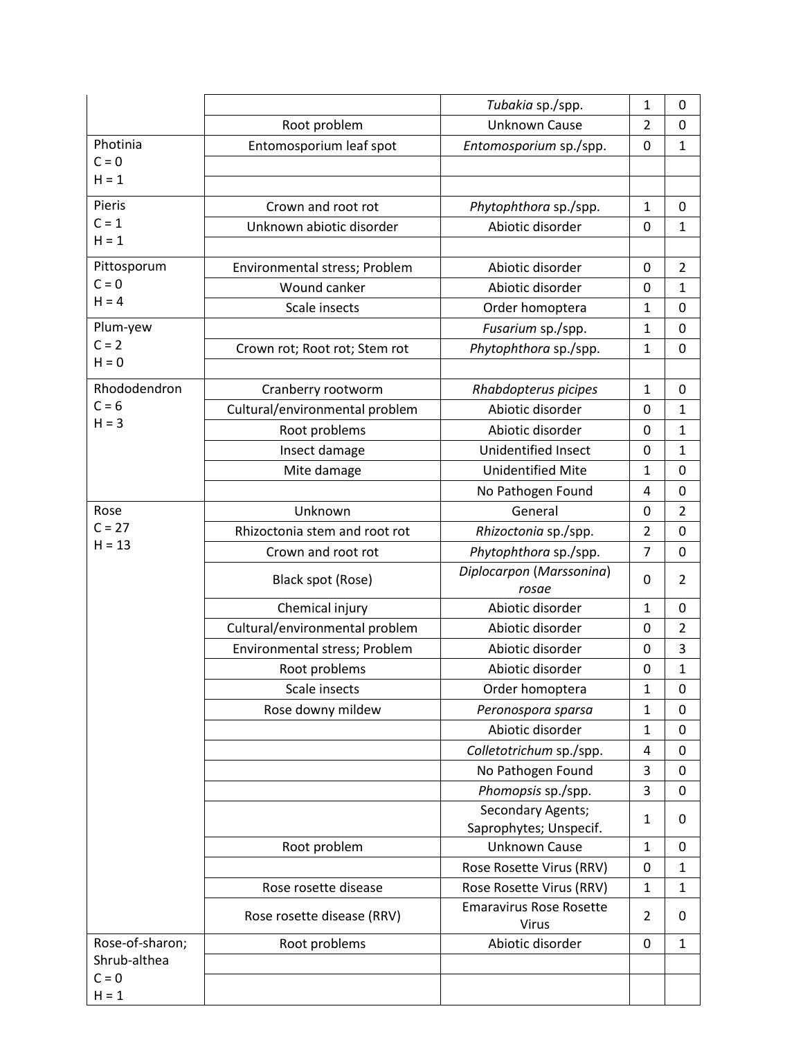| | | | | |
|---|---|---|---|---|
| | | *Tubakia* sp./spp. | 1 | 0 |
| | Root problem | Unknown Cause | 2 | 0 |
| Photinia C = 0 H = 1 | Entomosporium leaf spot | *Entomosporium* sp./spp. | 0 | 1 |
| | | | | |
| | | | | |
| Pieris C = 1 H = 1 | Crown and root rot | *Phytophthora* sp./spp. | 1 | 0 |
| | Unknown abiotic disorder | Abiotic disorder | 0 | 1 |
| | | | | |
| Pittosporum C = 0 H = 4 | Environmental stress; Problem | Abiotic disorder | 0 | 2 |
| | Wound canker | Abiotic disorder | 0 | 1 |
| | Scale insects | Order homoptera | 1 | 0 |
| Plum-yew C = 2 H = 0 | | *Fusarium* sp./spp. | 1 | 0 |
| | Crown rot; Root rot; Stem rot | *Phytophthora* sp./spp. | 1 | 0 |
| | | | | |
| Rhododendron C = 6 H = 3 | Cranberry rootworm | *Rhabdopterus picipes* | 1 | 0 |
| | Cultural/environmental problem | Abiotic disorder | 0 | 1 |
| | Root problems | Abiotic disorder | 0 | 1 |
| | Insect damage | Unidentified Insect | 0 | 1 |
| | Mite damage | Unidentified Mite | 1 | 0 |
| | | No Pathogen Found | 4 | 0 |
| Rose C = 27 H = 13 | Unknown | General | 0 | 2 |
| | Rhizoctonia stem and root rot | *Rhizoctonia* sp./spp. | 2 | 0 |
| | Crown and root rot | *Phytophthora* sp./spp. | 7 | 0 |
| | Black spot (Rose) | *Diplocarpon* (*Marssonina*) *rosae* | 0 | 2 |
| | Chemical injury | Abiotic disorder | 1 | 0 |
| | Cultural/environmental problem | Abiotic disorder | 0 | 2 |
| | Environmental stress; Problem | Abiotic disorder | 0 | 3 |
| | Root problems | Abiotic disorder | 0 | 1 |
| | Scale insects | Order homoptera | 1 | 0 |
| | Rose downy mildew | *Peronospora sparsa* | 1 | 0 |
| | | Abiotic disorder | 1 | 0 |
| | | *Colletotrichum* sp./spp. | 4 | 0 |
| | | No Pathogen Found | 3 | 0 |
| | | *Phomopsis* sp./spp. | 3 | 0 |
| | | Secondary Agents; Saprophytes; Unspecif. | 1 | 0 |
| | Root problem | Unknown Cause | 1 | 0 |
| | | Rose Rosette Virus (RRV) | 0 | 1 |
| | Rose rosette disease | Rose Rosette Virus (RRV) | 1 | 1 |
| | Rose rosette disease (RRV) | Emaravirus Rose Rosette Virus | 2 | 0 |
| Rose-of-sharon; Shrub-althea C = 0 H = 1 | Root problems | Abiotic disorder | 0 | 1 |
| | | | | |
| | | | | |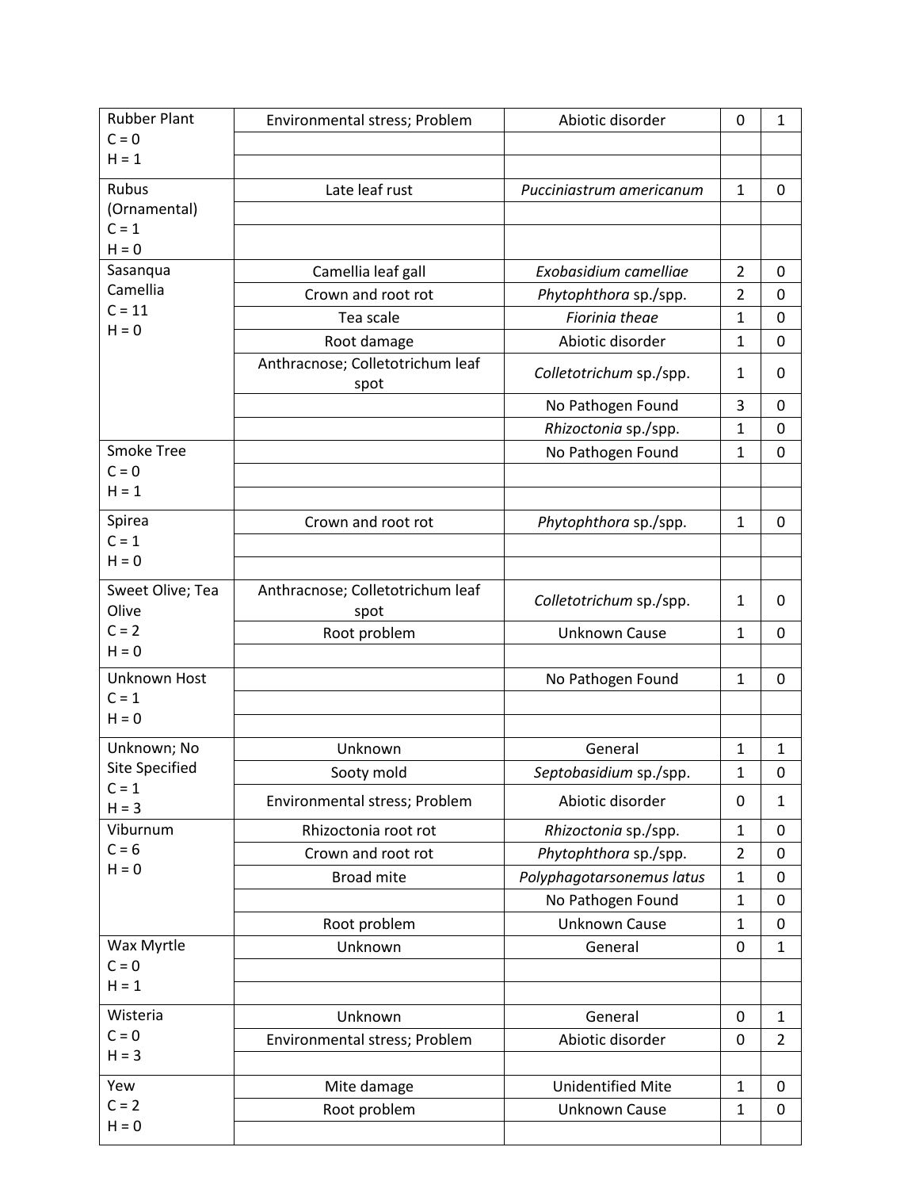| | | | | |
|---|---|---|---|---|
| Rubber Plant<br>C = 0<br>H = 1 | Environmental stress; Problem | Abiotic disorder | 0 | 1 |
| | | | | |
| | | | | |
| Rubus (Ornamental)<br>C = 1<br>H = 0 | Late leaf rust | *Pucciniastrum americanum* | 1 | 0 |
| | | | | |
| | | | | |
| Sasanqua Camellia<br>C = 11<br>H = 0 | Camellia leaf gall | *Exobasidium camelliae* | 2 | 0 |
| | Crown and root rot | *Phytophthora* sp./spp. | 2 | 0 |
| | Tea scale | *Fiorinia theae* | 1 | 0 |
| | Root damage | Abiotic disorder | 1 | 0 |
| | Anthracnose; Colletotrichum leaf spot | *Colletotrichum* sp./spp. | 1 | 0 |
| | | No Pathogen Found | 3 | 0 |
| | | *Rhizoctonia* sp./spp. | 1 | 0 |
| Smoke Tree<br>C = 0<br>H = 1 | | No Pathogen Found | 1 | 0 |
| | | | | |
| | | | | |
| Spirea<br>C = 1<br>H = 0 | Crown and root rot | *Phytophthora* sp./spp. | 1 | 0 |
| | | | | |
| | | | | |
| Sweet Olive; Tea Olive<br>C = 2<br>H = 0 | Anthracnose; Colletotrichum leaf spot | *Colletotrichum* sp./spp. | 1 | 0 |
| | Root problem | Unknown Cause | 1 | 0 |
| | | | | |
| Unknown Host<br>C = 1<br>H = 0 | | No Pathogen Found | 1 | 0 |
| | | | | |
| | | | | |
| Unknown; No Site Specified<br>C = 1<br>H = 3 | Unknown | General | 1 | 1 |
| | Sooty mold | *Septobasidium* sp./spp. | 1 | 0 |
| | Environmental stress; Problem | Abiotic disorder | 0 | 1 |
| Viburnum<br>C = 6<br>H = 0 | Rhizoctonia root rot | *Rhizoctonia* sp./spp. | 1 | 0 |
| | Crown and root rot | *Phytophthora* sp./spp. | 2 | 0 |
| | Broad mite | *Polyphagotarsonemus latus* | 1 | 0 |
| | | No Pathogen Found | 1 | 0 |
| | Root problem | Unknown Cause | 1 | 0 |
| Wax Myrtle<br>C = 0<br>H = 1 | Unknown | General | 0 | 1 |
| | | | | |
| | | | | |
| Wisteria<br>C = 0<br>H = 3 | Unknown | General | 0 | 1 |
| | Environmental stress; Problem | Abiotic disorder | 0 | 2 |
| | | | | |
| Yew<br>C = 2<br>H = 0 | Mite damage | Unidentified Mite | 1 | 0 |
| | Root problem | Unknown Cause | 1 | 0 |
| | | | | |